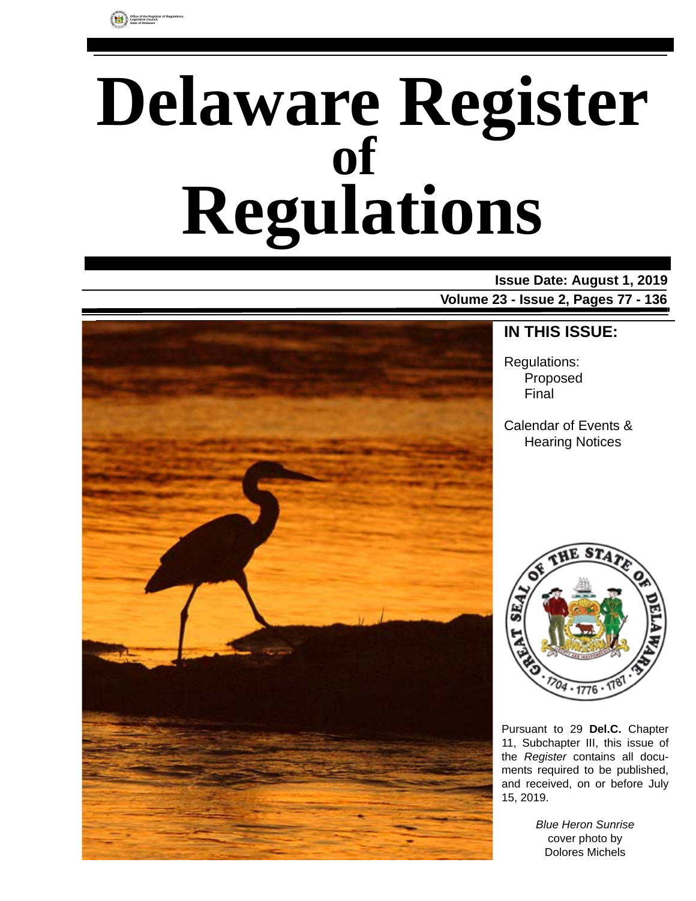Office of the Registrar of Regulations, Legislative Council, State of Delaware

# Delaware Register of Regulations

**Issue Date: August 1, 2019**

**Volume 23 - Issue 2, Pages 77 - 136**

## IN THIS ISSUE:

Regulations:
- Proposed
- Final

Calendar of Events & Hearing Notices

Pursuant to 29 **Del.C.** Chapter 11, Subchapter III, this issue of the *Register* contains all documents required to be published, and received, on or before July 15, 2019.

*Blue Heron Sunrise* cover photo by Dolores Michels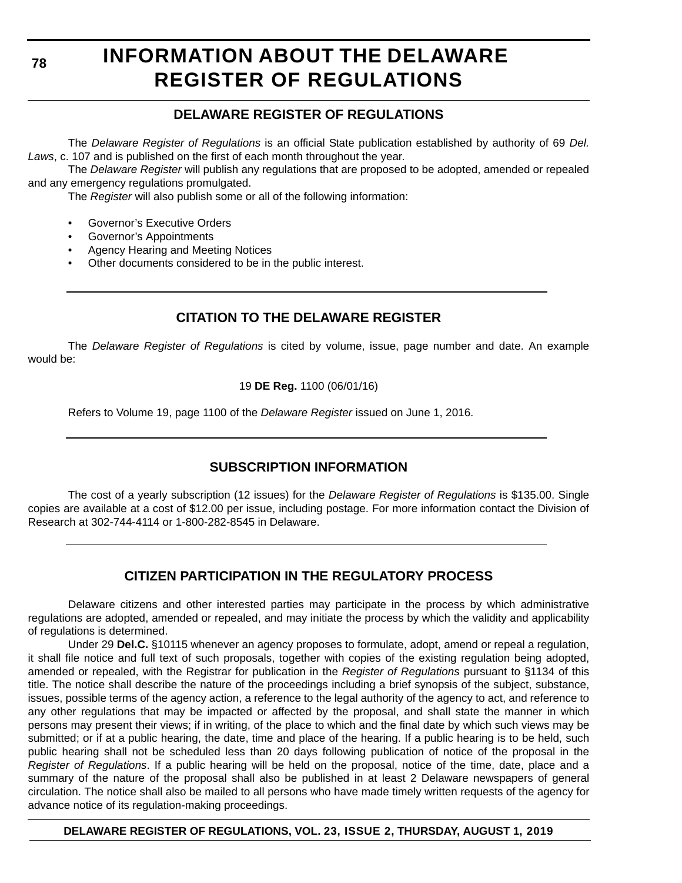# INFORMATION ABOUT THE DELAWARE REGISTER OF REGULATIONS

## DELAWARE REGISTER OF REGULATIONS

The *Delaware Register of Regulations* is an official State publication established by authority of 69 *Del. Laws*, c. 107 and is published on the first of each month throughout the year.

The *Delaware Register* will publish any regulations that are proposed to be adopted, amended or repealed and any emergency regulations promulgated.

The *Register* will also publish some or all of the following information:

- Governor's Executive Orders
- Governor's Appointments
- Agency Hearing and Meeting Notices
- Other documents considered to be in the public interest.

## CITATION TO THE DELAWARE REGISTER

The *Delaware Register of Regulations* is cited by volume, issue, page number and date. An example would be:

19 **DE Reg.** 1100 (06/01/16)

Refers to Volume 19, page 1100 of the *Delaware Register* issued on June 1, 2016.

## SUBSCRIPTION INFORMATION

The cost of a yearly subscription (12 issues) for the *Delaware Register of Regulations* is $135.00. Single copies are available at a cost of $12.00 per issue, including postage. For more information contact the Division of Research at 302-744-4114 or 1-800-282-8545 in Delaware.

## CITIZEN PARTICIPATION IN THE REGULATORY PROCESS

Delaware citizens and other interested parties may participate in the process by which administrative regulations are adopted, amended or repealed, and may initiate the process by which the validity and applicability of regulations is determined.

Under 29 **Del.C.** §10115 whenever an agency proposes to formulate, adopt, amend or repeal a regulation, it shall file notice and full text of such proposals, together with copies of the existing regulation being adopted, amended or repealed, with the Registrar for publication in the *Register of Regulations* pursuant to §1134 of this title. The notice shall describe the nature of the proceedings including a brief synopsis of the subject, substance, issues, possible terms of the agency action, a reference to the legal authority of the agency to act, and reference to any other regulations that may be impacted or affected by the proposal, and shall state the manner in which persons may present their views; if in writing, of the place to which and the final date by which such views may be submitted; or if at a public hearing, the date, time and place of the hearing. If a public hearing is to be held, such public hearing shall not be scheduled less than 20 days following publication of notice of the proposal in the *Register of Regulations*. If a public hearing will be held on the proposal, notice of the time, date, place and a summary of the nature of the proposal shall also be published in at least 2 Delaware newspapers of general circulation. The notice shall also be mailed to all persons who have made timely written requests of the agency for advance notice of its regulation-making proceedings.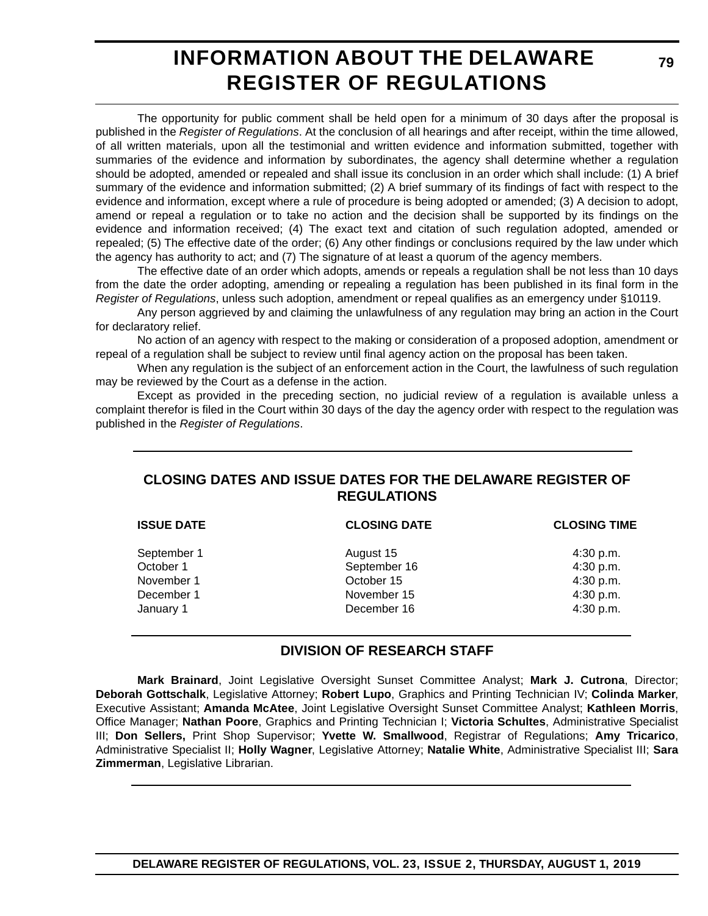# INFORMATION ABOUT THE DELAWARE REGISTER OF REGULATIONS

The opportunity for public comment shall be held open for a minimum of 30 days after the proposal is published in the *Register of Regulations*. At the conclusion of all hearings and after receipt, within the time allowed, of all written materials, upon all the testimonial and written evidence and information submitted, together with summaries of the evidence and information by subordinates, the agency shall determine whether a regulation should be adopted, amended or repealed and shall issue its conclusion in an order which shall include: (1) A brief summary of the evidence and information submitted; (2) A brief summary of its findings of fact with respect to the evidence and information, except where a rule of procedure is being adopted or amended; (3) A decision to adopt, amend or repeal a regulation or to take no action and the decision shall be supported by its findings on the evidence and information received; (4) The exact text and citation of such regulation adopted, amended or repealed; (5) The effective date of the order; (6) Any other findings or conclusions required by the law under which the agency has authority to act; and (7) The signature of at least a quorum of the agency members.

The effective date of an order which adopts, amends or repeals a regulation shall be not less than 10 days from the date the order adopting, amending or repealing a regulation has been published in its final form in the *Register of Regulations*, unless such adoption, amendment or repeal qualifies as an emergency under §10119.

Any person aggrieved by and claiming the unlawfulness of any regulation may bring an action in the Court for declaratory relief.

No action of an agency with respect to the making or consideration of a proposed adoption, amendment or repeal of a regulation shall be subject to review until final agency action on the proposal has been taken.

When any regulation is the subject of an enforcement action in the Court, the lawfulness of such regulation may be reviewed by the Court as a defense in the action.

Except as provided in the preceding section, no judicial review of a regulation is available unless a complaint therefor is filed in the Court within 30 days of the day the agency order with respect to the regulation was published in the *Register of Regulations*.

## CLOSING DATES AND ISSUE DATES FOR THE DELAWARE REGISTER OF REGULATIONS

| ISSUE DATE | CLOSING DATE | CLOSING TIME |
|---|---|---|
| September 1 | August 15 | 4:30 p.m. |
| October 1 | September 16 | 4:30 p.m. |
| November 1 | October 15 | 4:30 p.m. |
| December 1 | November 15 | 4:30 p.m. |
| January 1 | December 16 | 4:30 p.m. |

## DIVISION OF RESEARCH STAFF

**Mark Brainard**, Joint Legislative Oversight Sunset Committee Analyst; **Mark J. Cutrona**, Director; **Deborah Gottschalk**, Legislative Attorney; **Robert Lupo**, Graphics and Printing Technician IV; **Colinda Marker**, Executive Assistant; **Amanda McAtee**, Joint Legislative Oversight Sunset Committee Analyst; **Kathleen Morris**, Office Manager; **Nathan Poore**, Graphics and Printing Technician I; **Victoria Schultes**, Administrative Specialist III; **Don Sellers,** Print Shop Supervisor; **Yvette W. Smallwood**, Registrar of Regulations; **Amy Tricarico**, Administrative Specialist II; **Holly Wagner**, Legislative Attorney; **Natalie White**, Administrative Specialist III; **Sara Zimmerman**, Legislative Librarian.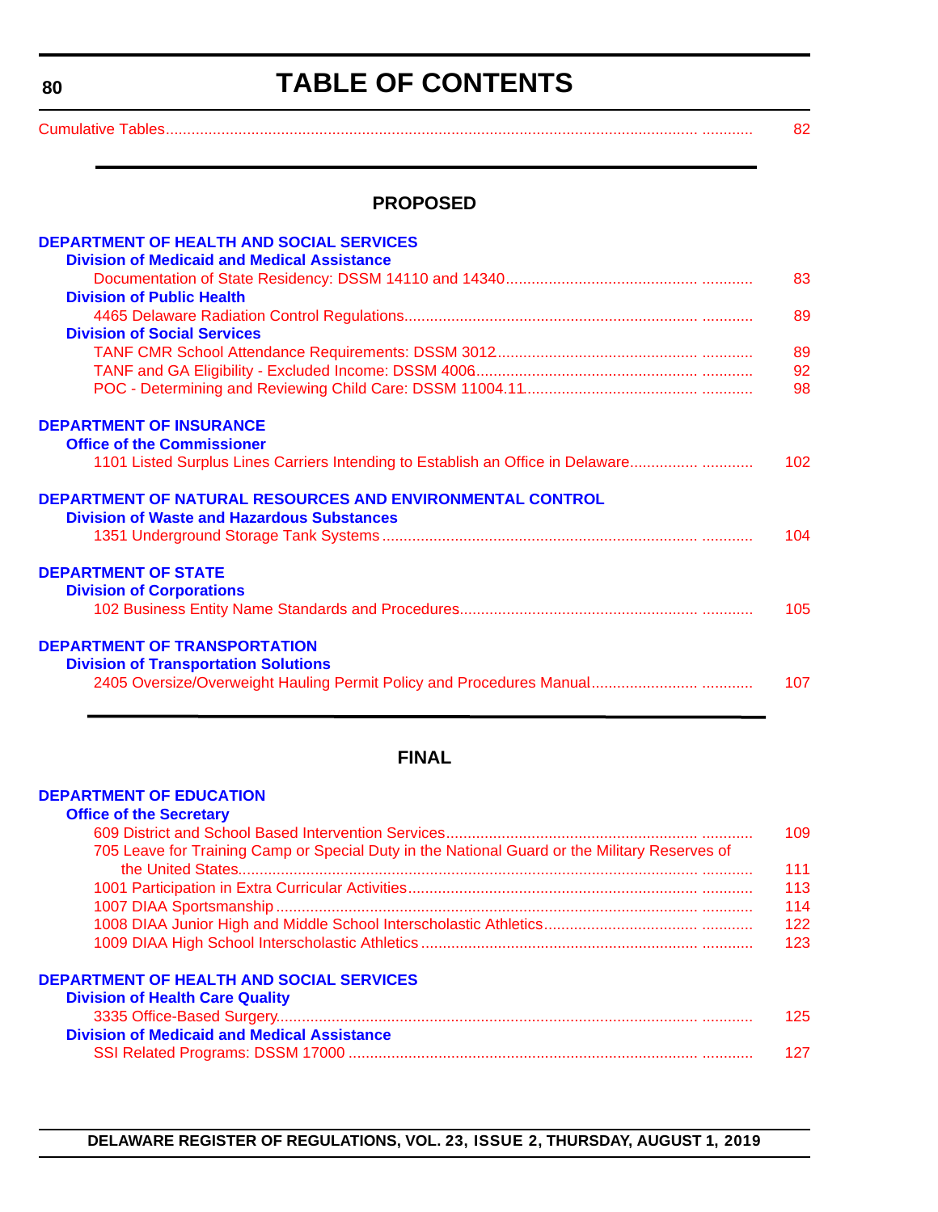# TABLE OF CONTENTS

Cumulative Tables ........................................ 82

## PROPOSED

**DEPARTMENT OF HEALTH AND SOCIAL SERVICES**

**Division of Medicaid and Medical Assistance**

Documentation of State Residency: DSSM 14110 and 14340 ........................................ 83

**Division of Public Health**

4465 Delaware Radiation Control Regulations ........................................ 89

**Division of Social Services**

TANF CMR School Attendance Requirements: DSSM 3012 ........................................ 89

TANF and GA Eligibility - Excluded Income: DSSM 4006 ........................................ 92

POC - Determining and Reviewing Child Care: DSSM 11004.11 ........................................ 98

**DEPARTMENT OF INSURANCE**

**Office of the Commissioner**

1101 Listed Surplus Lines Carriers Intending to Establish an Office in Delaware ........................................ 102

**DEPARTMENT OF NATURAL RESOURCES AND ENVIRONMENTAL CONTROL**

**Division of Waste and Hazardous Substances**

1351 Underground Storage Tank Systems ........................................ 104

**DEPARTMENT OF STATE**

**Division of Corporations**

102 Business Entity Name Standards and Procedures ........................................ 105

**DEPARTMENT OF TRANSPORTATION**

**Division of Transportation Solutions**

2405 Oversize/Overweight Hauling Permit Policy and Procedures Manual ........................................ 107

## FINAL

**DEPARTMENT OF EDUCATION**

**Office of the Secretary**

609 District and School Based Intervention Services ........................................ 109

705 Leave for Training Camp or Special Duty in the National Guard or the Military Reserves of the United States ........................................ 111

1001 Participation in Extra Curricular Activities ........................................ 113

1007 DIAA Sportsmanship ........................................ 114

1008 DIAA Junior High and Middle School Interscholastic Athletics ........................................ 122

1009 DIAA High School Interscholastic Athletics ........................................ 123

**DEPARTMENT OF HEALTH AND SOCIAL SERVICES**

**Division of Health Care Quality**

3335 Office-Based Surgery ........................................ 125

**Division of Medicaid and Medical Assistance**

SSI Related Programs: DSSM 17000 ........................................ 127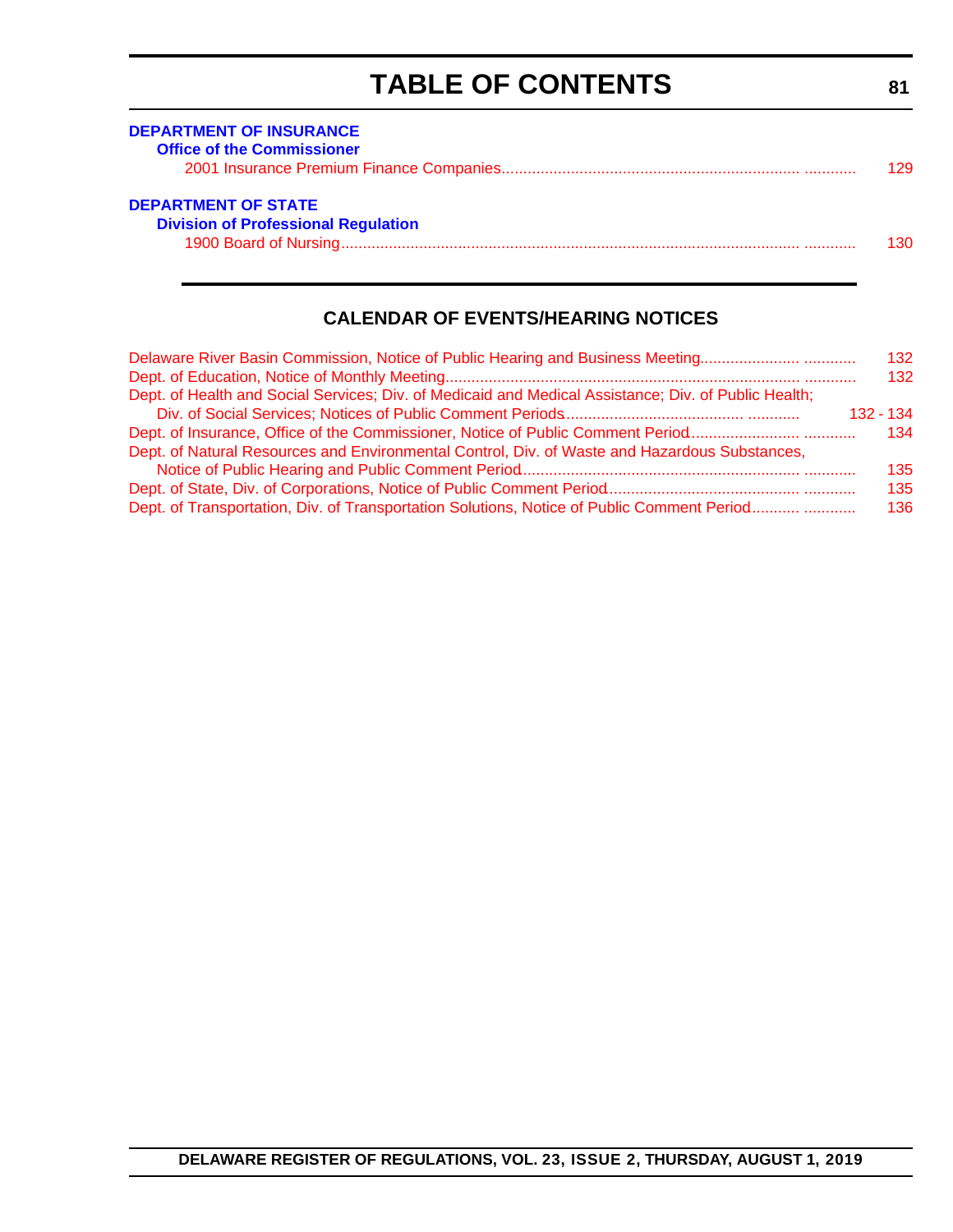# TABLE OF CONTENTS

**DEPARTMENT OF INSURANCE**

**Office of the Commissioner**

2001 Insurance Premium Finance Companies........................................................................ ............ 129

**DEPARTMENT OF STATE**

**Division of Professional Regulation**

1900 Board of Nursing.......................................................................................................... ............ 130

## CALENDAR OF EVENTS/HEARING NOTICES

Delaware River Basin Commission, Notice of Public Hearing and Business Meeting...................... ............ 132

Dept. of Education, Notice of Monthly Meeting................................................................................ ............ 132

Dept. of Health and Social Services; Div. of Medicaid and Medical Assistance; Div. of Public Health; Div. of Social Services; Notices of Public Comment Periods........................................ ............ 132 - 134

Dept. of Insurance, Office of the Commissioner, Notice of Public Comment Period........................ ............ 134

Dept. of Natural Resources and Environmental Control, Div. of Waste and Hazardous Substances, Notice of Public Hearing and Public Comment Period............................................................... ............ 135

Dept. of State, Div. of Corporations, Notice of Public Comment Period........................................... ............ 135

Dept. of Transportation, Div. of Transportation Solutions, Notice of Public Comment Period........... ............ 136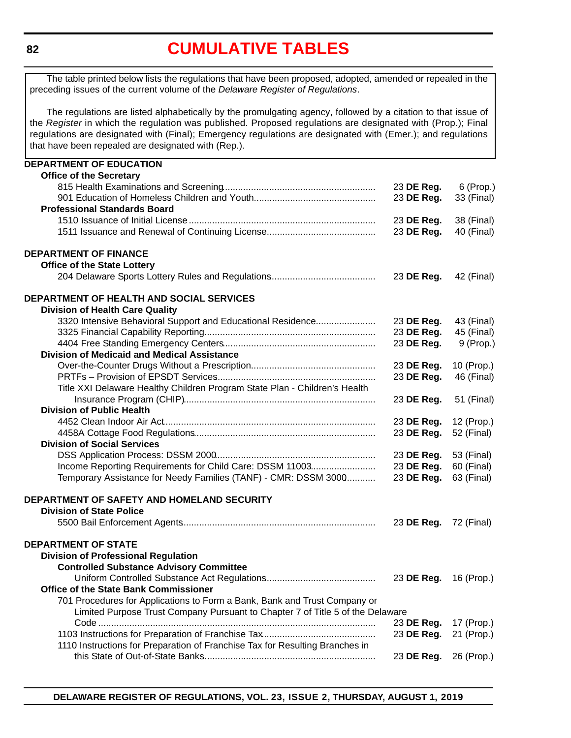# CUMULATIVE TABLES

The table printed below lists the regulations that have been proposed, adopted, amended or repealed in the preceding issues of the current volume of the *Delaware Register of Regulations*.

The regulations are listed alphabetically by the promulgating agency, followed by a citation to that issue of the *Register* in which the regulation was published. Proposed regulations are designated with (Prop.); Final regulations are designated with (Final); Emergency regulations are designated with (Emer.); and regulations that have been repealed are designated with (Rep.).

**DEPARTMENT OF EDUCATION**

**Office of the Secretary**

| | | |
|---|---|---|
| 815 Health Examinations and Screening | 23 **DE Reg.** | 6 (Prop.) |
| 901 Education of Homeless Children and Youth | 23 **DE Reg.** | 33 (Final) |

**Professional Standards Board**

| | | |
|---|---|---|
| 1510 Issuance of Initial License | 23 **DE Reg.** | 38 (Final) |
| 1511 Issuance and Renewal of Continuing License | 23 **DE Reg.** | 40 (Final) |

**DEPARTMENT OF FINANCE**

**Office of the State Lottery**

| | | |
|---|---|---|
| 204 Delaware Sports Lottery Rules and Regulations | 23 **DE Reg.** | 42 (Final) |

**DEPARTMENT OF HEALTH AND SOCIAL SERVICES**

**Division of Health Care Quality**

| | | |
|---|---|---|
| 3320 Intensive Behavioral Support and Educational Residence | 23 **DE Reg.** | 43 (Final) |
| 3325 Financial Capability Reporting | 23 **DE Reg.** | 45 (Final) |
| 4404 Free Standing Emergency Centers | 23 **DE Reg.** | 9 (Prop.) |

**Division of Medicaid and Medical Assistance**

| | | |
|---|---|---|
| Over-the-Counter Drugs Without a Prescription | 23 **DE Reg.** | 10 (Prop.) |
| PRTFs – Provision of EPSDT Services | 23 **DE Reg.** | 46 (Final) |
| Title XXI Delaware Healthy Children Program State Plan - Children's Health Insurance Program (CHIP) | 23 **DE Reg.** | 51 (Final) |

**Division of Public Health**

| | | |
|---|---|---|
| 4452 Clean Indoor Air Act | 23 **DE Reg.** | 12 (Prop.) |
| 4458A Cottage Food Regulations | 23 **DE Reg.** | 52 (Final) |

**Division of Social Services**

| | | |
|---|---|---|
| DSS Application Process: DSSM 2000 | 23 **DE Reg.** | 53 (Final) |
| Income Reporting Requirements for Child Care: DSSM 11003 | 23 **DE Reg.** | 60 (Final) |
| Temporary Assistance for Needy Families (TANF) - CMR: DSSM 3000 | 23 **DE Reg.** | 63 (Final) |

**DEPARTMENT OF SAFETY AND HOMELAND SECURITY**

**Division of State Police**

| | | |
|---|---|---|
| 5500 Bail Enforcement Agents | 23 **DE Reg.** | 72 (Final) |

**DEPARTMENT OF STATE**

**Division of Professional Regulation**

**Controlled Substance Advisory Committee**

| | | |
|---|---|---|
| Uniform Controlled Substance Act Regulations | 23 **DE Reg.** | 16 (Prop.) |

**Office of the State Bank Commissioner**

| | | |
|---|---|---|
| 701 Procedures for Applications to Form a Bank, Bank and Trust Company or Limited Purpose Trust Company Pursuant to Chapter 7 of Title 5 of the Delaware Code | 23 **DE Reg.** | 17 (Prop.) |
| 1103 Instructions for Preparation of Franchise Tax | 23 **DE Reg.** | 21 (Prop.) |
| 1110 Instructions for Preparation of Franchise Tax for Resulting Branches in this State of Out-of-State Banks | 23 **DE Reg.** | 26 (Prop.) |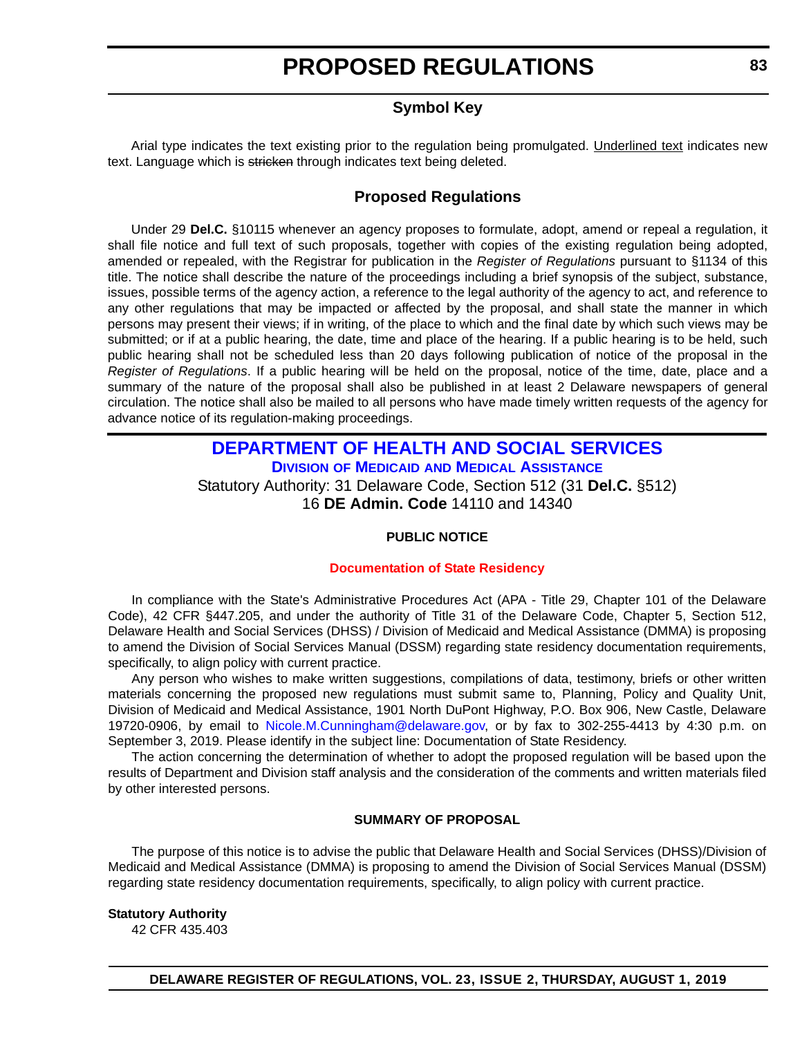# PROPOSED REGULATIONS

## Symbol Key

Arial type indicates the text existing prior to the regulation being promulgated. Underlined text indicates new text. Language which is ~~stricken~~ through indicates text being deleted.

## Proposed Regulations

Under 29 **Del.C.** §10115 whenever an agency proposes to formulate, adopt, amend or repeal a regulation, it shall file notice and full text of such proposals, together with copies of the existing regulation being adopted, amended or repealed, with the Registrar for publication in the *Register of Regulations* pursuant to §1134 of this title. The notice shall describe the nature of the proceedings including a brief synopsis of the subject, substance, issues, possible terms of the agency action, a reference to the legal authority of the agency to act, and reference to any other regulations that may be impacted or affected by the proposal, and shall state the manner in which persons may present their views; if in writing, of the place to which and the final date by which such views may be submitted; or if at a public hearing, the date, time and place of the hearing. If a public hearing is to be held, such public hearing shall not be scheduled less than 20 days following publication of notice of the proposal in the *Register of Regulations*. If a public hearing will be held on the proposal, notice of the time, date, place and a summary of the nature of the proposal shall also be published in at least 2 Delaware newspapers of general circulation. The notice shall also be mailed to all persons who have made timely written requests of the agency for advance notice of its regulation-making proceedings.

## DEPARTMENT OF HEALTH AND SOCIAL SERVICES

### Division of Medicaid and Medical Assistance

Statutory Authority: 31 Delaware Code, Section 512 (31 **Del.C.** §512)
16 **DE Admin. Code** 14110 and 14340

**PUBLIC NOTICE**

**Documentation of State Residency**

In compliance with the State's Administrative Procedures Act (APA - Title 29, Chapter 101 of the Delaware Code), 42 CFR §447.205, and under the authority of Title 31 of the Delaware Code, Chapter 5, Section 512, Delaware Health and Social Services (DHSS) / Division of Medicaid and Medical Assistance (DMMA) is proposing to amend the Division of Social Services Manual (DSSM) regarding state residency documentation requirements, specifically, to align policy with current practice.

Any person who wishes to make written suggestions, compilations of data, testimony, briefs or other written materials concerning the proposed new regulations must submit same to, Planning, Policy and Quality Unit, Division of Medicaid and Medical Assistance, 1901 North DuPont Highway, P.O. Box 906, New Castle, Delaware 19720-0906, by email to Nicole.M.Cunningham@delaware.gov, or by fax to 302-255-4413 by 4:30 p.m. on September 3, 2019. Please identify in the subject line: Documentation of State Residency.

The action concerning the determination of whether to adopt the proposed regulation will be based upon the results of Department and Division staff analysis and the consideration of the comments and written materials filed by other interested persons.

**SUMMARY OF PROPOSAL**

The purpose of this notice is to advise the public that Delaware Health and Social Services (DHSS)/Division of Medicaid and Medical Assistance (DMMA) is proposing to amend the Division of Social Services Manual (DSSM) regarding state residency documentation requirements, specifically, to align policy with current practice.

**Statutory Authority**

42 CFR 435.403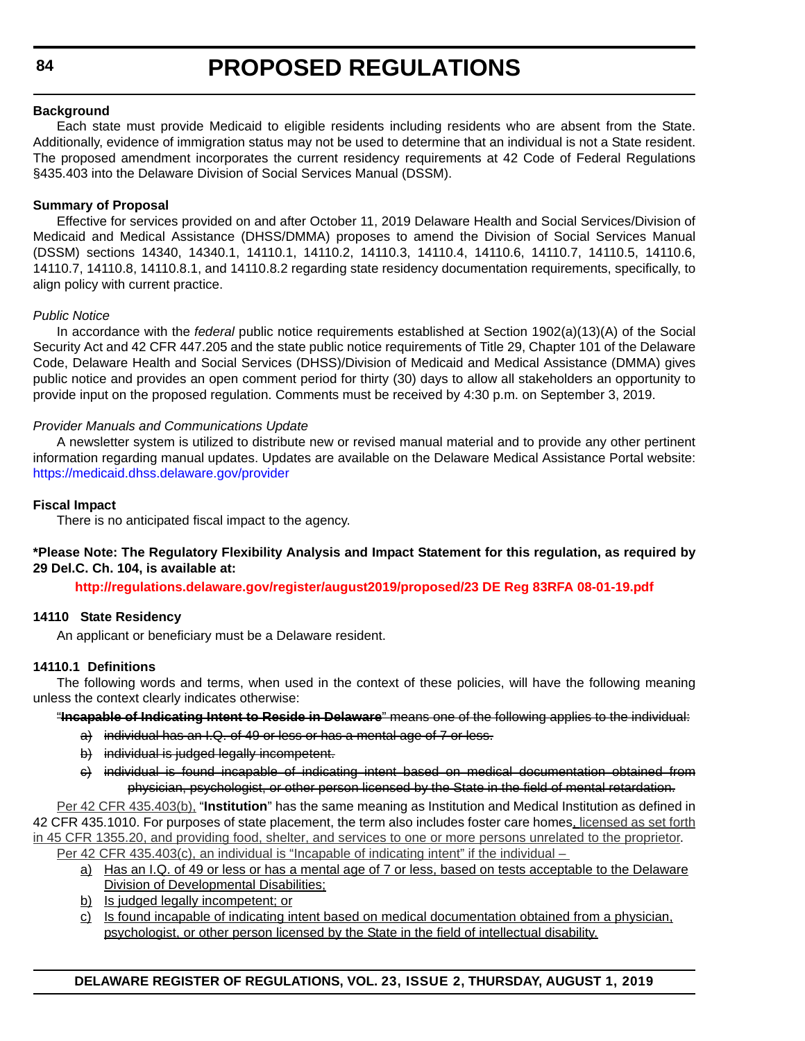**Background**

Each state must provide Medicaid to eligible residents including residents who are absent from the State. Additionally, evidence of immigration status may not be used to determine that an individual is not a State resident. The proposed amendment incorporates the current residency requirements at 42 Code of Federal Regulations §435.403 into the Delaware Division of Social Services Manual (DSSM).

**Summary of Proposal**

Effective for services provided on and after October 11, 2019 Delaware Health and Social Services/Division of Medicaid and Medical Assistance (DHSS/DMMA) proposes to amend the Division of Social Services Manual (DSSM) sections 14340, 14340.1, 14110.1, 14110.2, 14110.3, 14110.4, 14110.6, 14110.7, 14110.5, 14110.6, 14110.7, 14110.8, 14110.8.1, and 14110.8.2 regarding state residency documentation requirements, specifically, to align policy with current practice.

*Public Notice*

In accordance with the *federal* public notice requirements established at Section 1902(a)(13)(A) of the Social Security Act and 42 CFR 447.205 and the state public notice requirements of Title 29, Chapter 101 of the Delaware Code, Delaware Health and Social Services (DHSS)/Division of Medicaid and Medical Assistance (DMMA) gives public notice and provides an open comment period for thirty (30) days to allow all stakeholders an opportunity to provide input on the proposed regulation. Comments must be received by 4:30 p.m. on September 3, 2019.

*Provider Manuals and Communications Update*

A newsletter system is utilized to distribute new or revised manual material and to provide any other pertinent information regarding manual updates. Updates are available on the Delaware Medical Assistance Portal website: https://medicaid.dhss.delaware.gov/provider

**Fiscal Impact**

There is no anticipated fiscal impact to the agency.

**\*Please Note: The Regulatory Flexibility Analysis and Impact Statement for this regulation, as required by 29 Del.C. Ch. 104, is available at:**

**http://regulations.delaware.gov/register/august2019/proposed/23 DE Reg 83RFA 08-01-19.pdf**

**14110 State Residency**

An applicant or beneficiary must be a Delaware resident.

**14110.1 Definitions**

The following words and terms, when used in the context of these policies, will have the following meaning unless the context clearly indicates otherwise:

~~"**Incapable of Indicating Intent to Reside in Delaware**" means one of the following applies to the individual:~~

~~a) individual has an I.Q. of 49 or less or has a mental age of 7 or less.~~

~~b) individual is judged legally incompetent.~~

~~c) individual is found incapable of indicating intent based on medical documentation obtained from physician, psychologist, or other person licensed by the State in the field of mental retardation.~~

<u>Per 42 CFR 435.403(b),</u> "**Institution**" has the same meaning as Institution and Medical Institution as defined in 42 CFR 435.1010. For purposes of state placement, the term also includes foster care homes<u>, licensed as set forth in 45 CFR 1355.20, and providing food, shelter, and services to one or more persons unrelated to the proprietor</u>.

<u>Per 42 CFR 435.403(c), an individual is "Incapable of indicating intent" if the individual –</u>

<u>a) Has an I.Q. of 49 or less or has a mental age of 7 or less, based on tests acceptable to the Delaware Division of Developmental Disabilities;</u>

<u>b) Is judged legally incompetent; or</u>

<u>c) Is found incapable of indicating intent based on medical documentation obtained from a physician, psychologist, or other person licensed by the State in the field of intellectual disability.</u>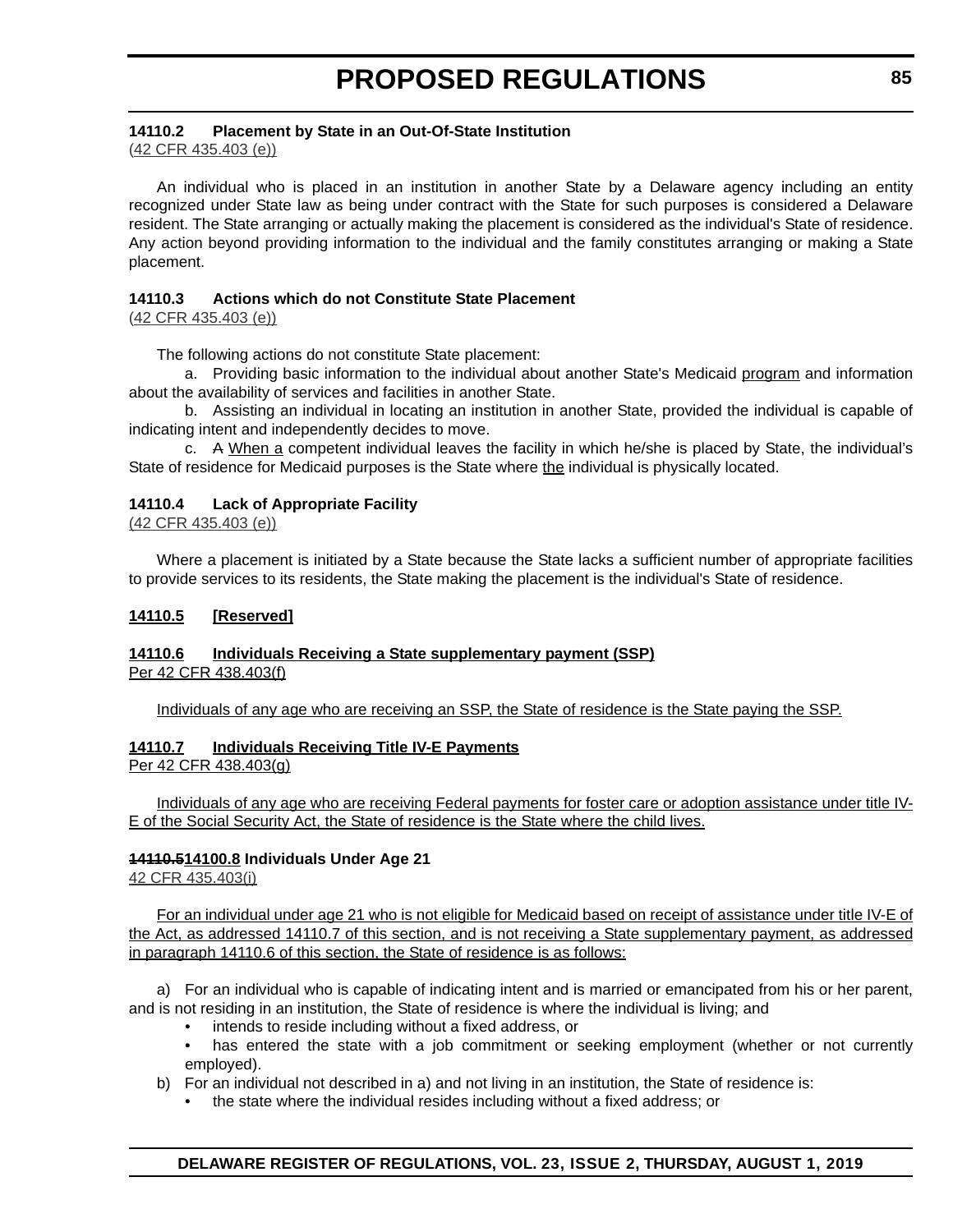**14110.2 Placement by State in an Out-Of-State Institution**
(42 CFR 435.403 (e))

An individual who is placed in an institution in another State by a Delaware agency including an entity recognized under State law as being under contract with the State for such purposes is considered a Delaware resident. The State arranging or actually making the placement is considered as the individual's State of residence. Any action beyond providing information to the individual and the family constitutes arranging or making a State placement.

**14110.3 Actions which do not Constitute State Placement**
(42 CFR 435.403 (e))

The following actions do not constitute State placement:

a. Providing basic information to the individual about another State's Medicaid program and information about the availability of services and facilities in another State.

b. Assisting an individual in locating an institution in another State, provided the individual is capable of indicating intent and independently decides to move.

c. ~~A~~ When a competent individual leaves the facility in which he/she is placed by State, the individual's State of residence for Medicaid purposes is the State where the individual is physically located.

**14110.4 Lack of Appropriate Facility**
(42 CFR 435.403 (e))

Where a placement is initiated by a State because the State lacks a sufficient number of appropriate facilities to provide services to its residents, the State making the placement is the individual's State of residence.

**14110.5 [Reserved]**

**14110.6 Individuals Receiving a State supplementary payment (SSP)**
Per 42 CFR 438.403(f)

Individuals of any age who are receiving an SSP, the State of residence is the State paying the SSP.

**14110.7 Individuals Receiving Title IV-E Payments**
Per 42 CFR 438.403(g)

Individuals of any age who are receiving Federal payments for foster care or adoption assistance under title IV-E of the Social Security Act, the State of residence is the State where the child lives.

**~~14110.5~~14100.8 Individuals Under Age 21**
42 CFR 435.403(i)

For an individual under age 21 who is not eligible for Medicaid based on receipt of assistance under title IV-E of the Act, as addressed 14110.7 of this section, and is not receiving a State supplementary payment, as addressed in paragraph 14110.6 of this section, the State of residence is as follows:

a) For an individual who is capable of indicating intent and is married or emancipated from his or her parent, and is not residing in an institution, the State of residence is where the individual is living; and

- intends to reside including without a fixed address, or
- has entered the state with a job commitment or seeking employment (whether or not currently employed).

b) For an individual not described in a) and not living in an institution, the State of residence is:

- the state where the individual resides including without a fixed address; or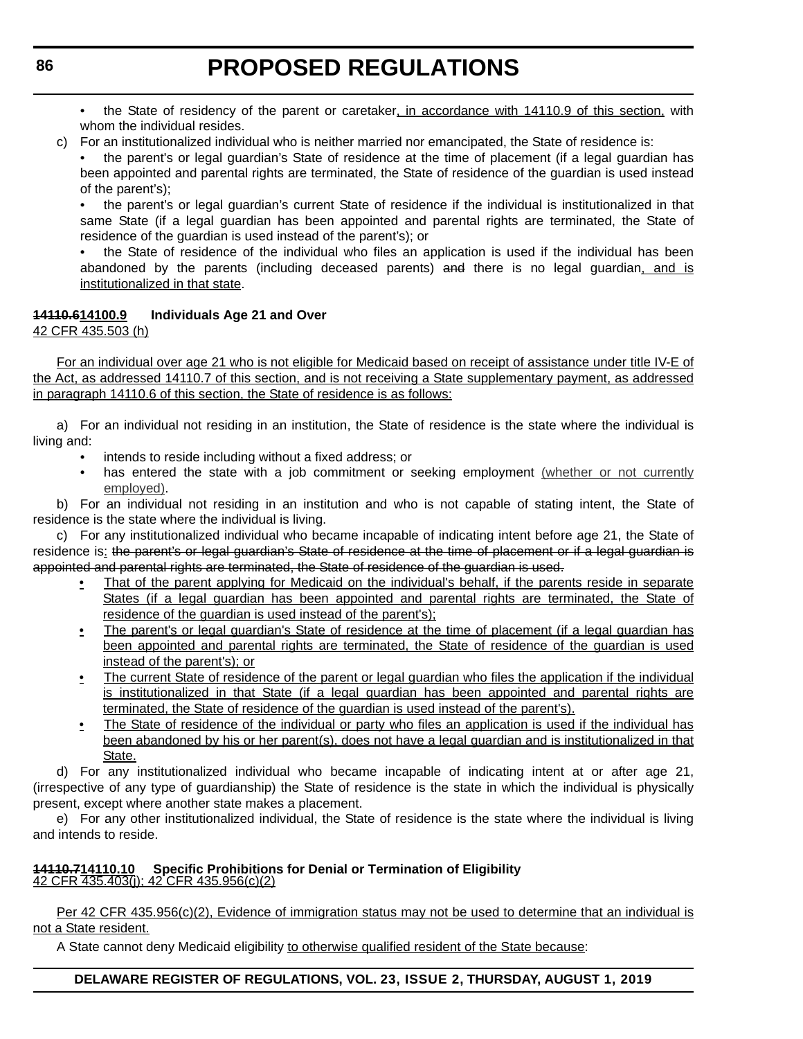- the State of residency of the parent or caretaker, in accordance with 14110.9 of this section, with whom the individual resides.

c) For an institutionalized individual who is neither married nor emancipated, the State of residence is:

- the parent's or legal guardian's State of residence at the time of placement (if a legal guardian has been appointed and parental rights are terminated, the State of residence of the guardian is used instead of the parent's);
- the parent's or legal guardian's current State of residence if the individual is institutionalized in that same State (if a legal guardian has been appointed and parental rights are terminated, the State of residence of the guardian is used instead of the parent's); or
- the State of residence of the individual who files an application is used if the individual has been abandoned by the parents (including deceased parents) ~~and~~ there is no legal guardian, and is institutionalized in that state.

**~~14110.6~~14100.9 Individuals Age 21 and Over**

42 CFR 435.503 (h)

For an individual over age 21 who is not eligible for Medicaid based on receipt of assistance under title IV-E of the Act, as addressed 14110.7 of this section, and is not receiving a State supplementary payment, as addressed in paragraph 14110.6 of this section, the State of residence is as follows:

a) For an individual not residing in an institution, the State of residence is the state where the individual is living and:

- intends to reside including without a fixed address; or
- has entered the state with a job commitment or seeking employment (whether or not currently employed).

b) For an individual not residing in an institution and who is not capable of stating intent, the State of residence is the state where the individual is living.

c) For any institutionalized individual who became incapable of indicating intent before age 21, the State of residence is: ~~the parent's or legal guardian's State of residence at the time of placement or if a legal guardian is appointed and parental rights are terminated, the State of residence of the guardian is used.~~

- That of the parent applying for Medicaid on the individual's behalf, if the parents reside in separate States (if a legal guardian has been appointed and parental rights are terminated, the State of residence of the guardian is used instead of the parent's);
- The parent's or legal guardian's State of residence at the time of placement (if a legal guardian has been appointed and parental rights are terminated, the State of residence of the guardian is used instead of the parent's); or
- The current State of residence of the parent or legal guardian who files the application if the individual is institutionalized in that State (if a legal guardian has been appointed and parental rights are terminated, the State of residence of the guardian is used instead of the parent's).
- The State of residence of the individual or party who files an application is used if the individual has been abandoned by his or her parent(s), does not have a legal guardian and is institutionalized in that State.

d) For any institutionalized individual who became incapable of indicating intent at or after age 21, (irrespective of any type of guardianship) the State of residence is the state in which the individual is physically present, except where another state makes a placement.

e) For any other institutionalized individual, the State of residence is the state where the individual is living and intends to reside.

**~~14110.7~~14110.10 Specific Prohibitions for Denial or Termination of Eligibility**

42 CFR 435.403(j); 42 CFR 435.956(c)(2)

Per 42 CFR 435.956(c)(2), Evidence of immigration status may not be used to determine that an individual is not a State resident.

A State cannot deny Medicaid eligibility to otherwise qualified resident of the State because: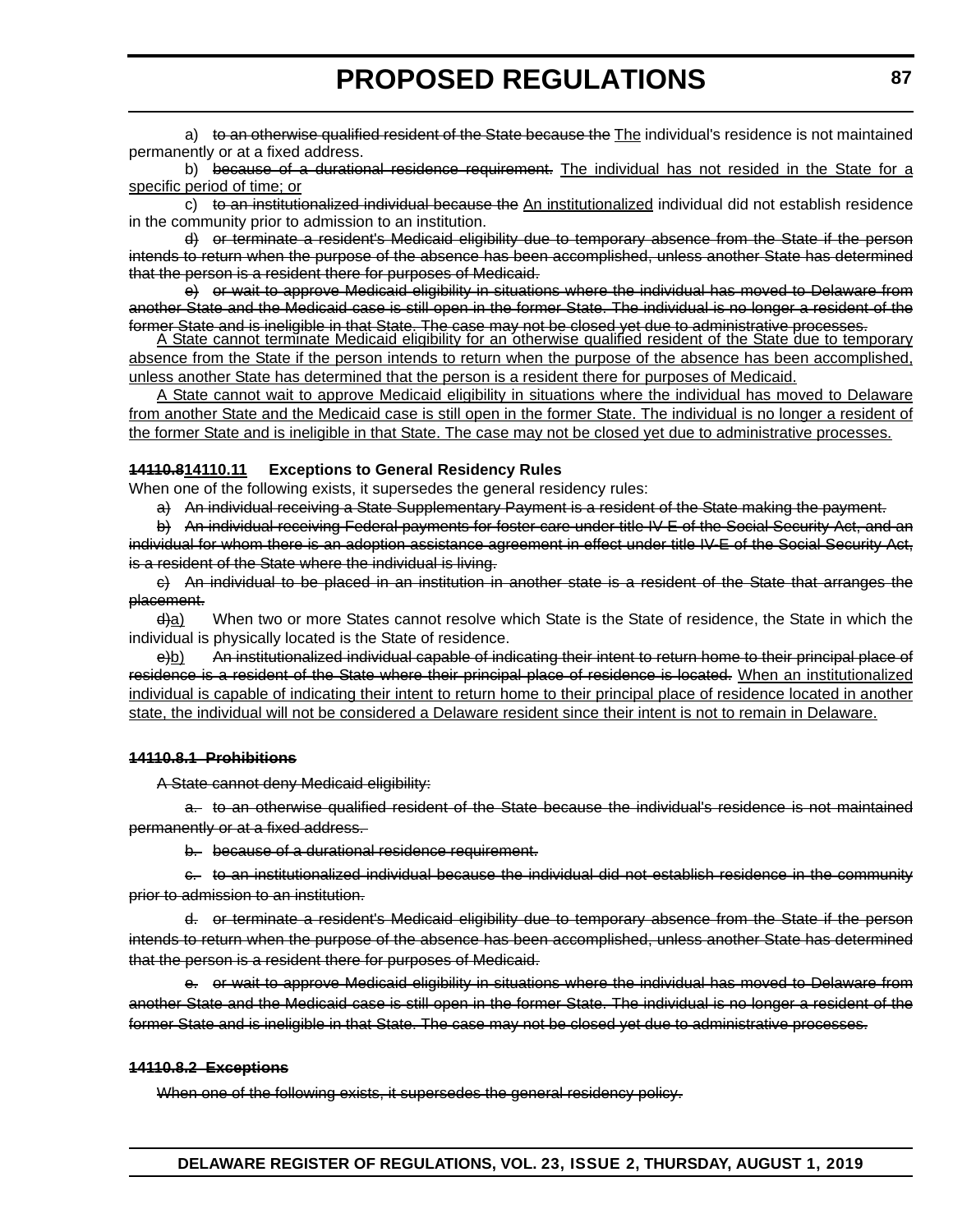a) ~~to an otherwise qualified resident of the State because the~~ The individual's residence is not maintained permanently or at a fixed address.

b) ~~because of a durational residence requirement.~~ The individual has not resided in the State for a specific period of time; or

c) ~~to an institutionalized individual because the~~ An institutionalized individual did not establish residence in the community prior to admission to an institution.

~~d) or terminate a resident's Medicaid eligibility due to temporary absence from the State if the person intends to return when the purpose of the absence has been accomplished, unless another State has determined that the person is a resident there for purposes of Medicaid.~~

~~e) or wait to approve Medicaid eligibility in situations where the individual has moved to Delaware from another State and the Medicaid case is still open in the former State. The individual is no longer a resident of the former State and is ineligible in that State. The case may not be closed yet due to administrative processes.~~

A State cannot terminate Medicaid eligibility for an otherwise qualified resident of the State due to temporary absence from the State if the person intends to return when the purpose of the absence has been accomplished, unless another State has determined that the person is a resident there for purposes of Medicaid.

A State cannot wait to approve Medicaid eligibility in situations where the individual has moved to Delaware from another State and the Medicaid case is still open in the former State. The individual is no longer a resident of the former State and is ineligible in that State. The case may not be closed yet due to administrative processes.

**~~14110.8~~14110.11 Exceptions to General Residency Rules**

When one of the following exists, it supersedes the general residency rules:

~~a) An individual receiving a State Supplementary Payment is a resident of the State making the payment.~~

~~b) An individual receiving Federal payments for foster care under title IV-E of the Social Security Act, and an individual for whom there is an adoption assistance agreement in effect under title IV-E of the Social Security Act, is a resident of the State where the individual is living.~~

~~c) An individual to be placed in an institution in another state is a resident of the State that arranges the placement.~~

~~d)~~a) When two or more States cannot resolve which State is the State of residence, the State in which the individual is physically located is the State of residence.

~~e)~~b) ~~An institutionalized individual capable of indicating their intent to return home to their principal place of residence is a resident of the State where their principal place of residence is located.~~ When an institutionalized individual is capable of indicating their intent to return home to their principal place of residence located in another state, the individual will not be considered a Delaware resident since their intent is not to remain in Delaware.

**~~14110.8.1 Prohibitions~~**

~~A State cannot deny Medicaid eligibility:~~

~~a. to an otherwise qualified resident of the State because the individual's residence is not maintained permanently or at a fixed address.~~

~~b. because of a durational residence requirement.~~

~~c. to an institutionalized individual because the individual did not establish residence in the community prior to admission to an institution.~~

~~d. or terminate a resident's Medicaid eligibility due to temporary absence from the State if the person intends to return when the purpose of the absence has been accomplished, unless another State has determined that the person is a resident there for purposes of Medicaid.~~

~~e. or wait to approve Medicaid eligibility in situations where the individual has moved to Delaware from another State and the Medicaid case is still open in the former State. The individual is no longer a resident of the former State and is ineligible in that State. The case may not be closed yet due to administrative processes.~~

**~~14110.8.2 Exceptions~~**

~~When one of the following exists, it supersedes the general residency policy.~~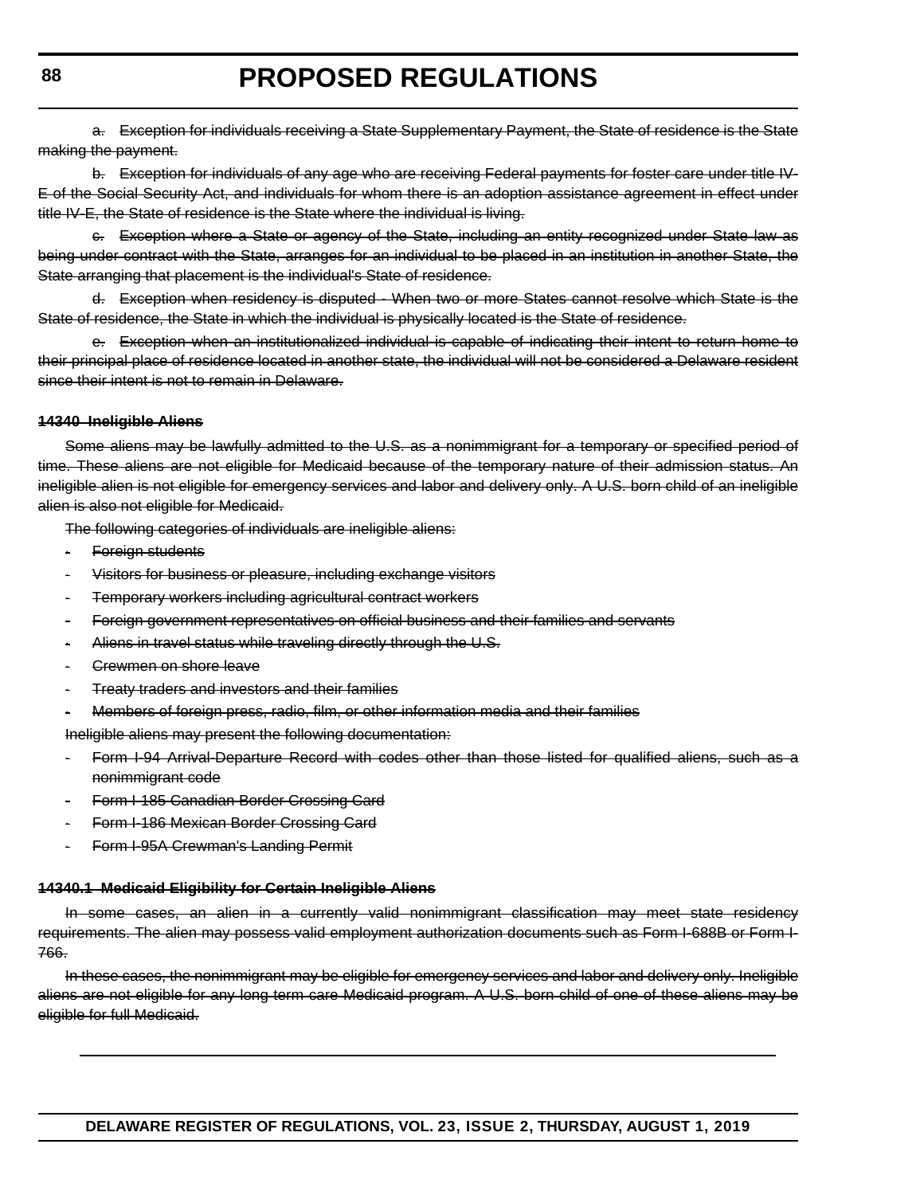~~a. Exception for individuals receiving a State Supplementary Payment, the State of residence is the State making the payment.~~

~~b. Exception for individuals of any age who are receiving Federal payments for foster care under title IV-E of the Social Security Act, and individuals for whom there is an adoption assistance agreement in effect under title IV-E, the State of residence is the State where the individual is living.~~

~~c. Exception where a State or agency of the State, including an entity recognized under State law as being under contract with the State, arranges for an individual to be placed in an institution in another State, the State arranging that placement is the individual's State of residence.~~

~~d. Exception when residency is disputed - When two or more States cannot resolve which State is the State of residence, the State in which the individual is physically located is the State of residence.~~

~~e. Exception when an institutionalized individual is capable of indicating their intent to return home to their principal place of residence located in another state, the individual will not be considered a Delaware resident since their intent is not to remain in Delaware.~~

**~~14340 Ineligible Aliens~~**

~~Some aliens may be lawfully admitted to the U.S. as a nonimmigrant for a temporary or specified period of time. These aliens are not eligible for Medicaid because of the temporary nature of their admission status. An ineligible alien is not eligible for emergency services and labor and delivery only. A U.S. born child of an ineligible alien is also not eligible for Medicaid.~~

~~The following categories of individuals are ineligible aliens:~~

- ~~Foreign students~~
- ~~Visitors for business or pleasure, including exchange visitors~~
- ~~Temporary workers including agricultural contract workers~~
- ~~Foreign government representatives on official business and their families and servants~~
- ~~Aliens in travel status while traveling directly through the U.S.~~
- ~~Crewmen on shore leave~~
- ~~Treaty traders and investors and their families~~
- ~~Members of foreign press, radio, film, or other information media and their families~~

~~Ineligible aliens may present the following documentation:~~

- ~~Form I-94 Arrival-Departure Record with codes other than those listed for qualified aliens, such as a nonimmigrant code~~
- ~~Form I-185 Canadian Border Crossing Card~~
- ~~Form I-186 Mexican Border Crossing Card~~
- ~~Form I-95A Crewman's Landing Permit~~

**~~14340.1 Medicaid Eligibility for Certain Ineligible Aliens~~**

~~In some cases, an alien in a currently valid nonimmigrant classification may meet state residency requirements. The alien may possess valid employment authorization documents such as Form I-688B or Form I-766.~~

~~In these cases, the nonimmigrant may be eligible for emergency services and labor and delivery only. Ineligible aliens are not eligible for any long term care Medicaid program. A U.S. born child of one of these aliens may be eligible for full Medicaid.~~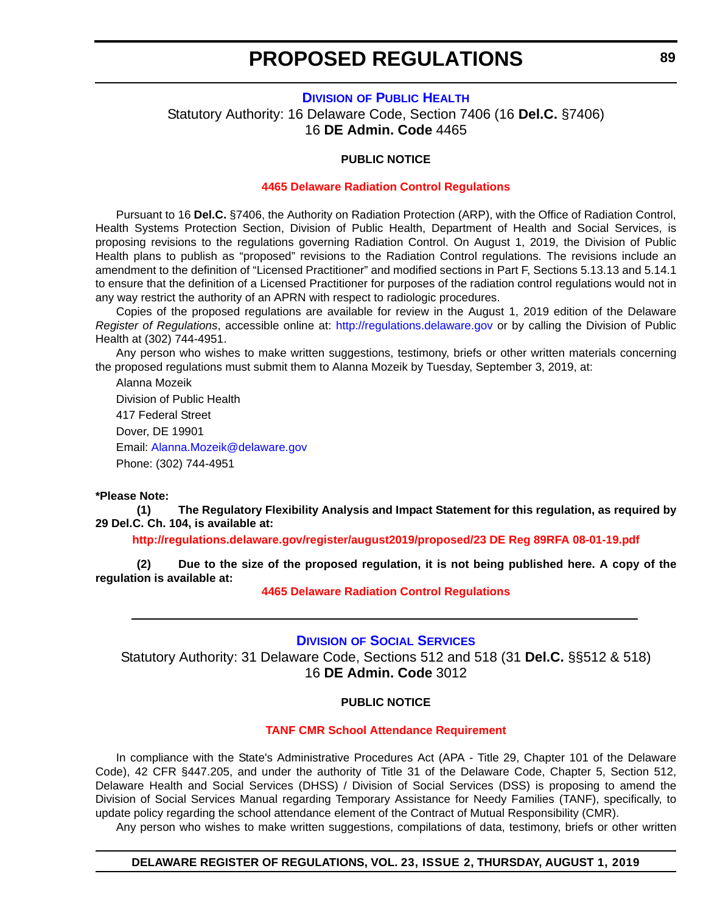## DIVISION OF PUBLIC HEALTH

Statutory Authority: 16 Delaware Code, Section 7406 (16 **Del.C.** §7406)
16 **DE Admin. Code** 4465

**PUBLIC NOTICE**

**4465 Delaware Radiation Control Regulations**

Pursuant to 16 **Del.C.** §7406, the Authority on Radiation Protection (ARP), with the Office of Radiation Control, Health Systems Protection Section, Division of Public Health, Department of Health and Social Services, is proposing revisions to the regulations governing Radiation Control. On August 1, 2019, the Division of Public Health plans to publish as "proposed" revisions to the Radiation Control regulations. The revisions include an amendment to the definition of "Licensed Practitioner" and modified sections in Part F, Sections 5.13.13 and 5.14.1 to ensure that the definition of a Licensed Practitioner for purposes of the radiation control regulations would not in any way restrict the authority of an APRN with respect to radiologic procedures.

Copies of the proposed regulations are available for review in the August 1, 2019 edition of the Delaware *Register of Regulations*, accessible online at: http://regulations.delaware.gov or by calling the Division of Public Health at (302) 744-4951.

Any person who wishes to make written suggestions, testimony, briefs or other written materials concerning the proposed regulations must submit them to Alanna Mozeik by Tuesday, September 3, 2019, at:

Alanna Mozeik
Division of Public Health
417 Federal Street
Dover, DE 19901
Email: Alanna.Mozeik@delaware.gov
Phone: (302) 744-4951

**\*Please Note:**

**(1) The Regulatory Flexibility Analysis and Impact Statement for this regulation, as required by 29 Del.C. Ch. 104, is available at:**

**http://regulations.delaware.gov/register/august2019/proposed/23 DE Reg 89RFA 08-01-19.pdf**

**(2) Due to the size of the proposed regulation, it is not being published here. A copy of the regulation is available at:**

**4465 Delaware Radiation Control Regulations**

---

## DIVISION OF SOCIAL SERVICES

Statutory Authority: 31 Delaware Code, Sections 512 and 518 (31 **Del.C.** §§512 & 518)
16 **DE Admin. Code** 3012

**PUBLIC NOTICE**

**TANF CMR School Attendance Requirement**

In compliance with the State's Administrative Procedures Act (APA - Title 29, Chapter 101 of the Delaware Code), 42 CFR §447.205, and under the authority of Title 31 of the Delaware Code, Chapter 5, Section 512, Delaware Health and Social Services (DHSS) / Division of Social Services (DSS) is proposing to amend the Division of Social Services Manual regarding Temporary Assistance for Needy Families (TANF), specifically, to update policy regarding the school attendance element of the Contract of Mutual Responsibility (CMR).

Any person who wishes to make written suggestions, compilations of data, testimony, briefs or other written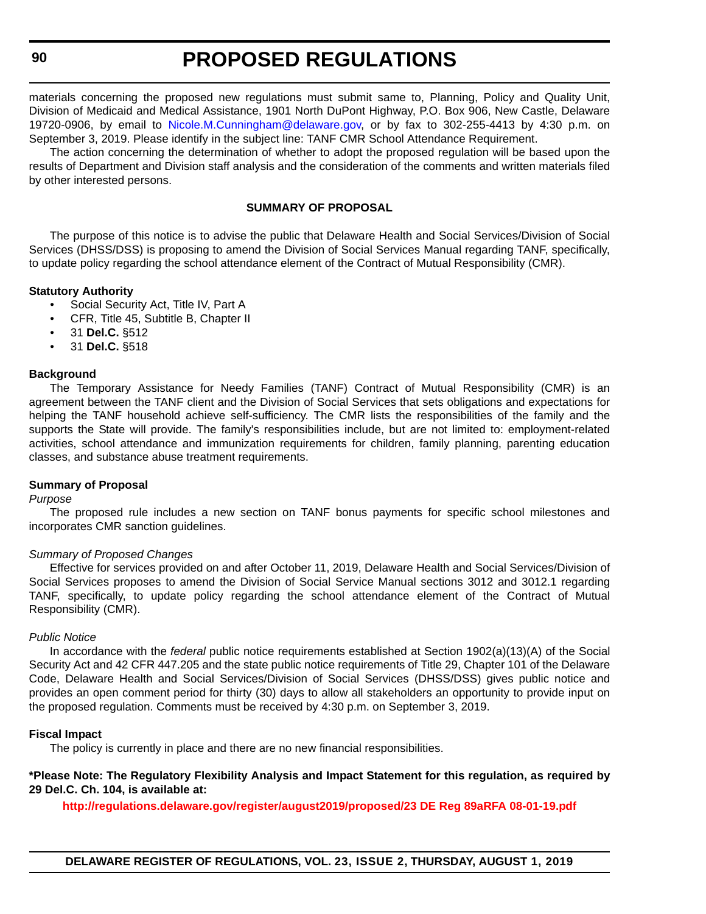materials concerning the proposed new regulations must submit same to, Planning, Policy and Quality Unit, Division of Medicaid and Medical Assistance, 1901 North DuPont Highway, P.O. Box 906, New Castle, Delaware 19720-0906, by email to Nicole.M.Cunningham@delaware.gov, or by fax to 302-255-4413 by 4:30 p.m. on September 3, 2019. Please identify in the subject line: TANF CMR School Attendance Requirement.

The action concerning the determination of whether to adopt the proposed regulation will be based upon the results of Department and Division staff analysis and the consideration of the comments and written materials filed by other interested persons.

**SUMMARY OF PROPOSAL**

The purpose of this notice is to advise the public that Delaware Health and Social Services/Division of Social Services (DHSS/DSS) is proposing to amend the Division of Social Services Manual regarding TANF, specifically, to update policy regarding the school attendance element of the Contract of Mutual Responsibility (CMR).

**Statutory Authority**

- Social Security Act, Title IV, Part A
- CFR, Title 45, Subtitle B, Chapter II
- 31 **Del.C.** §512
- 31 **Del.C.** §518

**Background**

The Temporary Assistance for Needy Families (TANF) Contract of Mutual Responsibility (CMR) is an agreement between the TANF client and the Division of Social Services that sets obligations and expectations for helping the TANF household achieve self-sufficiency. The CMR lists the responsibilities of the family and the supports the State will provide. The family's responsibilities include, but are not limited to: employment-related activities, school attendance and immunization requirements for children, family planning, parenting education classes, and substance abuse treatment requirements.

**Summary of Proposal**

*Purpose*

The proposed rule includes a new section on TANF bonus payments for specific school milestones and incorporates CMR sanction guidelines.

*Summary of Proposed Changes*

Effective for services provided on and after October 11, 2019, Delaware Health and Social Services/Division of Social Services proposes to amend the Division of Social Service Manual sections 3012 and 3012.1 regarding TANF, specifically, to update policy regarding the school attendance element of the Contract of Mutual Responsibility (CMR).

*Public Notice*

In accordance with the *federal* public notice requirements established at Section 1902(a)(13)(A) of the Social Security Act and 42 CFR 447.205 and the state public notice requirements of Title 29, Chapter 101 of the Delaware Code, Delaware Health and Social Services/Division of Social Services (DHSS/DSS) gives public notice and provides an open comment period for thirty (30) days to allow all stakeholders an opportunity to provide input on the proposed regulation. Comments must be received by 4:30 p.m. on September 3, 2019.

**Fiscal Impact**

The policy is currently in place and there are no new financial responsibilities.

**\*Please Note: The Regulatory Flexibility Analysis and Impact Statement for this regulation, as required by 29 Del.C. Ch. 104, is available at:**

**http://regulations.delaware.gov/register/august2019/proposed/23 DE Reg 89aRFA 08-01-19.pdf**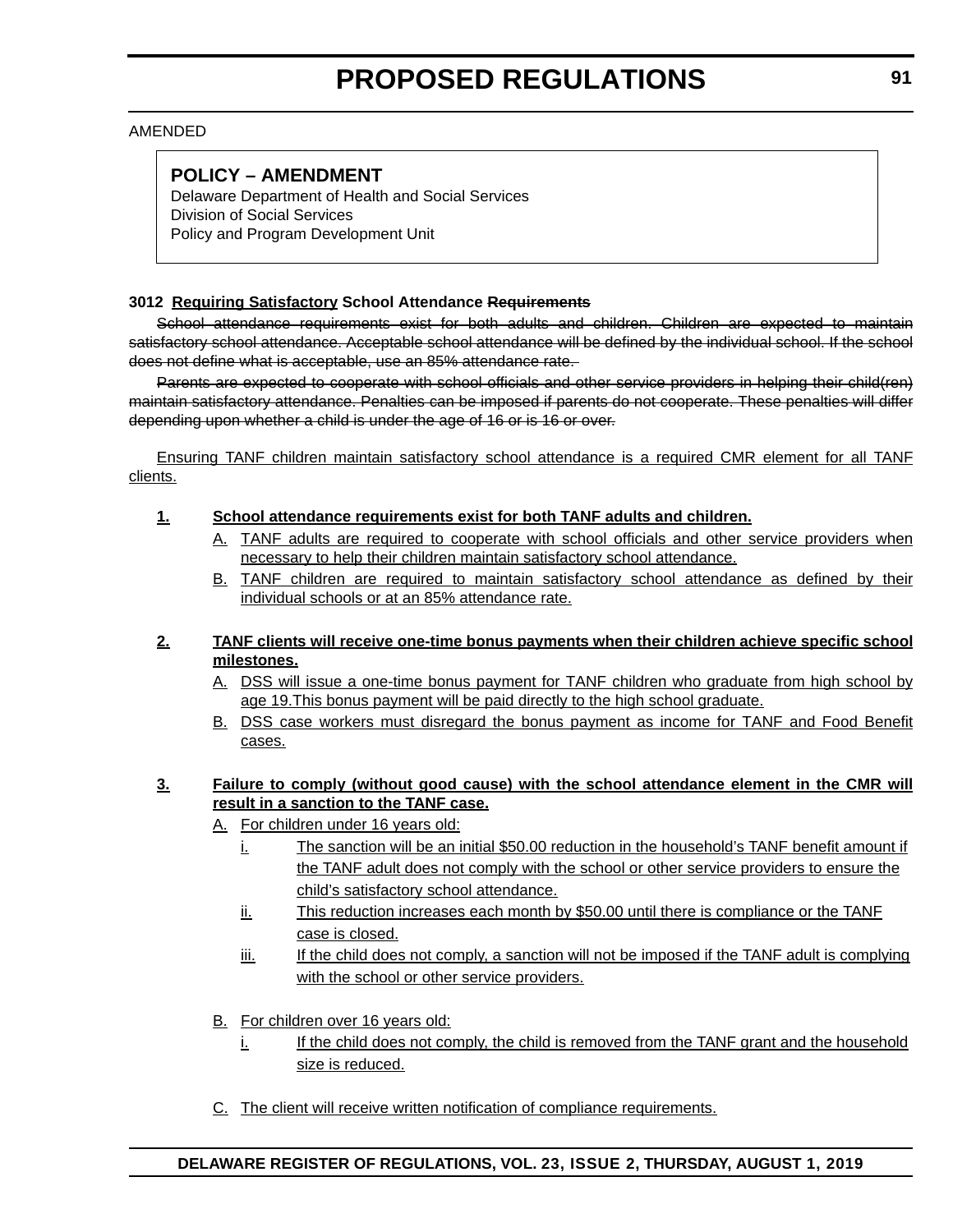AMENDED

**POLICY – AMENDMENT**
Delaware Department of Health and Social Services
Division of Social Services
Policy and Program Development Unit

**3012 Requiring Satisfactory School Attendance ~~Requirements~~**

~~School attendance requirements exist for both adults and children. Children are expected to maintain satisfactory school attendance. Acceptable school attendance will be defined by the individual school. If the school does not define what is acceptable, use an 85% attendance rate.~~

~~Parents are expected to cooperate with school officials and other service providers in helping their child(ren) maintain satisfactory attendance. Penalties can be imposed if parents do not cooperate. These penalties will differ depending upon whether a child is under the age of 16 or is 16 or over.~~

Ensuring TANF children maintain satisfactory school attendance is a required CMR element for all TANF clients.

**1. School attendance requirements exist for both TANF adults and children.**

A. TANF adults are required to cooperate with school officials and other service providers when necessary to help their children maintain satisfactory school attendance.

B. TANF children are required to maintain satisfactory school attendance as defined by their individual schools or at an 85% attendance rate.

**2. TANF clients will receive one-time bonus payments when their children achieve specific school milestones.**

A. DSS will issue a one-time bonus payment for TANF children who graduate from high school by age 19.This bonus payment will be paid directly to the high school graduate.

B. DSS case workers must disregard the bonus payment as income for TANF and Food Benefit cases.

**3. Failure to comply (without good cause) with the school attendance element in the CMR will result in a sanction to the TANF case.**

A. For children under 16 years old:

i. The sanction will be an initial $50.00 reduction in the household's TANF benefit amount if the TANF adult does not comply with the school or other service providers to ensure the child's satisfactory school attendance.

ii. This reduction increases each month by $50.00 until there is compliance or the TANF case is closed.

iii. If the child does not comply, a sanction will not be imposed if the TANF adult is complying with the school or other service providers.

B. For children over 16 years old:

i. If the child does not comply, the child is removed from the TANF grant and the household size is reduced.

C. The client will receive written notification of compliance requirements.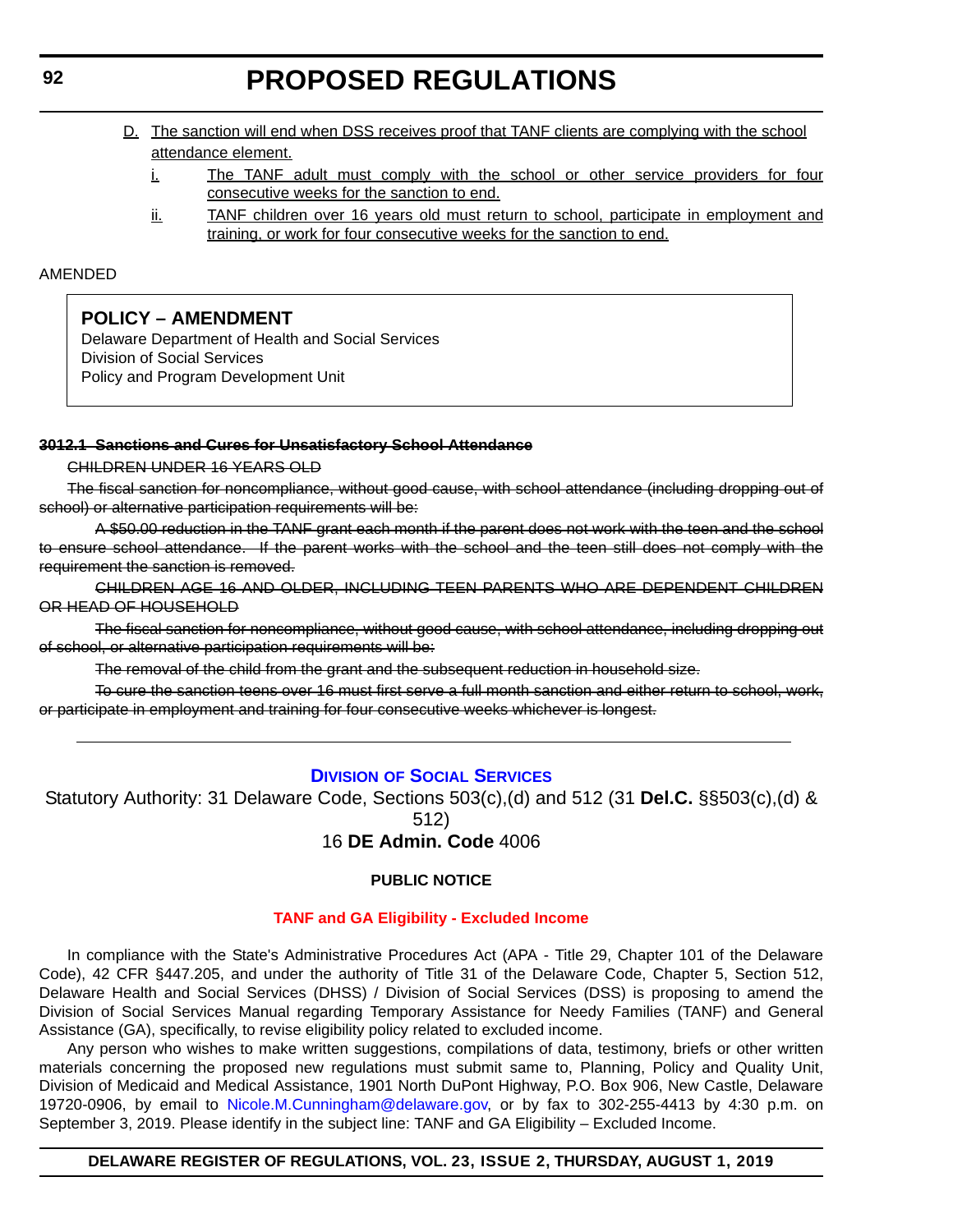D. <u>The sanction will end when DSS receives proof that TANF clients are complying with the school attendance element.</u>

i. <u>The TANF adult must comply with the school or other service providers for four consecutive weeks for the sanction to end.</u>

ii. <u>TANF children over 16 years old must return to school, participate in employment and training, or work for four consecutive weeks for the sanction to end.</u>

AMENDED

**POLICY – AMENDMENT**
Delaware Department of Health and Social Services
Division of Social Services
Policy and Program Development Unit

~~**3012.1 Sanctions and Cures for Unsatisfactory School Attendance**~~

~~CHILDREN UNDER 16 YEARS OLD~~

~~The fiscal sanction for noncompliance, without good cause, with school attendance (including dropping out of school) or alternative participation requirements will be:~~

~~A $50.00 reduction in the TANF grant each month if the parent does not work with the teen and the school to ensure school attendance. If the parent works with the school and the teen still does not comply with the requirement the sanction is removed.~~

~~CHILDREN AGE 16 AND OLDER, INCLUDING TEEN PARENTS WHO ARE DEPENDENT CHILDREN OR HEAD OF HOUSEHOLD~~

~~The fiscal sanction for noncompliance, without good cause, with school attendance, including dropping out of school, or alternative participation requirements will be:~~

~~The removal of the child from the grant and the subsequent reduction in household size.~~

~~To cure the sanction teens over 16 must first serve a full month sanction and either return to school, work, or participate in employment and training for four consecutive weeks whichever is longest.~~

---

## Division of Social Services

Statutory Authority: 31 Delaware Code, Sections 503(c),(d) and 512 (31 **Del.C.** §§503(c),(d) & 512)
16 **DE Admin. Code** 4006

**PUBLIC NOTICE**

**TANF and GA Eligibility - Excluded Income**

In compliance with the State's Administrative Procedures Act (APA - Title 29, Chapter 101 of the Delaware Code), 42 CFR §447.205, and under the authority of Title 31 of the Delaware Code, Chapter 5, Section 512, Delaware Health and Social Services (DHSS) / Division of Social Services (DSS) is proposing to amend the Division of Social Services Manual regarding Temporary Assistance for Needy Families (TANF) and General Assistance (GA), specifically, to revise eligibility policy related to excluded income.

Any person who wishes to make written suggestions, compilations of data, testimony, briefs or other written materials concerning the proposed new regulations must submit same to, Planning, Policy and Quality Unit, Division of Medicaid and Medical Assistance, 1901 North DuPont Highway, P.O. Box 906, New Castle, Delaware 19720-0906, by email to Nicole.M.Cunningham@delaware.gov, or by fax to 302-255-4413 by 4:30 p.m. on September 3, 2019. Please identify in the subject line: TANF and GA Eligibility – Excluded Income.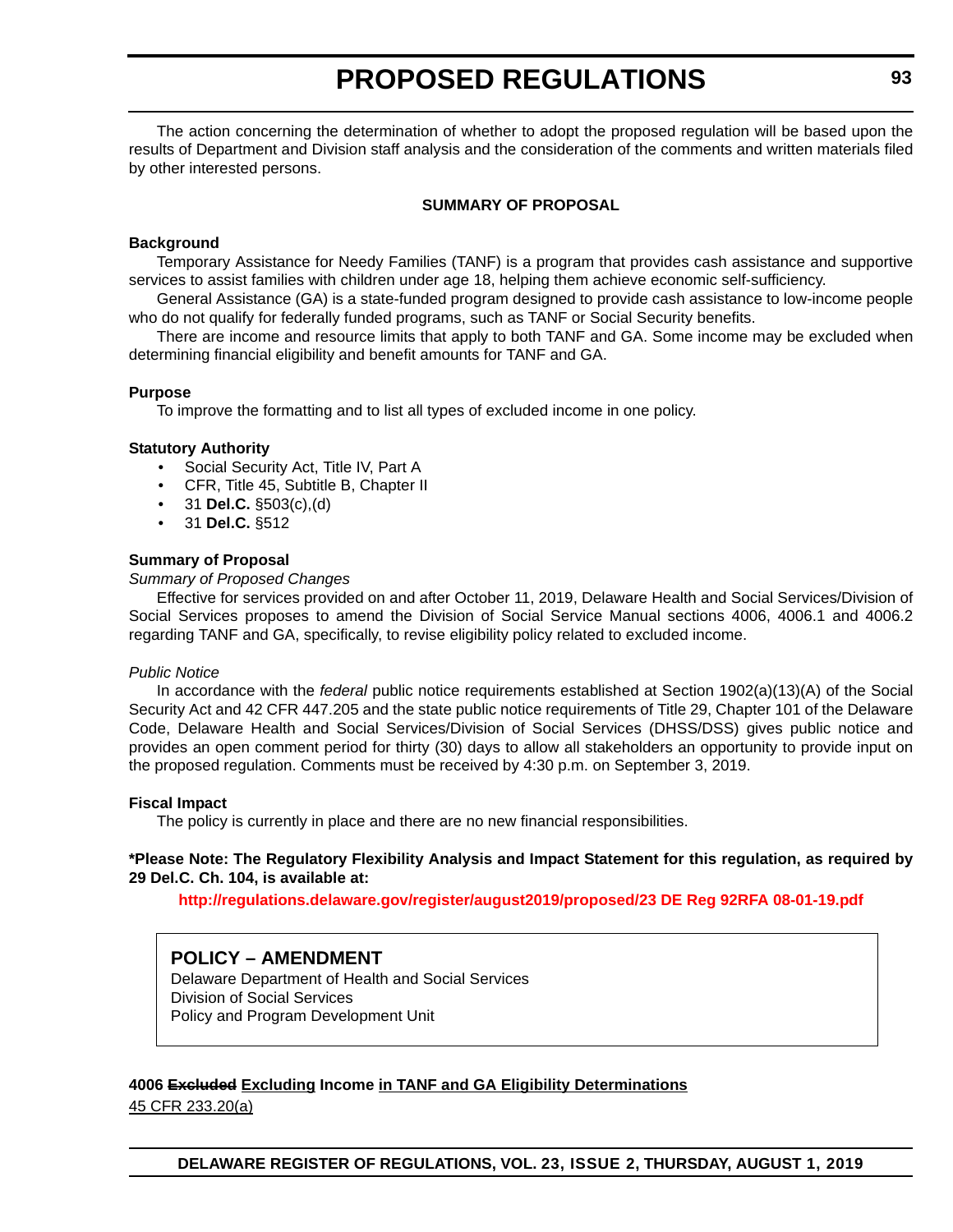The action concerning the determination of whether to adopt the proposed regulation will be based upon the results of Department and Division staff analysis and the consideration of the comments and written materials filed by other interested persons.

**SUMMARY OF PROPOSAL**

**Background**

Temporary Assistance for Needy Families (TANF) is a program that provides cash assistance and supportive services to assist families with children under age 18, helping them achieve economic self-sufficiency.

General Assistance (GA) is a state-funded program designed to provide cash assistance to low-income people who do not qualify for federally funded programs, such as TANF or Social Security benefits.

There are income and resource limits that apply to both TANF and GA. Some income may be excluded when determining financial eligibility and benefit amounts for TANF and GA.

**Purpose**

To improve the formatting and to list all types of excluded income in one policy.

**Statutory Authority**

- Social Security Act, Title IV, Part A
- CFR, Title 45, Subtitle B, Chapter II
- 31 **Del.C.** §503(c),(d)
- 31 **Del.C.** §512

**Summary of Proposal**

*Summary of Proposed Changes*

Effective for services provided on and after October 11, 2019, Delaware Health and Social Services/Division of Social Services proposes to amend the Division of Social Service Manual sections 4006, 4006.1 and 4006.2 regarding TANF and GA, specifically, to revise eligibility policy related to excluded income.

*Public Notice*

In accordance with the *federal* public notice requirements established at Section 1902(a)(13)(A) of the Social Security Act and 42 CFR 447.205 and the state public notice requirements of Title 29, Chapter 101 of the Delaware Code, Delaware Health and Social Services/Division of Social Services (DHSS/DSS) gives public notice and provides an open comment period for thirty (30) days to allow all stakeholders an opportunity to provide input on the proposed regulation. Comments must be received by 4:30 p.m. on September 3, 2019.

**Fiscal Impact**

The policy is currently in place and there are no new financial responsibilities.

**\*Please Note: The Regulatory Flexibility Analysis and Impact Statement for this regulation, as required by 29 Del.C. Ch. 104, is available at:**

**http://regulations.delaware.gov/register/august2019/proposed/23 DE Reg 92RFA 08-01-19.pdf**

**POLICY – AMENDMENT**

Delaware Department of Health and Social Services
Division of Social Services
Policy and Program Development Unit

**4006 ~~Excluded~~ <u>Excluding</u> Income <u>in TANF and GA Eligibility Determinations</u>**

<u>45 CFR 233.20(a)</u>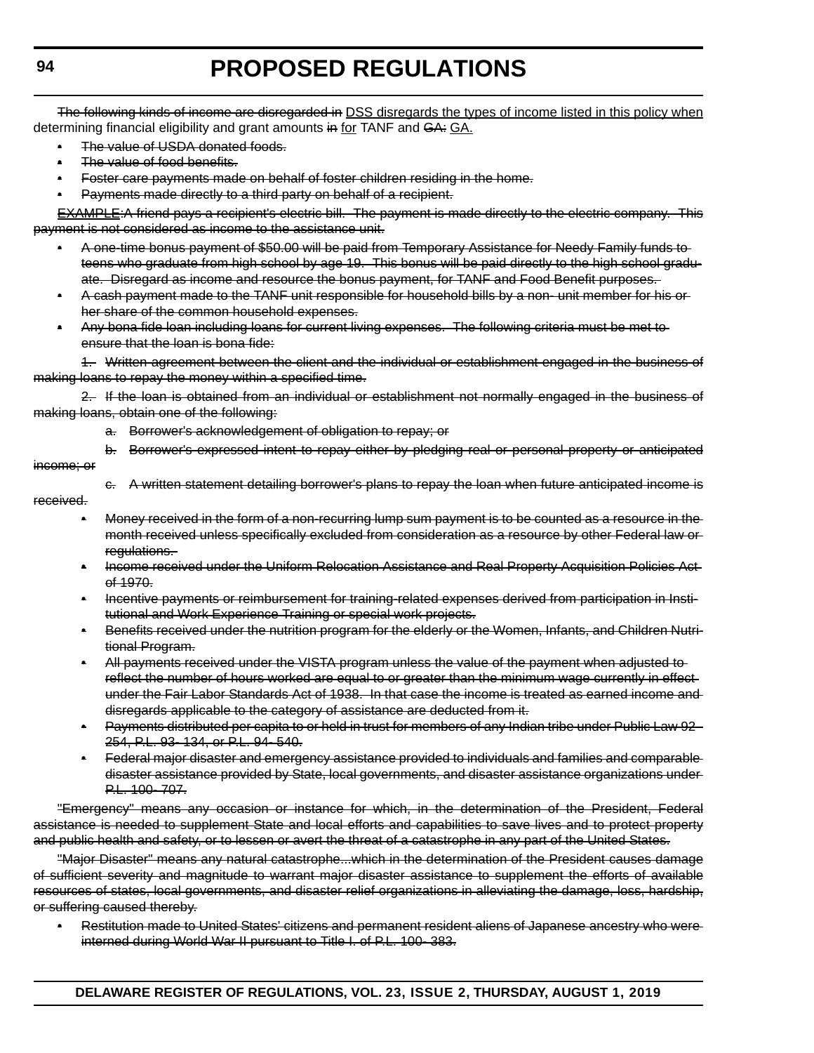~~The following kinds of income are disregarded in~~ <u>DSS disregards the types of income listed in this policy when</u> determining financial eligibility and grant amounts ~~in~~ <u>for</u> TANF and ~~GA:~~ <u>GA.</u>

- ~~The value of USDA donated foods.~~
- ~~The value of food benefits.~~
- ~~Foster care payments made on behalf of foster children residing in the home.~~
- ~~Payments made directly to a third party on behalf of a recipient.~~

~~EXAMPLE:A friend pays a recipient's electric bill. The payment is made directly to the electric company. This payment is not considered as income to the assistance unit.~~

- ~~A one-time bonus payment of $50.00 will be paid from Temporary Assistance for Needy Family funds to teens who graduate from high school by age 19. This bonus will be paid directly to the high school graduate. Disregard as income and resource the bonus payment, for TANF and Food Benefit purposes.~~
- ~~A cash payment made to the TANF unit responsible for household bills by a non- unit member for his or her share of the common household expenses.~~
- ~~Any bona fide loan including loans for current living expenses. The following criteria must be met to ensure that the loan is bona fide:~~

~~1. Written agreement between the client and the individual or establishment engaged in the business of making loans to repay the money within a specified time.~~

~~2. If the loan is obtained from an individual or establishment not normally engaged in the business of making loans, obtain one of the following:~~

~~a. Borrower's acknowledgement of obligation to repay; or~~

~~b. Borrower's expressed intent to repay either by pledging real or personal property or anticipated income; or~~

~~c. A written statement detailing borrower's plans to repay the loan when future anticipated income is received.~~

- ~~Money received in the form of a non-recurring lump sum payment is to be counted as a resource in the month received unless specifically excluded from consideration as a resource by other Federal law or regulations.~~
- ~~Income received under the Uniform Relocation Assistance and Real Property Acquisition Policies Act of 1970.~~
- ~~Incentive payments or reimbursement for training-related expenses derived from participation in Institutional and Work Experience Training or special work projects.~~
- ~~Benefits received under the nutrition program for the elderly or the Women, Infants, and Children Nutritional Program.~~
- ~~All payments received under the VISTA program unless the value of the payment when adjusted to reflect the number of hours worked are equal to or greater than the minimum wage currently in effect under the Fair Labor Standards Act of 1938. In that case the income is treated as earned income and disregards applicable to the category of assistance are deducted from it.~~
- ~~Payments distributed per capita to or held in trust for members of any Indian tribe under Public Law 92-254, P.L. 93- 134, or P.L. 94- 540.~~
- ~~Federal major disaster and emergency assistance provided to individuals and families and comparable disaster assistance provided by State, local governments, and disaster assistance organizations under P.L. 100- 707.~~

~~"Emergency" means any occasion or instance for which, in the determination of the President, Federal assistance is needed to supplement State and local efforts and capabilities to save lives and to protect property and public health and safety, or to lessen or avert the threat of a catastrophe in any part of the United States.~~

~~"Major Disaster" means any natural catastrophe...which in the determination of the President causes damage of sufficient severity and magnitude to warrant major disaster assistance to supplement the efforts of available resources of states, local governments, and disaster relief organizations in alleviating the damage, loss, hardship, or suffering caused thereby.~~

- ~~Restitution made to United States' citizens and permanent resident aliens of Japanese ancestry who were interned during World War II pursuant to Title I. of P.L. 100- 383.~~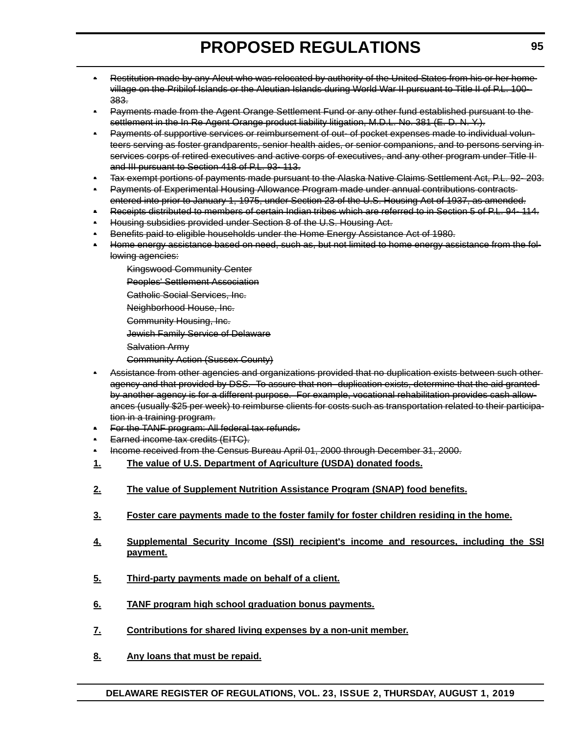- ~~Restitution made by any Aleut who was relocated by authority of the United States from his or her home village on the Pribilof Islands or the Aleutian Islands during World War II pursuant to Title II of P.L. 100-383.~~
- ~~Payments made from the Agent Orange Settlement Fund or any other fund established pursuant to the settlement in the In Re Agent Orange product liability litigation, M.D.L. No. 381 (E. D. N. Y.).~~
- ~~Payments of supportive services or reimbursement of out- of pocket expenses made to individual volunteers serving as foster grandparents, senior health aides, or senior companions, and to persons serving in services corps of retired executives and active corps of executives, and any other program under Title II and III pursuant to Section 418 of P.L. 93- 113.~~
- ~~Tax exempt portions of payments made pursuant to the Alaska Native Claims Settlement Act, P.L. 92- 203.~~
- ~~Payments of Experimental Housing Allowance Program made under annual contributions contracts entered into prior to January 1, 1975, under Section 23 of the U.S. Housing Act of 1937, as amended.~~
- ~~Receipts distributed to members of certain Indian tribes which are referred to in Section 5 of P.L. 94- 114.~~
- ~~Housing subsidies provided under Section 8 of the U.S. Housing Act.~~
- ~~Benefits paid to eligible households under the Home Energy Assistance Act of 1980.~~
- ~~Home energy assistance based on need, such as, but not limited to home energy assistance from the following agencies:~~

  ~~Kingswood Community Center~~

  ~~Peoples' Settlement Association~~

  ~~Catholic Social Services, Inc.~~

  ~~Neighborhood House, Inc.~~

  ~~Community Housing, Inc.~~

  ~~Jewish Family Service of Delaware~~

  ~~Salvation Army~~

  ~~Community Action (Sussex County)~~

- ~~Assistance from other agencies and organizations provided that no duplication exists between such other agency and that provided by DSS. To assure that non- duplication exists, determine that the aid granted by another agency is for a different purpose. For example, vocational rehabilitation provides cash allowances (usually $25 per week) to reimburse clients for costs such as transportation related to their participation in a training program.~~
- ~~For the TANF program: All federal tax refunds.~~
- ~~Earned income tax credits (EITC).~~
- ~~Income received from the Census Bureau April 01, 2000 through December 31, 2000.~~

**1.** **The value of U.S. Department of Agriculture (USDA) donated foods.**

**2.** **The value of Supplement Nutrition Assistance Program (SNAP) food benefits.**

**3.** **Foster care payments made to the foster family for foster children residing in the home.**

**4.** **Supplemental Security Income (SSI) recipient's income and resources, including the SSI payment.**

**5.** **Third-party payments made on behalf of a client.**

**6.** **TANF program high school graduation bonus payments.**

**7.** **Contributions for shared living expenses by a non-unit member.**

**8.** **Any loans that must be repaid.**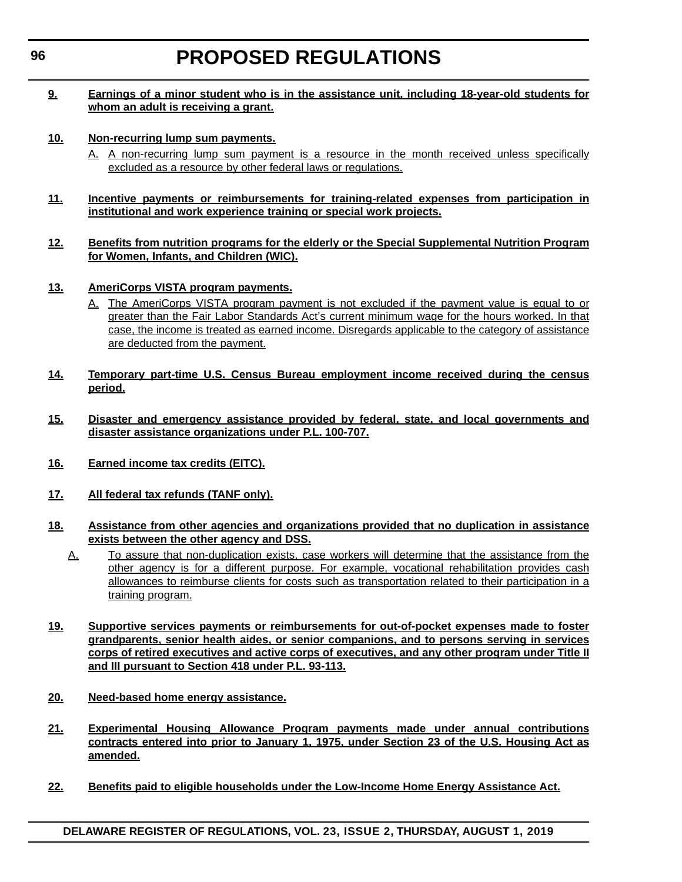**9. Earnings of a minor student who is in the assistance unit, including 18-year-old students for whom an adult is receiving a grant.**

**10. Non-recurring lump sum payments.**

A. A non-recurring lump sum payment is a resource in the month received unless specifically excluded as a resource by other federal laws or regulations.

**11. Incentive payments or reimbursements for training-related expenses from participation in institutional and work experience training or special work projects.**

**12. Benefits from nutrition programs for the elderly or the Special Supplemental Nutrition Program for Women, Infants, and Children (WIC).**

**13. AmeriCorps VISTA program payments.**

A. The AmeriCorps VISTA program payment is not excluded if the payment value is equal to or greater than the Fair Labor Standards Act's current minimum wage for the hours worked. In that case, the income is treated as earned income. Disregards applicable to the category of assistance are deducted from the payment.

**14. Temporary part-time U.S. Census Bureau employment income received during the census period.**

**15. Disaster and emergency assistance provided by federal, state, and local governments and disaster assistance organizations under P.L. 100-707.**

**16. Earned income tax credits (EITC).**

**17. All federal tax refunds (TANF only).**

**18. Assistance from other agencies and organizations provided that no duplication in assistance exists between the other agency and DSS.**

A. To assure that non-duplication exists, case workers will determine that the assistance from the other agency is for a different purpose. For example, vocational rehabilitation provides cash allowances to reimburse clients for costs such as transportation related to their participation in a training program.

**19. Supportive services payments or reimbursements for out-of-pocket expenses made to foster grandparents, senior health aides, or senior companions, and to persons serving in services corps of retired executives and active corps of executives, and any other program under Title II and III pursuant to Section 418 under P.L. 93-113.**

**20. Need-based home energy assistance.**

**21. Experimental Housing Allowance Program payments made under annual contributions contracts entered into prior to January 1, 1975, under Section 23 of the U.S. Housing Act as amended.**

**22. Benefits paid to eligible households under the Low-Income Home Energy Assistance Act.**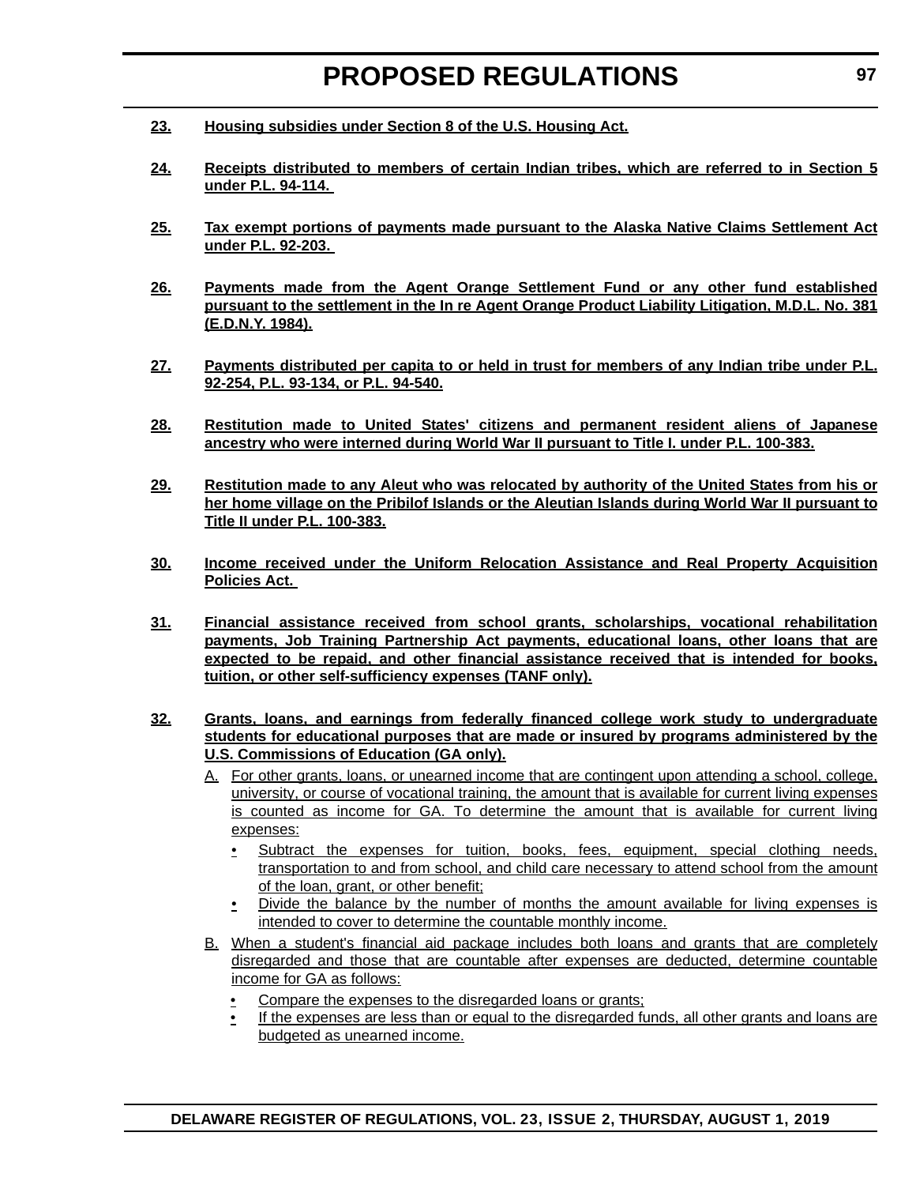**23.** **Housing subsidies under Section 8 of the U.S. Housing Act.**

**24.** **Receipts distributed to members of certain Indian tribes, which are referred to in Section 5 under P.L. 94-114.**

**25.** **Tax exempt portions of payments made pursuant to the Alaska Native Claims Settlement Act under P.L. 92-203.**

**26.** **Payments made from the Agent Orange Settlement Fund or any other fund established pursuant to the settlement in the In re Agent Orange Product Liability Litigation, M.D.L. No. 381 (E.D.N.Y. 1984).**

**27.** **Payments distributed per capita to or held in trust for members of any Indian tribe under P.L. 92-254, P.L. 93-134, or P.L. 94-540.**

**28.** **Restitution made to United States' citizens and permanent resident aliens of Japanese ancestry who were interned during World War II pursuant to Title I. under P.L. 100-383.**

**29.** **Restitution made to any Aleut who was relocated by authority of the United States from his or her home village on the Pribilof Islands or the Aleutian Islands during World War II pursuant to Title II under P.L. 100-383.**

**30.** **Income received under the Uniform Relocation Assistance and Real Property Acquisition Policies Act.**

**31.** **Financial assistance received from school grants, scholarships, vocational rehabilitation payments, Job Training Partnership Act payments, educational loans, other loans that are expected to be repaid, and other financial assistance received that is intended for books, tuition, or other self-sufficiency expenses (TANF only).**

**32.** **Grants, loans, and earnings from federally financed college work study to undergraduate students for educational purposes that are made or insured by programs administered by the U.S. Commissions of Education (GA only).**

A. For other grants, loans, or unearned income that are contingent upon attending a school, college, university, or course of vocational training, the amount that is available for current living expenses is counted as income for GA. To determine the amount that is available for current living expenses:

- Subtract the expenses for tuition, books, fees, equipment, special clothing needs, transportation to and from school, and child care necessary to attend school from the amount of the loan, grant, or other benefit;
- Divide the balance by the number of months the amount available for living expenses is intended to cover to determine the countable monthly income.

B. When a student's financial aid package includes both loans and grants that are completely disregarded and those that are countable after expenses are deducted, determine countable income for GA as follows:

- Compare the expenses to the disregarded loans or grants;
- If the expenses are less than or equal to the disregarded funds, all other grants and loans are budgeted as unearned income.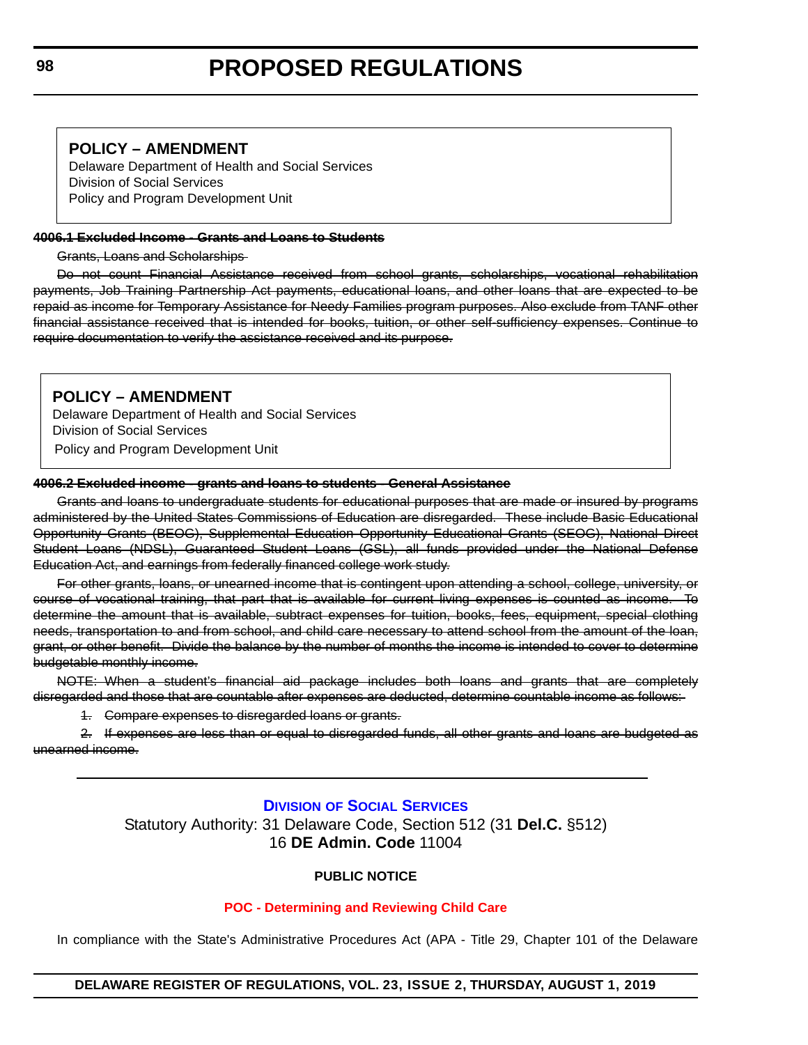**POLICY – AMENDMENT**

Delaware Department of Health and Social Services
Division of Social Services
Policy and Program Development Unit

~~**4006.1 Excluded Income - Grants and Loans to Students**~~

~~Grants, Loans and Scholarships~~

~~Do not count Financial Assistance received from school grants, scholarships, vocational rehabilitation payments, Job Training Partnership Act payments, educational loans, and other loans that are expected to be repaid as income for Temporary Assistance for Needy Families program purposes. Also exclude from TANF other financial assistance received that is intended for books, tuition, or other self-sufficiency expenses. Continue to require documentation to verify the assistance received and its purpose.~~

**POLICY – AMENDMENT**

Delaware Department of Health and Social Services
Division of Social Services
Policy and Program Development Unit

~~**4006.2 Excluded income - grants and loans to students - General Assistance**~~

~~Grants and loans to undergraduate students for educational purposes that are made or insured by programs administered by the United States Commissions of Education are disregarded. These include Basic Educational Opportunity Grants (BEOG), Supplemental Education Opportunity Educational Grants (SEOG), National Direct Student Loans (NDSL), Guaranteed Student Loans (GSL), all funds provided under the National Defense Education Act, and earnings from federally financed college work study.~~

~~For other grants, loans, or unearned income that is contingent upon attending a school, college, university, or course of vocational training, that part that is available for current living expenses is counted as income. To determine the amount that is available, subtract expenses for tuition, books, fees, equipment, special clothing needs, transportation to and from school, and child care necessary to attend school from the amount of the loan, grant, or other benefit. Divide the balance by the number of months the income is intended to cover to determine budgetable monthly income.~~

~~NOTE: When a student's financial aid package includes both loans and grants that are completely disregarded and those that are countable after expenses are deducted, determine countable income as follows:~~

~~1. Compare expenses to disregarded loans or grants.~~

~~2. If expenses are less than or equal to disregarded funds, all other grants and loans are budgeted as unearned income.~~

---

**DIVISION OF SOCIAL SERVICES**

Statutory Authority: 31 Delaware Code, Section 512 (31 **Del.C.** §512)
16 **DE Admin. Code** 11004

**PUBLIC NOTICE**

**POC - Determining and Reviewing Child Care**

In compliance with the State's Administrative Procedures Act (APA - Title 29, Chapter 101 of the Delaware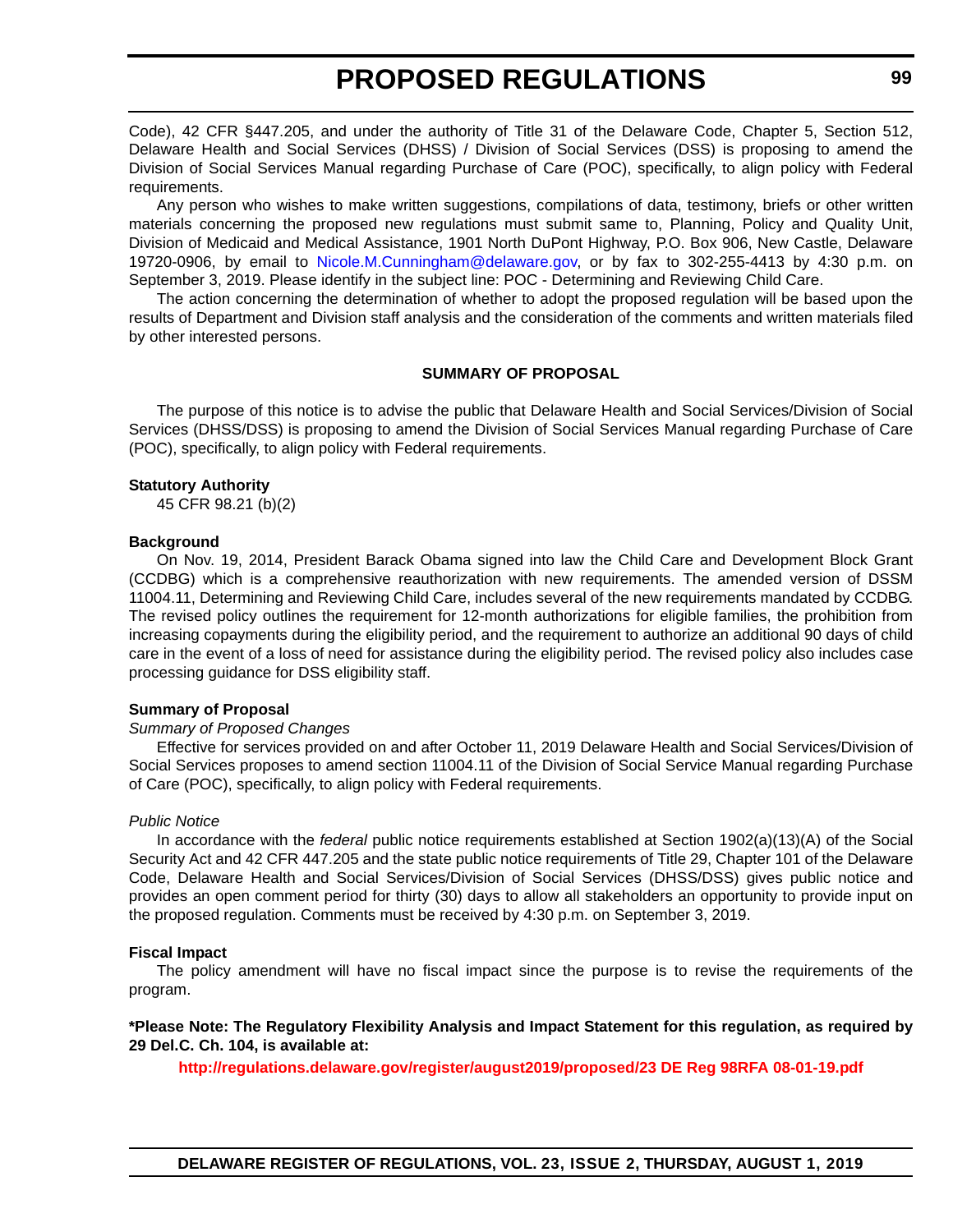Code), 42 CFR §447.205, and under the authority of Title 31 of the Delaware Code, Chapter 5, Section 512, Delaware Health and Social Services (DHSS) / Division of Social Services (DSS) is proposing to amend the Division of Social Services Manual regarding Purchase of Care (POC), specifically, to align policy with Federal requirements.

Any person who wishes to make written suggestions, compilations of data, testimony, briefs or other written materials concerning the proposed new regulations must submit same to, Planning, Policy and Quality Unit, Division of Medicaid and Medical Assistance, 1901 North DuPont Highway, P.O. Box 906, New Castle, Delaware 19720-0906, by email to Nicole.M.Cunningham@delaware.gov, or by fax to 302-255-4413 by 4:30 p.m. on September 3, 2019. Please identify in the subject line: POC - Determining and Reviewing Child Care.

The action concerning the determination of whether to adopt the proposed regulation will be based upon the results of Department and Division staff analysis and the consideration of the comments and written materials filed by other interested persons.

### SUMMARY OF PROPOSAL

The purpose of this notice is to advise the public that Delaware Health and Social Services/Division of Social Services (DHSS/DSS) is proposing to amend the Division of Social Services Manual regarding Purchase of Care (POC), specifically, to align policy with Federal requirements.

**Statutory Authority**

45 CFR 98.21 (b)(2)

**Background**

On Nov. 19, 2014, President Barack Obama signed into law the Child Care and Development Block Grant (CCDBG) which is a comprehensive reauthorization with new requirements. The amended version of DSSM 11004.11, Determining and Reviewing Child Care, includes several of the new requirements mandated by CCDBG. The revised policy outlines the requirement for 12-month authorizations for eligible families, the prohibition from increasing copayments during the eligibility period, and the requirement to authorize an additional 90 days of child care in the event of a loss of need for assistance during the eligibility period. The revised policy also includes case processing guidance for DSS eligibility staff.

**Summary of Proposal**

*Summary of Proposed Changes*

Effective for services provided on and after October 11, 2019 Delaware Health and Social Services/Division of Social Services proposes to amend section 11004.11 of the Division of Social Service Manual regarding Purchase of Care (POC), specifically, to align policy with Federal requirements.

*Public Notice*

In accordance with the *federal* public notice requirements established at Section 1902(a)(13)(A) of the Social Security Act and 42 CFR 447.205 and the state public notice requirements of Title 29, Chapter 101 of the Delaware Code, Delaware Health and Social Services/Division of Social Services (DHSS/DSS) gives public notice and provides an open comment period for thirty (30) days to allow all stakeholders an opportunity to provide input on the proposed regulation. Comments must be received by 4:30 p.m. on September 3, 2019.

**Fiscal Impact**

The policy amendment will have no fiscal impact since the purpose is to revise the requirements of the program.

**\*Please Note: The Regulatory Flexibility Analysis and Impact Statement for this regulation, as required by 29 Del.C. Ch. 104, is available at:**

**http://regulations.delaware.gov/register/august2019/proposed/23 DE Reg 98RFA 08-01-19.pdf**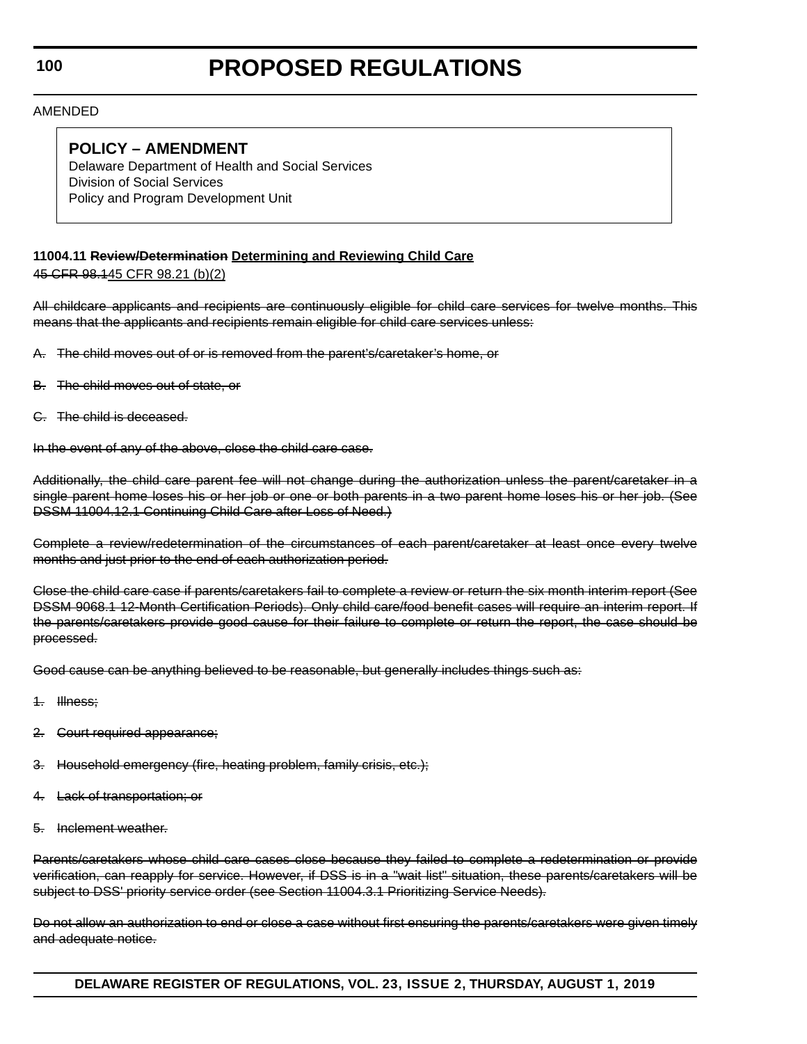AMENDED

**POLICY – AMENDMENT**

Delaware Department of Health and Social Services

Division of Social Services

Policy and Program Development Unit

**11004.11 ~~Review/Determination~~ <u>Determining and Reviewing Child Care</u>**

~~45 CFR 98.1~~<u>45 CFR 98.21 (b)(2)</u>

~~All childcare applicants and recipients are continuously eligible for child care services for twelve months. This means that the applicants and recipients remain eligible for child care services unless:~~

~~A. The child moves out of or is removed from the parent's/caretaker's home, or~~

~~B. The child moves out of state, or~~

~~C. The child is deceased.~~

~~In the event of any of the above, close the child care case.~~

~~Additionally, the child care parent fee will not change during the authorization unless the parent/caretaker in a single parent home loses his or her job or one or both parents in a two parent home loses his or her job. (See DSSM 11004.12.1 Continuing Child Care after Loss of Need.)~~

~~Complete a review/redetermination of the circumstances of each parent/caretaker at least once every twelve months and just prior to the end of each authorization period.~~

~~Close the child care case if parents/caretakers fail to complete a review or return the six month interim report (See DSSM 9068.1 12-Month Certification Periods). Only child care/food benefit cases will require an interim report. If the parents/caretakers provide good cause for their failure to complete or return the report, the case should be processed.~~

~~Good cause can be anything believed to be reasonable, but generally includes things such as:~~

~~1. Illness;~~

~~2. Court required appearance;~~

~~3. Household emergency (fire, heating problem, family crisis, etc.);~~

~~4. Lack of transportation; or~~

~~5. Inclement weather.~~

~~Parents/caretakers whose child care cases close because they failed to complete a redetermination or provide verification, can reapply for service. However, if DSS is in a "wait list" situation, these parents/caretakers will be subject to DSS' priority service order (see Section 11004.3.1 Prioritizing Service Needs).~~

~~Do not allow an authorization to end or close a case without first ensuring the parents/caretakers were given timely and adequate notice.~~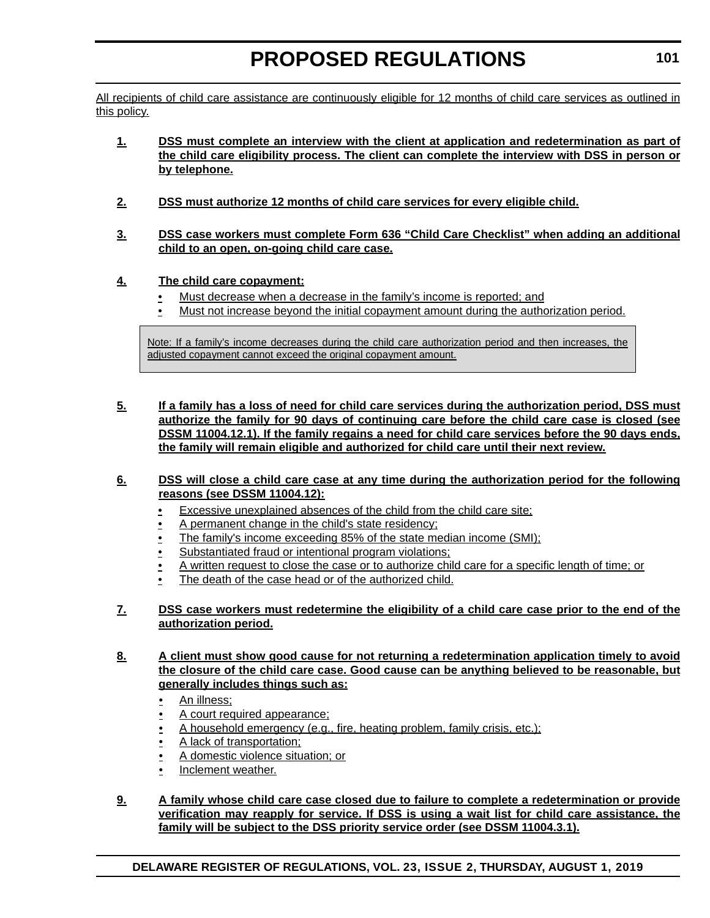All recipients of child care assistance are continuously eligible for 12 months of child care services as outlined in this policy.

1. **DSS must complete an interview with the client at application and redetermination as part of the child care eligibility process. The client can complete the interview with DSS in person or by telephone.**

2. **DSS must authorize 12 months of child care services for every eligible child.**

3. **DSS case workers must complete Form 636 "Child Care Checklist" when adding an additional child to an open, on-going child care case.**

4. **The child care copayment:**
   - Must decrease when a decrease in the family's income is reported; and
   - Must not increase beyond the initial copayment amount during the authorization period.

> Note: If a family's income decreases during the child care authorization period and then increases, the adjusted copayment cannot exceed the original copayment amount.

5. **If a family has a loss of need for child care services during the authorization period, DSS must authorize the family for 90 days of continuing care before the child care case is closed (see DSSM 11004.12.1). If the family regains a need for child care services before the 90 days ends, the family will remain eligible and authorized for child care until their next review.**

6. **DSS will close a child care case at any time during the authorization period for the following reasons (see DSSM 11004.12):**
   - Excessive unexplained absences of the child from the child care site;
   - A permanent change in the child's state residency;
   - The family's income exceeding 85% of the state median income (SMI);
   - Substantiated fraud or intentional program violations;
   - A written request to close the case or to authorize child care for a specific length of time; or
   - The death of the case head or of the authorized child.

7. **DSS case workers must redetermine the eligibility of a child care case prior to the end of the authorization period.**

8. **A client must show good cause for not returning a redetermination application timely to avoid the closure of the child care case. Good cause can be anything believed to be reasonable, but generally includes things such as:**
   - An illness;
   - A court required appearance;
   - A household emergency (e.g., fire, heating problem, family crisis, etc.);
   - A lack of transportation;
   - A domestic violence situation; or
   - Inclement weather.

9. **A family whose child care case closed due to failure to complete a redetermination or provide verification may reapply for service. If DSS is using a wait list for child care assistance, the family will be subject to the DSS priority service order (see DSSM 11004.3.1).**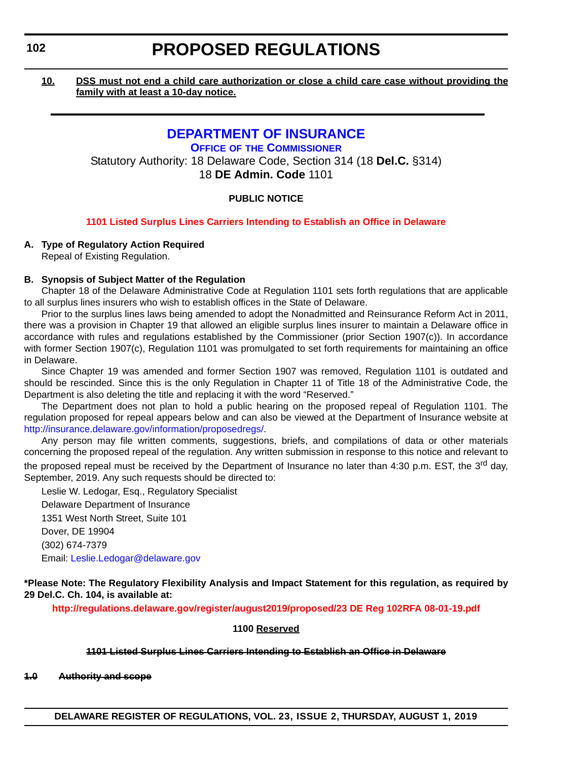**10.** **DSS must not end a child care authorization or close a child care case without providing the family with at least a 10-day notice.**

---

## DEPARTMENT OF INSURANCE

### OFFICE OF THE COMMISSIONER

Statutory Authority: 18 Delaware Code, Section 314 (18 **Del.C.** §314)
18 **DE Admin. Code** 1101

**PUBLIC NOTICE**

**1101 Listed Surplus Lines Carriers Intending to Establish an Office in Delaware**

**A. Type of Regulatory Action Required**

Repeal of Existing Regulation.

**B. Synopsis of Subject Matter of the Regulation**

Chapter 18 of the Delaware Administrative Code at Regulation 1101 sets forth regulations that are applicable to all surplus lines insurers who wish to establish offices in the State of Delaware.

Prior to the surplus lines laws being amended to adopt the Nonadmitted and Reinsurance Reform Act in 2011, there was a provision in Chapter 19 that allowed an eligible surplus lines insurer to maintain a Delaware office in accordance with rules and regulations established by the Commissioner (prior Section 1907(c)). In accordance with former Section 1907(c), Regulation 1101 was promulgated to set forth requirements for maintaining an office in Delaware.

Since Chapter 19 was amended and former Section 1907 was removed, Regulation 1101 is outdated and should be rescinded. Since this is the only Regulation in Chapter 11 of Title 18 of the Administrative Code, the Department is also deleting the title and replacing it with the word "Reserved."

The Department does not plan to hold a public hearing on the proposed repeal of Regulation 1101. The regulation proposed for repeal appears below and can also be viewed at the Department of Insurance website at http://insurance.delaware.gov/information/proposedregs/.

Any person may file written comments, suggestions, briefs, and compilations of data or other materials concerning the proposed repeal of the regulation. Any written submission in response to this notice and relevant to the proposed repeal must be received by the Department of Insurance no later than 4:30 p.m. EST, the 3rd day, September, 2019. Any such requests should be directed to:

Leslie W. Ledogar, Esq., Regulatory Specialist
Delaware Department of Insurance
1351 West North Street, Suite 101
Dover, DE 19904
(302) 674-7379
Email: Leslie.Ledogar@delaware.gov

**\*Please Note: The Regulatory Flexibility Analysis and Impact Statement for this regulation, as required by 29 Del.C. Ch. 104, is available at:**

**http://regulations.delaware.gov/register/august2019/proposed/23 DE Reg 102RFA 08-01-19.pdf**

**1100 Reserved**

**~~1101 Listed Surplus Lines Carriers Intending to Establish an Office in Delaware~~**

**~~1.0 Authority and scope~~**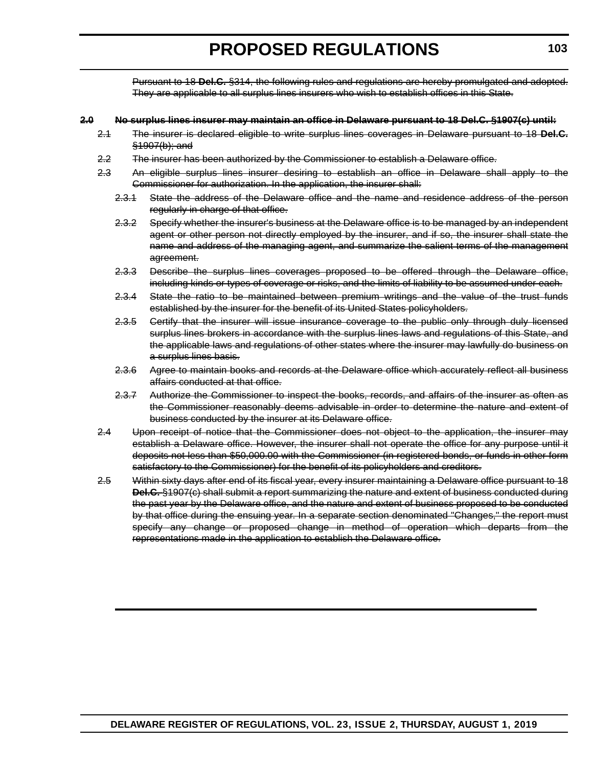~~Pursuant to 18 **Del.C.** §314, the following rules and regulations are hereby promulgated and adopted. They are applicable to all surplus lines insurers who wish to establish offices in this State.~~

**~~2.0 No surplus lines insurer may maintain an office in Delaware pursuant to 18 Del.C. §1907(c) until:~~**

~~2.1 The insurer is declared eligible to write surplus lines coverages in Delaware pursuant to 18 **Del.C.** §1907(b); and~~

~~2.2 The insurer has been authorized by the Commissioner to establish a Delaware office.~~

~~2.3 An eligible surplus lines insurer desiring to establish an office in Delaware shall apply to the Commissioner for authorization. In the application, the insurer shall:~~

~~2.3.1 State the address of the Delaware office and the name and residence address of the person regularly in charge of that office.~~

~~2.3.2 Specify whether the insurer's business at the Delaware office is to be managed by an independent agent or other person not directly employed by the insurer, and if so, the insurer shall state the name and address of the managing agent, and summarize the salient terms of the management agreement.~~

~~2.3.3 Describe the surplus lines coverages proposed to be offered through the Delaware office, including kinds or types of coverage or risks, and the limits of liability to be assumed under each.~~

~~2.3.4 State the ratio to be maintained between premium writings and the value of the trust funds established by the insurer for the benefit of its United States policyholders.~~

~~2.3.5 Certify that the insurer will issue insurance coverage to the public only through duly licensed surplus lines brokers in accordance with the surplus lines laws and regulations of this State, and the applicable laws and regulations of other states where the insurer may lawfully do business on a surplus lines basis.~~

~~2.3.6 Agree to maintain books and records at the Delaware office which accurately reflect all business affairs conducted at that office.~~

~~2.3.7 Authorize the Commissioner to inspect the books, records, and affairs of the insurer as often as the Commissioner reasonably deems advisable in order to determine the nature and extent of business conducted by the insurer at its Delaware office.~~

~~2.4 Upon receipt of notice that the Commissioner does not object to the application, the insurer may establish a Delaware office. However, the insurer shall not operate the office for any purpose until it deposits not less than $50,000.00 with the Commissioner (in registered bonds, or funds in other form satisfactory to the Commissioner) for the benefit of its policyholders and creditors.~~

~~2.5 Within sixty days after end of its fiscal year, every insurer maintaining a Delaware office pursuant to 18 **Del.C.** §1907(c) shall submit a report summarizing the nature and extent of business conducted during the past year by the Delaware office, and the nature and extent of business proposed to be conducted by that office during the ensuing year. In a separate section denominated "Changes," the report must specify any change or proposed change in method of operation which departs from the representations made in the application to establish the Delaware office.~~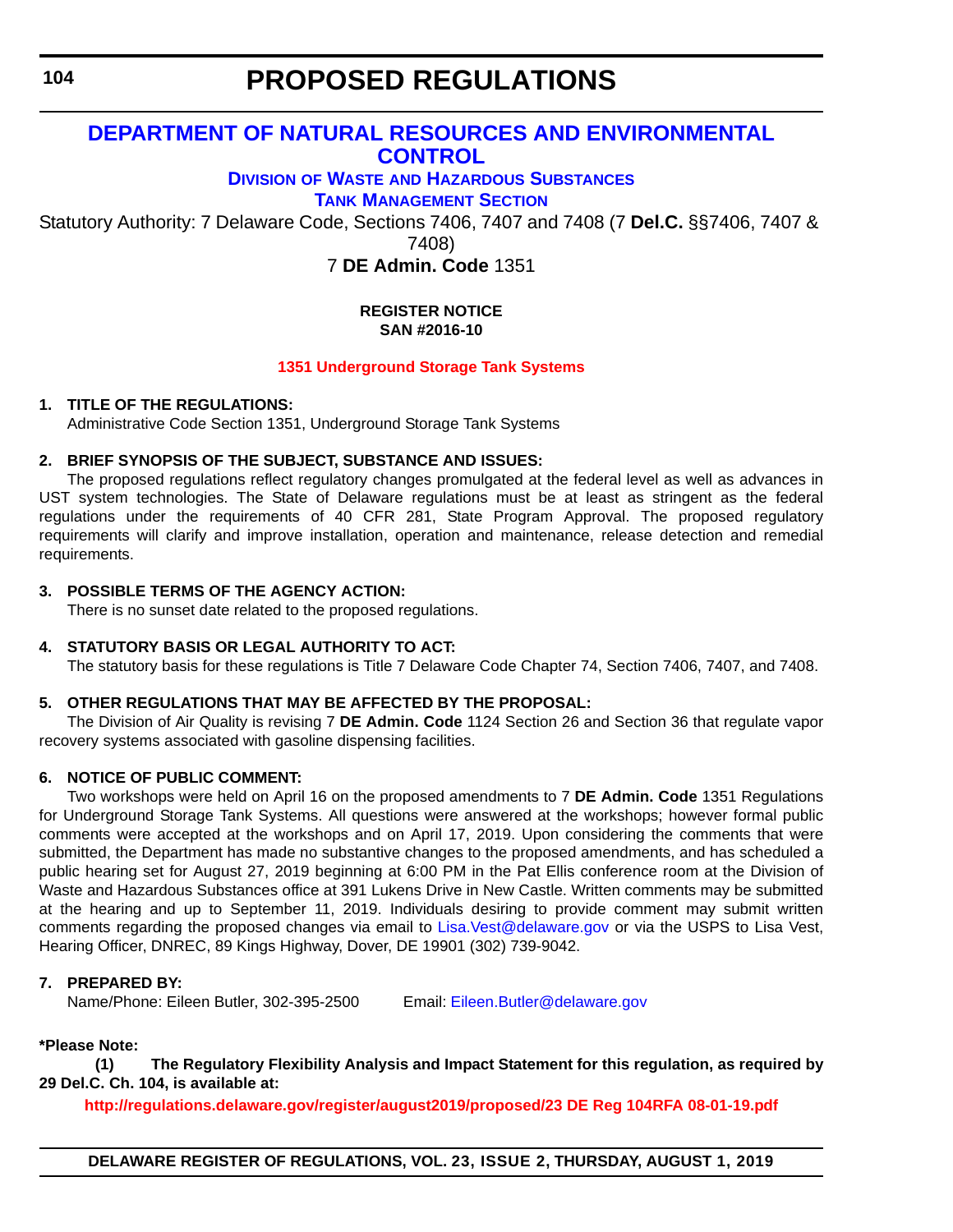# PROPOSED REGULATIONS

## DEPARTMENT OF NATURAL RESOURCES AND ENVIRONMENTAL CONTROL

### Division of Waste and Hazardous Substances

### Tank Management Section

Statutory Authority: 7 Delaware Code, Sections 7406, 7407 and 7408 (7 **Del.C.** §§7406, 7407 & 7408)

7 **DE Admin. Code** 1351

**REGISTER NOTICE**
**SAN #2016-10**

**1351 Underground Storage Tank Systems**

**1. TITLE OF THE REGULATIONS:**

Administrative Code Section 1351, Underground Storage Tank Systems

**2. BRIEF SYNOPSIS OF THE SUBJECT, SUBSTANCE AND ISSUES:**

The proposed regulations reflect regulatory changes promulgated at the federal level as well as advances in UST system technologies. The State of Delaware regulations must be at least as stringent as the federal regulations under the requirements of 40 CFR 281, State Program Approval. The proposed regulatory requirements will clarify and improve installation, operation and maintenance, release detection and remedial requirements.

**3. POSSIBLE TERMS OF THE AGENCY ACTION:**

There is no sunset date related to the proposed regulations.

**4. STATUTORY BASIS OR LEGAL AUTHORITY TO ACT:**

The statutory basis for these regulations is Title 7 Delaware Code Chapter 74, Section 7406, 7407, and 7408.

**5. OTHER REGULATIONS THAT MAY BE AFFECTED BY THE PROPOSAL:**

The Division of Air Quality is revising 7 **DE Admin. Code** 1124 Section 26 and Section 36 that regulate vapor recovery systems associated with gasoline dispensing facilities.

**6. NOTICE OF PUBLIC COMMENT:**

Two workshops were held on April 16 on the proposed amendments to 7 **DE Admin. Code** 1351 Regulations for Underground Storage Tank Systems. All questions were answered at the workshops; however formal public comments were accepted at the workshops and on April 17, 2019. Upon considering the comments that were submitted, the Department has made no substantive changes to the proposed amendments, and has scheduled a public hearing set for August 27, 2019 beginning at 6:00 PM in the Pat Ellis conference room at the Division of Waste and Hazardous Substances office at 391 Lukens Drive in New Castle. Written comments may be submitted at the hearing and up to September 11, 2019. Individuals desiring to provide comment may submit written comments regarding the proposed changes via email to Lisa.Vest@delaware.gov or via the USPS to Lisa Vest, Hearing Officer, DNREC, 89 Kings Highway, Dover, DE 19901 (302) 739-9042.

**7. PREPARED BY:**

Name/Phone: Eileen Butler, 302-395-2500 Email: Eileen.Butler@delaware.gov

**\*Please Note:**

**(1) The Regulatory Flexibility Analysis and Impact Statement for this regulation, as required by 29 Del.C. Ch. 104, is available at:**

**http://regulations.delaware.gov/register/august2019/proposed/23 DE Reg 104RFA 08-01-19.pdf**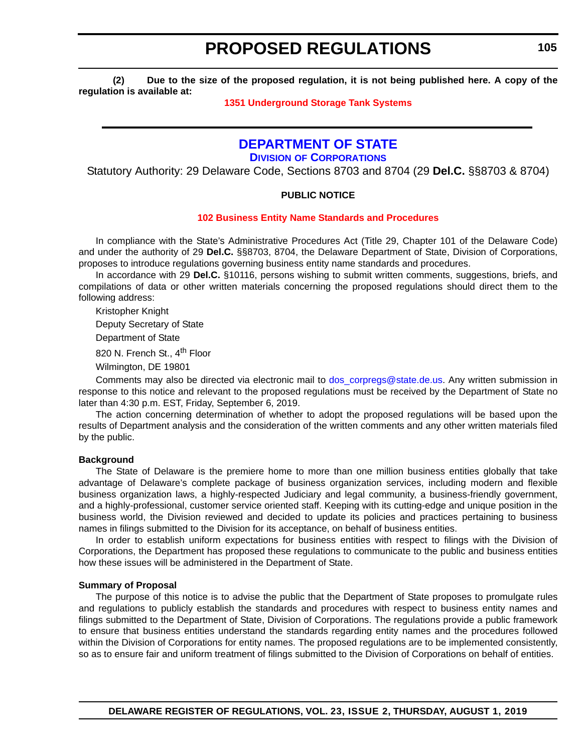**(2) Due to the size of the proposed regulation, it is not being published here. A copy of the regulation is available at:**

**1351 Underground Storage Tank Systems**

# DEPARTMENT OF STATE

## DIVISION OF CORPORATIONS

Statutory Authority: 29 Delaware Code, Sections 8703 and 8704 (29 **Del.C.** §§8703 & 8704)

**PUBLIC NOTICE**

**102 Business Entity Name Standards and Procedures**

In compliance with the State's Administrative Procedures Act (Title 29, Chapter 101 of the Delaware Code) and under the authority of 29 **Del.C.** §§8703, 8704, the Delaware Department of State, Division of Corporations, proposes to introduce regulations governing business entity name standards and procedures.

In accordance with 29 **Del.C.** §10116, persons wishing to submit written comments, suggestions, briefs, and compilations of data or other written materials concerning the proposed regulations should direct them to the following address:

Kristopher Knight

Deputy Secretary of State

Department of State

820 N. French St., 4th Floor

Wilmington, DE 19801

Comments may also be directed via electronic mail to dos_corpregs@state.de.us. Any written submission in response to this notice and relevant to the proposed regulations must be received by the Department of State no later than 4:30 p.m. EST, Friday, September 6, 2019.

The action concerning determination of whether to adopt the proposed regulations will be based upon the results of Department analysis and the consideration of the written comments and any other written materials filed by the public.

**Background**

The State of Delaware is the premiere home to more than one million business entities globally that take advantage of Delaware's complete package of business organization services, including modern and flexible business organization laws, a highly-respected Judiciary and legal community, a business-friendly government, and a highly-professional, customer service oriented staff. Keeping with its cutting-edge and unique position in the business world, the Division reviewed and decided to update its policies and practices pertaining to business names in filings submitted to the Division for its acceptance, on behalf of business entities.

In order to establish uniform expectations for business entities with respect to filings with the Division of Corporations, the Department has proposed these regulations to communicate to the public and business entities how these issues will be administered in the Department of State.

**Summary of Proposal**

The purpose of this notice is to advise the public that the Department of State proposes to promulgate rules and regulations to publicly establish the standards and procedures with respect to business entity names and filings submitted to the Department of State, Division of Corporations. The regulations provide a public framework to ensure that business entities understand the standards regarding entity names and the procedures followed within the Division of Corporations for entity names. The proposed regulations are to be implemented consistently, so as to ensure fair and uniform treatment of filings submitted to the Division of Corporations on behalf of entities.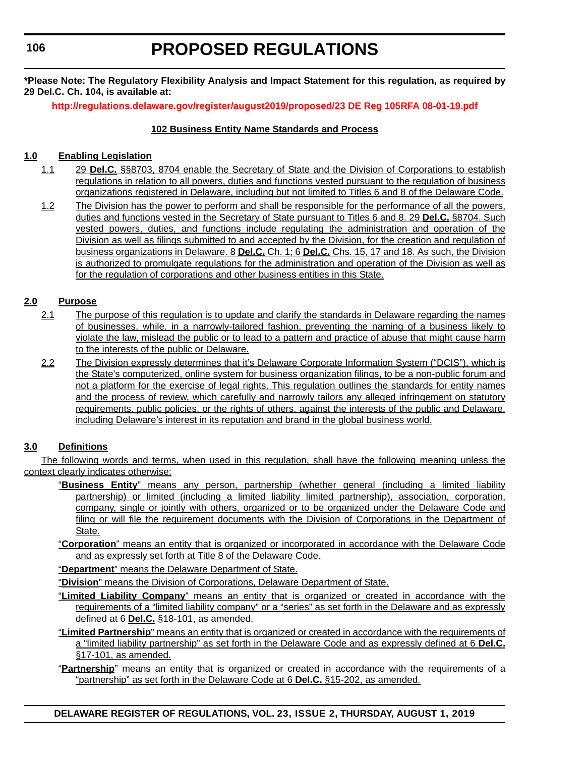**\*Please Note: The Regulatory Flexibility Analysis and Impact Statement for this regulation, as required by 29 Del.C. Ch. 104, is available at:**

**http://regulations.delaware.gov/register/august2019/proposed/23 DE Reg 105RFA 08-01-19.pdf**

## 102 Business Entity Name Standards and Process

### 1.0 Enabling Legislation

1.1 29 **Del.C.** §§8703, 8704 enable the Secretary of State and the Division of Corporations to establish regulations in relation to all powers, duties and functions vested pursuant to the regulation of business organizations registered in Delaware, including but not limited to Titles 6 and 8 of the Delaware Code.

1.2 The Division has the power to perform and shall be responsible for the performance of all the powers, duties and functions vested in the Secretary of State pursuant to Titles 6 and 8. 29 **Del.C.** §8704. Such vested powers, duties, and functions include regulating the administration and operation of the Division as well as filings submitted to and accepted by the Division, for the creation and regulation of business organizations in Delaware. 8 **Del.C.** Ch. 1; 6 **Del.C.** Chs. 15, 17 and 18. As such, the Division is authorized to promulgate regulations for the administration and operation of the Division as well as for the regulation of corporations and other business entities in this State.

### 2.0 Purpose

2.1 The purpose of this regulation is to update and clarify the standards in Delaware regarding the names of businesses, while, in a narrowly-tailored fashion, preventing the naming of a business likely to violate the law, mislead the public or to lead to a pattern and practice of abuse that might cause harm to the interests of the public or Delaware.

2.2 The Division expressly determines that it's Delaware Corporate Information System ("DCIS"), which is the State's computerized, online system for business organization filings, to be a non-public forum and not a platform for the exercise of legal rights. This regulation outlines the standards for entity names and the process of review, which carefully and narrowly tailors any alleged infringement on statutory requirements, public policies, or the rights of others, against the interests of the public and Delaware, including Delaware's interest in its reputation and brand in the global business world.

### 3.0 Definitions

The following words and terms, when used in this regulation, shall have the following meaning unless the context clearly indicates otherwise:

"**Business Entity**" means any person, partnership (whether general (including a limited liability partnership) or limited (including a limited liability limited partnership), association, corporation, company, single or jointly with others, organized or to be organized under the Delaware Code and filing or will file the requirement documents with the Division of Corporations in the Department of State.

"**Corporation**" means an entity that is organized or incorporated in accordance with the Delaware Code and as expressly set forth at Title 8 of the Delaware Code.

"**Department**" means the Delaware Department of State.

"**Division**" means the Division of Corporations, Delaware Department of State.

"**Limited Liability Company**" means an entity that is organized or created in accordance with the requirements of a "limited liability company" or a "series" as set forth in the Delaware and as expressly defined at 6 **Del.C.** §18-101, as amended.

"**Limited Partnership**" means an entity that is organized or created in accordance with the requirements of a "limited liability partnership" as set forth in the Delaware Code and as expressly defined at 6 **Del.C.** §17-101, as amended.

"**Partnership**" means an entity that is organized or created in accordance with the requirements of a "partnership" as set forth in the Delaware Code at 6 **Del.C.** §15-202, as amended.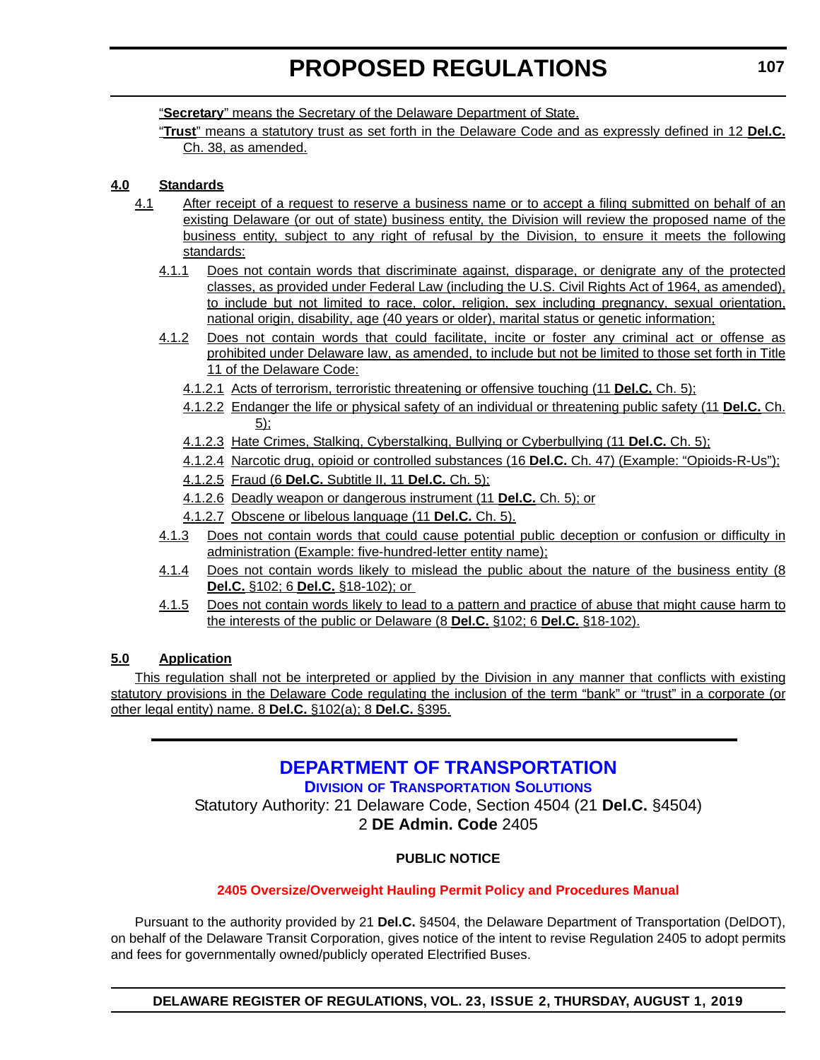"**Secretary**" means the Secretary of the Delaware Department of State.

"**Trust**" means a statutory trust as set forth in the Delaware Code and as expressly defined in 12 **Del.C.** Ch. 38, as amended.

## 4.0 Standards

4.1 After receipt of a request to reserve a business name or to accept a filing submitted on behalf of an existing Delaware (or out of state) business entity, the Division will review the proposed name of the business entity, subject to any right of refusal by the Division, to ensure it meets the following standards:

4.1.1 Does not contain words that discriminate against, disparage, or denigrate any of the protected classes, as provided under Federal Law (including the U.S. Civil Rights Act of 1964, as amended), to include but not limited to race, color, religion, sex including pregnancy, sexual orientation, national origin, disability, age (40 years or older), marital status or genetic information;

4.1.2 Does not contain words that could facilitate, incite or foster any criminal act or offense as prohibited under Delaware law, as amended, to include but not be limited to those set forth in Title 11 of the Delaware Code:

4.1.2.1 Acts of terrorism, terroristic threatening or offensive touching (11 **Del.C.** Ch. 5);

4.1.2.2 Endanger the life or physical safety of an individual or threatening public safety (11 **Del.C.** Ch. 5);

4.1.2.3 Hate Crimes, Stalking, Cyberstalking, Bullying or Cyberbullying (11 **Del.C.** Ch. 5);

4.1.2.4 Narcotic drug, opioid or controlled substances (16 **Del.C.** Ch. 47) (Example: "Opioids-R-Us");

4.1.2.5 Fraud (6 **Del.C.** Subtitle II, 11 **Del.C.** Ch. 5);

4.1.2.6 Deadly weapon or dangerous instrument (11 **Del.C.** Ch. 5); or

4.1.2.7 Obscene or libelous language (11 **Del.C.** Ch. 5).

4.1.3 Does not contain words that could cause potential public deception or confusion or difficulty in administration (Example: five-hundred-letter entity name);

4.1.4 Does not contain words likely to mislead the public about the nature of the business entity (8 **Del.C.** §102; 6 **Del.C.** §18-102); or

4.1.5 Does not contain words likely to lead to a pattern and practice of abuse that might cause harm to the interests of the public or Delaware (8 **Del.C.** §102; 6 **Del.C.** §18-102).

## 5.0 Application

This regulation shall not be interpreted or applied by the Division in any manner that conflicts with existing statutory provisions in the Delaware Code regulating the inclusion of the term "bank" or "trust" in a corporate (or other legal entity) name. 8 **Del.C.** §102(a); 8 **Del.C.** §395.

---

# DEPARTMENT OF TRANSPORTATION

## Division of Transportation Solutions

Statutory Authority: 21 Delaware Code, Section 4504 (21 **Del.C.** §4504)
2 **DE Admin. Code** 2405

**PUBLIC NOTICE**

**2405 Oversize/Overweight Hauling Permit Policy and Procedures Manual**

Pursuant to the authority provided by 21 **Del.C.** §4504, the Delaware Department of Transportation (DelDOT), on behalf of the Delaware Transit Corporation, gives notice of the intent to revise Regulation 2405 to adopt permits and fees for governmentally owned/publicly operated Electrified Buses.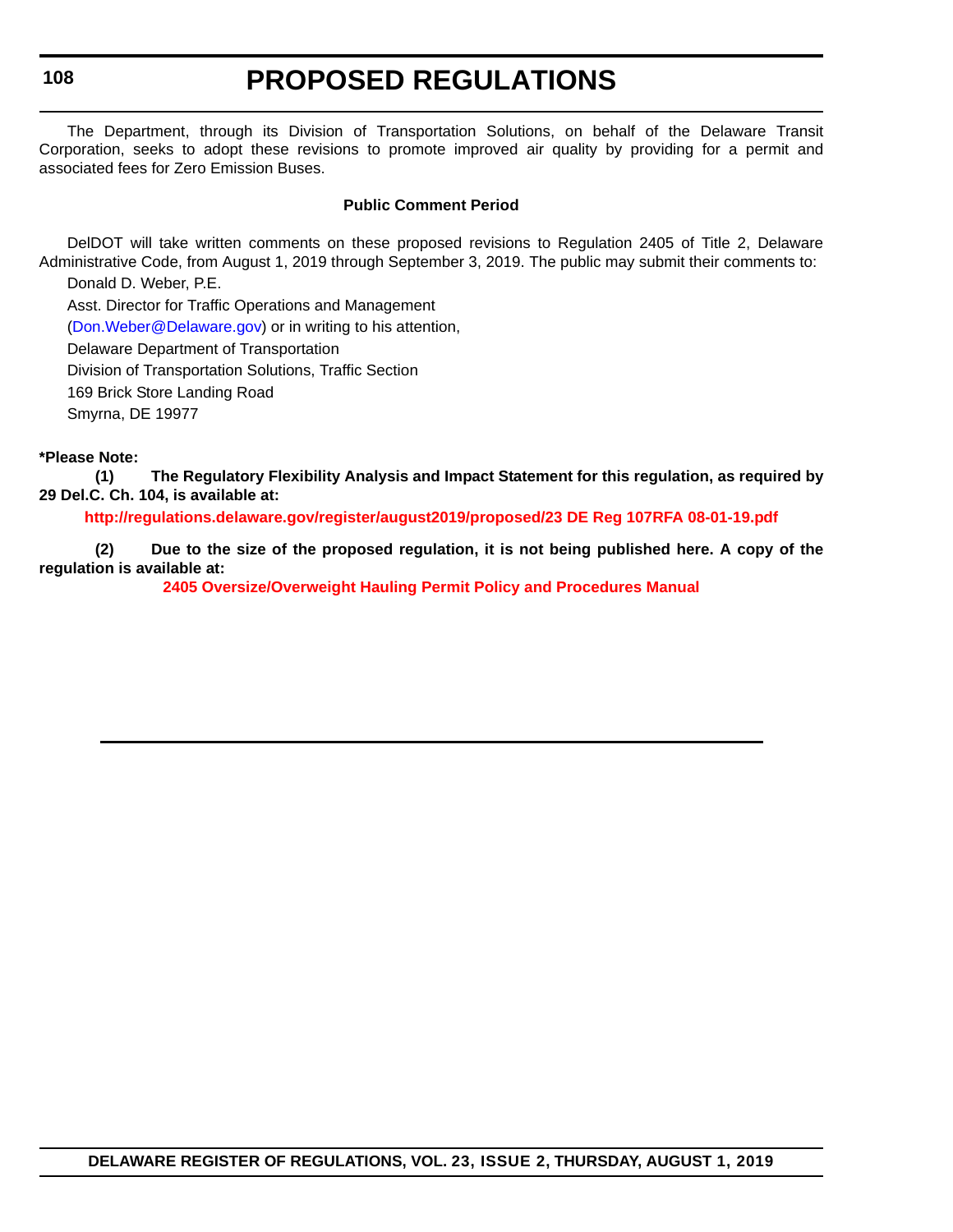The Department, through its Division of Transportation Solutions, on behalf of the Delaware Transit Corporation, seeks to adopt these revisions to promote improved air quality by providing for a permit and associated fees for Zero Emission Buses.

**Public Comment Period**

DelDOT will take written comments on these proposed revisions to Regulation 2405 of Title 2, Delaware Administrative Code, from August 1, 2019 through September 3, 2019. The public may submit their comments to:

Donald D. Weber, P.E.

Asst. Director for Traffic Operations and Management

(Don.Weber@Delaware.gov) or in writing to his attention,

Delaware Department of Transportation

Division of Transportation Solutions, Traffic Section

169 Brick Store Landing Road

Smyrna, DE 19977

**\*Please Note:**

**(1) The Regulatory Flexibility Analysis and Impact Statement for this regulation, as required by 29 Del.C. Ch. 104, is available at:**

**http://regulations.delaware.gov/register/august2019/proposed/23 DE Reg 107RFA 08-01-19.pdf**

**(2) Due to the size of the proposed regulation, it is not being published here. A copy of the regulation is available at:**

**2405 Oversize/Overweight Hauling Permit Policy and Procedures Manual**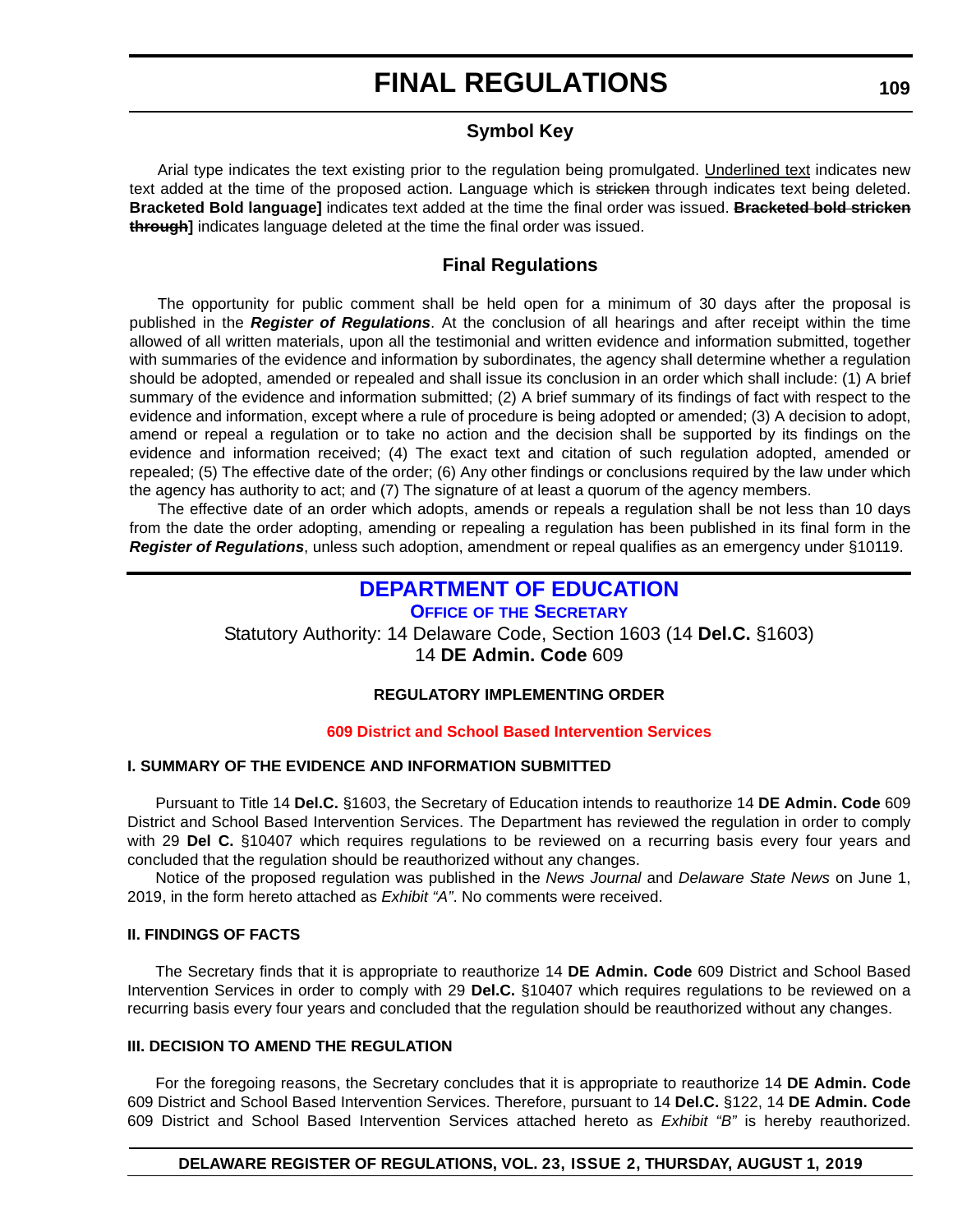# FINAL REGULATIONS

## Symbol Key

Arial type indicates the text existing prior to the regulation being promulgated. Underlined text indicates new text added at the time of the proposed action. Language which is ~~stricken~~ through indicates text being deleted. **Bracketed Bold language]** indicates text added at the time the final order was issued. **~~Bracketed bold stricken through~~]** indicates language deleted at the time the final order was issued.

## Final Regulations

The opportunity for public comment shall be held open for a minimum of 30 days after the proposal is published in the ***Register of Regulations***. At the conclusion of all hearings and after receipt within the time allowed of all written materials, upon all the testimonial and written evidence and information submitted, together with summaries of the evidence and information by subordinates, the agency shall determine whether a regulation should be adopted, amended or repealed and shall issue its conclusion in an order which shall include: (1) A brief summary of the evidence and information submitted; (2) A brief summary of its findings of fact with respect to the evidence and information, except where a rule of procedure is being adopted or amended; (3) A decision to adopt, amend or repeal a regulation or to take no action and the decision shall be supported by its findings on the evidence and information received; (4) The exact text and citation of such regulation adopted, amended or repealed; (5) The effective date of the order; (6) Any other findings or conclusions required by the law under which the agency has authority to act; and (7) The signature of at least a quorum of the agency members.

The effective date of an order which adopts, amends or repeals a regulation shall be not less than 10 days from the date the order adopting, amending or repealing a regulation has been published in its final form in the ***Register of Regulations***, unless such adoption, amendment or repeal qualifies as an emergency under §10119.

## DEPARTMENT OF EDUCATION

### OFFICE OF THE SECRETARY

Statutory Authority: 14 Delaware Code, Section 1603 (14 **Del.C.** §1603)
14 **DE Admin. Code** 609

**REGULATORY IMPLEMENTING ORDER**

**609 District and School Based Intervention Services**

**I. SUMMARY OF THE EVIDENCE AND INFORMATION SUBMITTED**

Pursuant to Title 14 **Del.C.** §1603, the Secretary of Education intends to reauthorize 14 **DE Admin. Code** 609 District and School Based Intervention Services. The Department has reviewed the regulation in order to comply with 29 **Del C.** §10407 which requires regulations to be reviewed on a recurring basis every four years and concluded that the regulation should be reauthorized without any changes.

Notice of the proposed regulation was published in the *News Journal* and *Delaware State News* on June 1, 2019, in the form hereto attached as *Exhibit "A"*. No comments were received.

**II. FINDINGS OF FACTS**

The Secretary finds that it is appropriate to reauthorize 14 **DE Admin. Code** 609 District and School Based Intervention Services in order to comply with 29 **Del.C.** §10407 which requires regulations to be reviewed on a recurring basis every four years and concluded that the regulation should be reauthorized without any changes.

**III. DECISION TO AMEND THE REGULATION**

For the foregoing reasons, the Secretary concludes that it is appropriate to reauthorize 14 **DE Admin. Code** 609 District and School Based Intervention Services. Therefore, pursuant to 14 **Del.C.** §122, 14 **DE Admin. Code** 609 District and School Based Intervention Services attached hereto as *Exhibit "B"* is hereby reauthorized.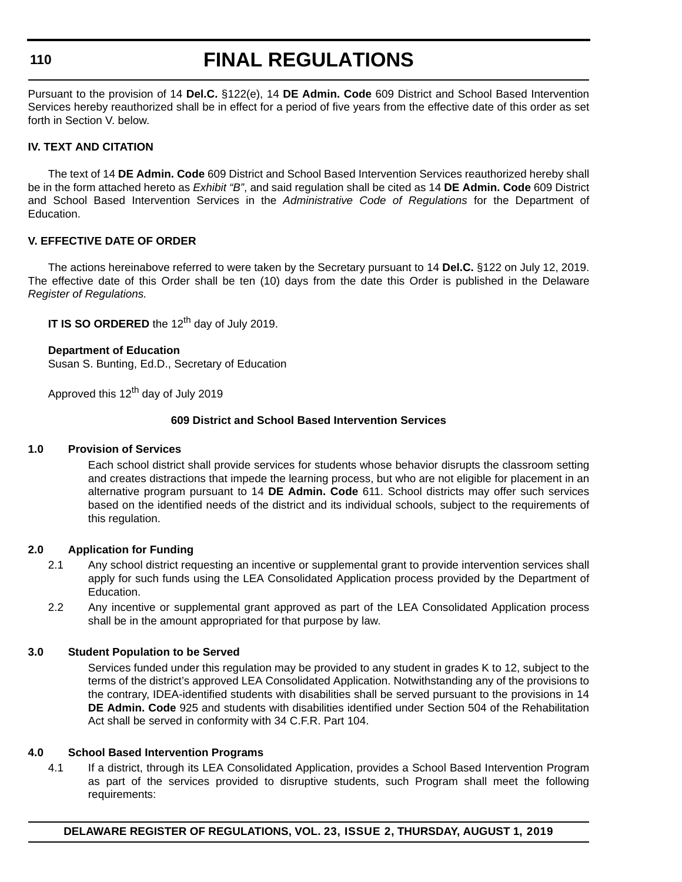Pursuant to the provision of 14 **Del.C.** §122(e), 14 **DE Admin. Code** 609 District and School Based Intervention Services hereby reauthorized shall be in effect for a period of five years from the effective date of this order as set forth in Section V. below.

**IV. TEXT AND CITATION**

The text of 14 **DE Admin. Code** 609 District and School Based Intervention Services reauthorized hereby shall be in the form attached hereto as *Exhibit "B"*, and said regulation shall be cited as 14 **DE Admin. Code** 609 District and School Based Intervention Services in the *Administrative Code of Regulations* for the Department of Education.

**V. EFFECTIVE DATE OF ORDER**

The actions hereinabove referred to were taken by the Secretary pursuant to 14 **Del.C.** §122 on July 12, 2019. The effective date of this Order shall be ten (10) days from the date this Order is published in the Delaware *Register of Regulations.*

**IT IS SO ORDERED** the 12th day of July 2019.

**Department of Education**
Susan S. Bunting, Ed.D., Secretary of Education

Approved this 12th day of July 2019

**609 District and School Based Intervention Services**

**1.0 Provision of Services**

Each school district shall provide services for students whose behavior disrupts the classroom setting and creates distractions that impede the learning process, but who are not eligible for placement in an alternative program pursuant to 14 **DE Admin. Code** 611. School districts may offer such services based on the identified needs of the district and its individual schools, subject to the requirements of this regulation.

**2.0 Application for Funding**

2.1 Any school district requesting an incentive or supplemental grant to provide intervention services shall apply for such funds using the LEA Consolidated Application process provided by the Department of Education.

2.2 Any incentive or supplemental grant approved as part of the LEA Consolidated Application process shall be in the amount appropriated for that purpose by law.

**3.0 Student Population to be Served**

Services funded under this regulation may be provided to any student in grades K to 12, subject to the terms of the district's approved LEA Consolidated Application. Notwithstanding any of the provisions to the contrary, IDEA-identified students with disabilities shall be served pursuant to the provisions in 14 **DE Admin. Code** 925 and students with disabilities identified under Section 504 of the Rehabilitation Act shall be served in conformity with 34 C.F.R. Part 104.

**4.0 School Based Intervention Programs**

4.1 If a district, through its LEA Consolidated Application, provides a School Based Intervention Program as part of the services provided to disruptive students, such Program shall meet the following requirements: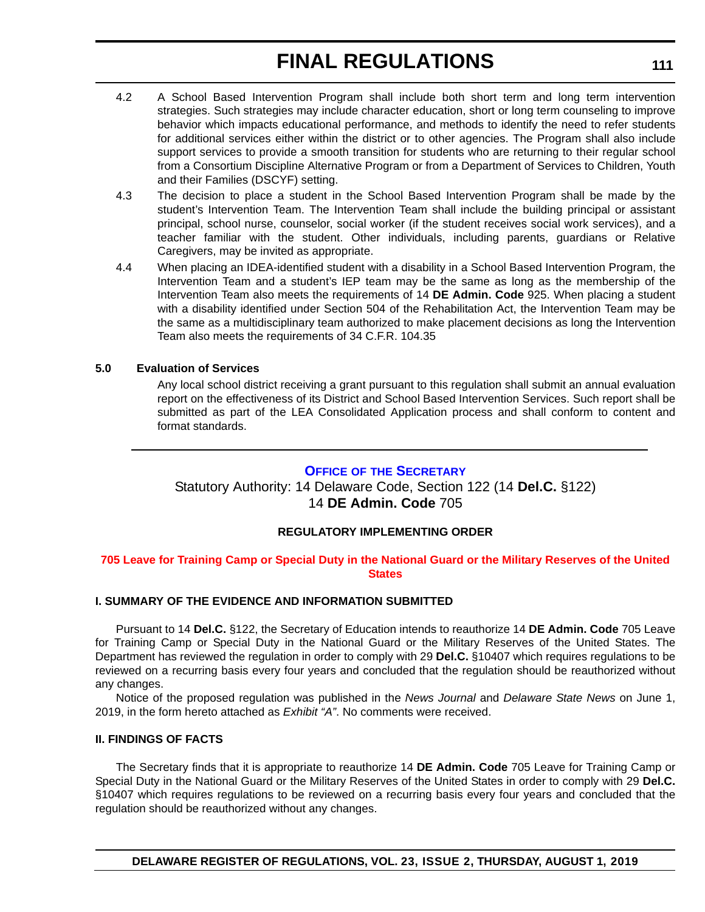4.2 A School Based Intervention Program shall include both short term and long term intervention strategies. Such strategies may include character education, short or long term counseling to improve behavior which impacts educational performance, and methods to identify the need to refer students for additional services either within the district or to other agencies. The Program shall also include support services to provide a smooth transition for students who are returning to their regular school from a Consortium Discipline Alternative Program or from a Department of Services to Children, Youth and their Families (DSCYF) setting.

4.3 The decision to place a student in the School Based Intervention Program shall be made by the student's Intervention Team. The Intervention Team shall include the building principal or assistant principal, school nurse, counselor, social worker (if the student receives social work services), and a teacher familiar with the student. Other individuals, including parents, guardians or Relative Caregivers, may be invited as appropriate.

4.4 When placing an IDEA-identified student with a disability in a School Based Intervention Program, the Intervention Team and a student's IEP team may be the same as long as the membership of the Intervention Team also meets the requirements of 14 **DE Admin. Code** 925. When placing a student with a disability identified under Section 504 of the Rehabilitation Act, the Intervention Team may be the same as a multidisciplinary team authorized to make placement decisions as long the Intervention Team also meets the requirements of 34 C.F.R. 104.35

**5.0 Evaluation of Services**

Any local school district receiving a grant pursuant to this regulation shall submit an annual evaluation report on the effectiveness of its District and School Based Intervention Services. Such report shall be submitted as part of the LEA Consolidated Application process and shall conform to content and format standards.

---

## OFFICE OF THE SECRETARY

Statutory Authority: 14 Delaware Code, Section 122 (14 **Del.C.** §122)
14 **DE Admin. Code** 705

**REGULATORY IMPLEMENTING ORDER**

**705 Leave for Training Camp or Special Duty in the National Guard or the Military Reserves of the United States**

**I. SUMMARY OF THE EVIDENCE AND INFORMATION SUBMITTED**

Pursuant to 14 **Del.C.** §122, the Secretary of Education intends to reauthorize 14 **DE Admin. Code** 705 Leave for Training Camp or Special Duty in the National Guard or the Military Reserves of the United States. The Department has reviewed the regulation in order to comply with 29 **Del.C.** §10407 which requires regulations to be reviewed on a recurring basis every four years and concluded that the regulation should be reauthorized without any changes.

Notice of the proposed regulation was published in the *News Journal* and *Delaware State News* on June 1, 2019, in the form hereto attached as *Exhibit "A"*. No comments were received.

**II. FINDINGS OF FACTS**

The Secretary finds that it is appropriate to reauthorize 14 **DE Admin. Code** 705 Leave for Training Camp or Special Duty in the National Guard or the Military Reserves of the United States in order to comply with 29 **Del.C.** §10407 which requires regulations to be reviewed on a recurring basis every four years and concluded that the regulation should be reauthorized without any changes.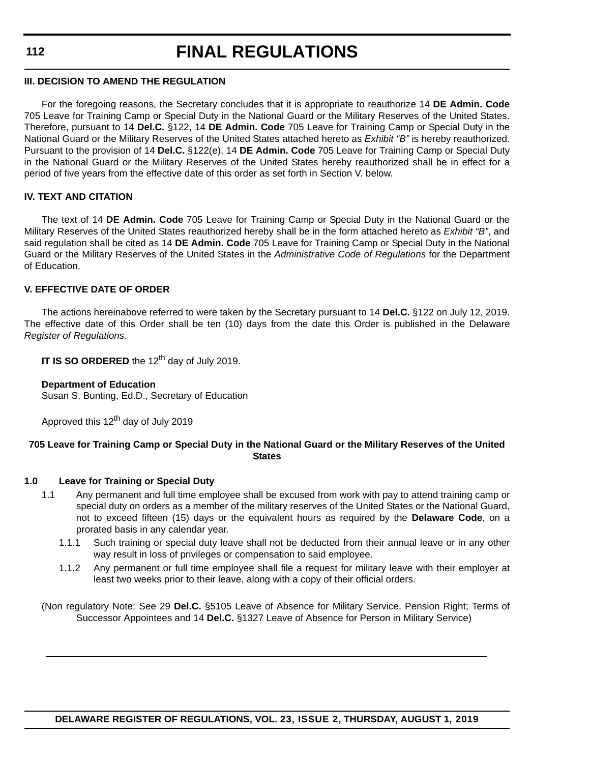### III. DECISION TO AMEND THE REGULATION

For the foregoing reasons, the Secretary concludes that it is appropriate to reauthorize 14 **DE Admin. Code** 705 Leave for Training Camp or Special Duty in the National Guard or the Military Reserves of the United States. Therefore, pursuant to 14 **Del.C.** §122, 14 **DE Admin. Code** 705 Leave for Training Camp or Special Duty in the National Guard or the Military Reserves of the United States attached hereto as *Exhibit "B"* is hereby reauthorized. Pursuant to the provision of 14 **Del.C.** §122(e), 14 **DE Admin. Code** 705 Leave for Training Camp or Special Duty in the National Guard or the Military Reserves of the United States hereby reauthorized shall be in effect for a period of five years from the effective date of this order as set forth in Section V. below.

### IV. TEXT AND CITATION

The text of 14 **DE Admin. Code** 705 Leave for Training Camp or Special Duty in the National Guard or the Military Reserves of the United States reauthorized hereby shall be in the form attached hereto as *Exhibit "B"*, and said regulation shall be cited as 14 **DE Admin. Code** 705 Leave for Training Camp or Special Duty in the National Guard or the Military Reserves of the United States in the *Administrative Code of Regulations* for the Department of Education.

### V. EFFECTIVE DATE OF ORDER

The actions hereinabove referred to were taken by the Secretary pursuant to 14 **Del.C.** §122 on July 12, 2019. The effective date of this Order shall be ten (10) days from the date this Order is published in the Delaware *Register of Regulations.*

**IT IS SO ORDERED** the 12th day of July 2019.

**Department of Education**
Susan S. Bunting, Ed.D., Secretary of Education

Approved this 12th day of July 2019

#### 705 Leave for Training Camp or Special Duty in the National Guard or the Military Reserves of the United States

**1.0 Leave for Training or Special Duty**

1.1 Any permanent and full time employee shall be excused from work with pay to attend training camp or special duty on orders as a member of the military reserves of the United States or the National Guard, not to exceed fifteen (15) days or the equivalent hours as required by the **Delaware Code**, on a prorated basis in any calendar year.

1.1.1 Such training or special duty leave shall not be deducted from their annual leave or in any other way result in loss of privileges or compensation to said employee.

1.1.2 Any permanent or full time employee shall file a request for military leave with their employer at least two weeks prior to their leave, along with a copy of their official orders.

(Non regulatory Note: See 29 **Del.C.** §5105 Leave of Absence for Military Service, Pension Right; Terms of Successor Appointees and 14 **Del.C.** §1327 Leave of Absence for Person in Military Service)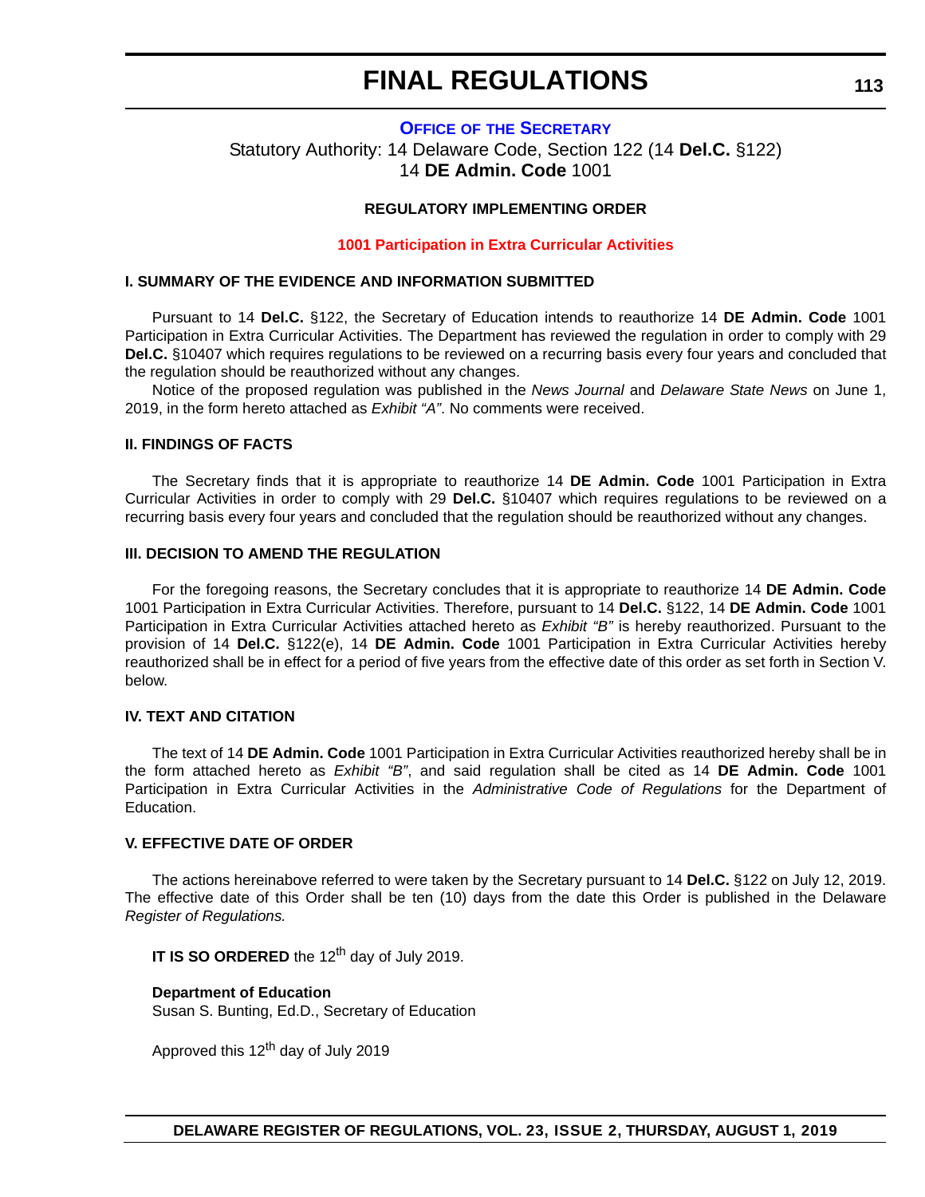# FINAL REGULATIONS

## Office of the Secretary

Statutory Authority: 14 Delaware Code, Section 122 (14 **Del.C.** §122)
14 **DE Admin. Code** 1001

**REGULATORY IMPLEMENTING ORDER**

**1001 Participation in Extra Curricular Activities**

### I. SUMMARY OF THE EVIDENCE AND INFORMATION SUBMITTED

Pursuant to 14 **Del.C.** §122, the Secretary of Education intends to reauthorize 14 **DE Admin. Code** 1001 Participation in Extra Curricular Activities. The Department has reviewed the regulation in order to comply with 29 **Del.C.** §10407 which requires regulations to be reviewed on a recurring basis every four years and concluded that the regulation should be reauthorized without any changes.

Notice of the proposed regulation was published in the *News Journal* and *Delaware State News* on June 1, 2019, in the form hereto attached as *Exhibit "A"*. No comments were received.

### II. FINDINGS OF FACTS

The Secretary finds that it is appropriate to reauthorize 14 **DE Admin. Code** 1001 Participation in Extra Curricular Activities in order to comply with 29 **Del.C.** §10407 which requires regulations to be reviewed on a recurring basis every four years and concluded that the regulation should be reauthorized without any changes.

### III. DECISION TO AMEND THE REGULATION

For the foregoing reasons, the Secretary concludes that it is appropriate to reauthorize 14 **DE Admin. Code** 1001 Participation in Extra Curricular Activities. Therefore, pursuant to 14 **Del.C.** §122, 14 **DE Admin. Code** 1001 Participation in Extra Curricular Activities attached hereto as *Exhibit "B"* is hereby reauthorized. Pursuant to the provision of 14 **Del.C.** §122(e), 14 **DE Admin. Code** 1001 Participation in Extra Curricular Activities hereby reauthorized shall be in effect for a period of five years from the effective date of this order as set forth in Section V. below.

### IV. TEXT AND CITATION

The text of 14 **DE Admin. Code** 1001 Participation in Extra Curricular Activities reauthorized hereby shall be in the form attached hereto as *Exhibit "B"*, and said regulation shall be cited as 14 **DE Admin. Code** 1001 Participation in Extra Curricular Activities in the *Administrative Code of Regulations* for the Department of Education.

### V. EFFECTIVE DATE OF ORDER

The actions hereinabove referred to were taken by the Secretary pursuant to 14 **Del.C.** §122 on July 12, 2019. The effective date of this Order shall be ten (10) days from the date this Order is published in the Delaware *Register of Regulations.*

**IT IS SO ORDERED** the 12th day of July 2019.

**Department of Education**
Susan S. Bunting, Ed.D., Secretary of Education

Approved this 12th day of July 2019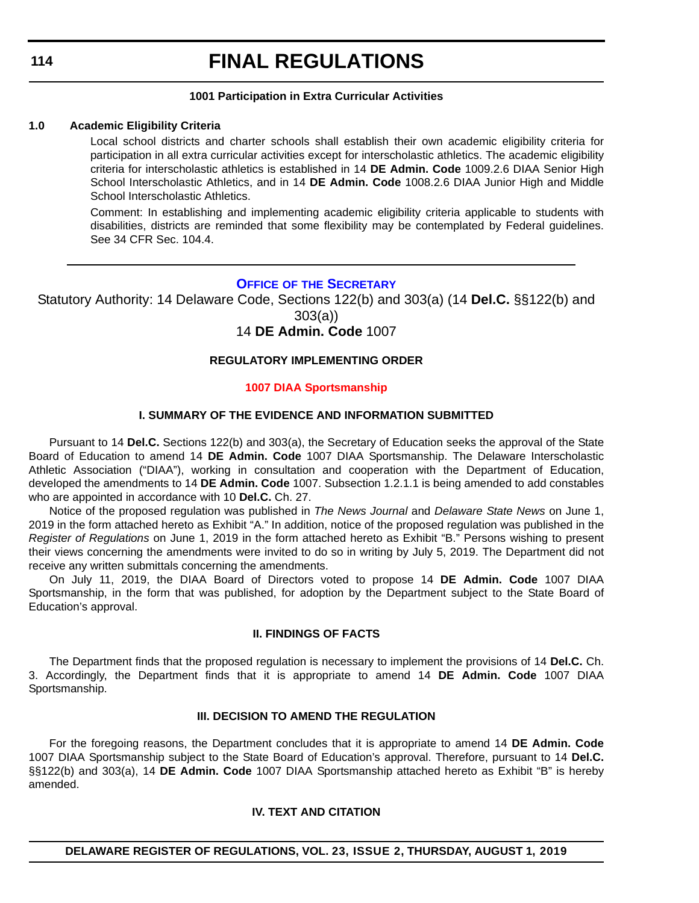**1001 Participation in Extra Curricular Activities**

**1.0 Academic Eligibility Criteria**

Local school districts and charter schools shall establish their own academic eligibility criteria for participation in all extra curricular activities except for interscholastic athletics. The academic eligibility criteria for interscholastic athletics is established in 14 **DE Admin. Code** 1009.2.6 DIAA Senior High School Interscholastic Athletics, and in 14 **DE Admin. Code** 1008.2.6 DIAA Junior High and Middle School Interscholastic Athletics.

Comment: In establishing and implementing academic eligibility criteria applicable to students with disabilities, districts are reminded that some flexibility may be contemplated by Federal guidelines. See 34 CFR Sec. 104.4.

---

## Office of the Secretary

Statutory Authority: 14 Delaware Code, Sections 122(b) and 303(a) (14 **Del.C.** §§122(b) and 303(a))

14 **DE Admin. Code** 1007

### REGULATORY IMPLEMENTING ORDER

### 1007 DIAA Sportsmanship

#### I. SUMMARY OF THE EVIDENCE AND INFORMATION SUBMITTED

Pursuant to 14 **Del.C.** Sections 122(b) and 303(a), the Secretary of Education seeks the approval of the State Board of Education to amend 14 **DE Admin. Code** 1007 DIAA Sportsmanship. The Delaware Interscholastic Athletic Association ("DIAA"), working in consultation and cooperation with the Department of Education, developed the amendments to 14 **DE Admin. Code** 1007. Subsection 1.2.1.1 is being amended to add constables who are appointed in accordance with 10 **Del.C.** Ch. 27.

Notice of the proposed regulation was published in *The News Journal* and *Delaware State News* on June 1, 2019 in the form attached hereto as Exhibit "A." In addition, notice of the proposed regulation was published in the *Register of Regulations* on June 1, 2019 in the form attached hereto as Exhibit "B." Persons wishing to present their views concerning the amendments were invited to do so in writing by July 5, 2019. The Department did not receive any written submittals concerning the amendments.

On July 11, 2019, the DIAA Board of Directors voted to propose 14 **DE Admin. Code** 1007 DIAA Sportsmanship, in the form that was published, for adoption by the Department subject to the State Board of Education's approval.

#### II. FINDINGS OF FACTS

The Department finds that the proposed regulation is necessary to implement the provisions of 14 **Del.C.** Ch. 3. Accordingly, the Department finds that it is appropriate to amend 14 **DE Admin. Code** 1007 DIAA Sportsmanship.

#### III. DECISION TO AMEND THE REGULATION

For the foregoing reasons, the Department concludes that it is appropriate to amend 14 **DE Admin. Code** 1007 DIAA Sportsmanship subject to the State Board of Education's approval. Therefore, pursuant to 14 **Del.C.** §§122(b) and 303(a), 14 **DE Admin. Code** 1007 DIAA Sportsmanship attached hereto as Exhibit "B" is hereby amended.

#### IV. TEXT AND CITATION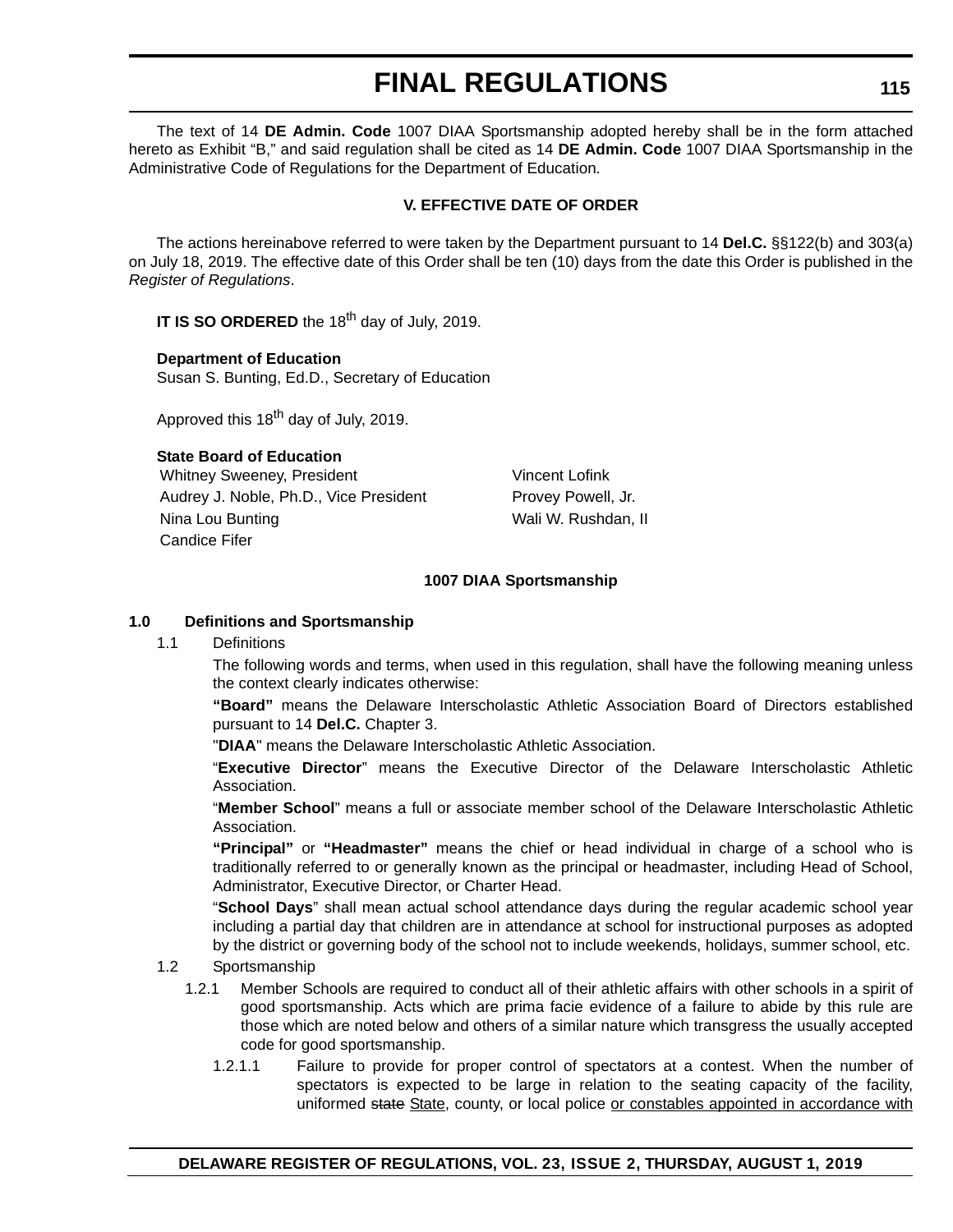The text of 14 **DE Admin. Code** 1007 DIAA Sportsmanship adopted hereby shall be in the form attached hereto as Exhibit "B," and said regulation shall be cited as 14 **DE Admin. Code** 1007 DIAA Sportsmanship in the Administrative Code of Regulations for the Department of Education.

### V. EFFECTIVE DATE OF ORDER

The actions hereinabove referred to were taken by the Department pursuant to 14 **Del.C.** §§122(b) and 303(a) on July 18, 2019. The effective date of this Order shall be ten (10) days from the date this Order is published in the *Register of Regulations*.

**IT IS SO ORDERED** the 18th day of July, 2019.

**Department of Education**
Susan S. Bunting, Ed.D., Secretary of Education

Approved this 18th day of July, 2019.

**State Board of Education**

| | |
|---|---|
| Whitney Sweeney, President | Vincent Lofink |
| Audrey J. Noble, Ph.D., Vice President | Provey Powell, Jr. |
| Nina Lou Bunting | Wali W. Rushdan, II |
| Candice Fifer | |

### 1007 DIAA Sportsmanship

**1.0 Definitions and Sportsmanship**

1.1 Definitions

The following words and terms, when used in this regulation, shall have the following meaning unless the context clearly indicates otherwise:

**"Board"** means the Delaware Interscholastic Athletic Association Board of Directors established pursuant to 14 **Del.C.** Chapter 3.

"**DIAA**" means the Delaware Interscholastic Athletic Association.

"**Executive Director**" means the Executive Director of the Delaware Interscholastic Athletic Association.

"**Member School**" means a full or associate member school of the Delaware Interscholastic Athletic Association.

**"Principal"** or **"Headmaster"** means the chief or head individual in charge of a school who is traditionally referred to or generally known as the principal or headmaster, including Head of School, Administrator, Executive Director, or Charter Head.

"**School Days**" shall mean actual school attendance days during the regular academic school year including a partial day that children are in attendance at school for instructional purposes as adopted by the district or governing body of the school not to include weekends, holidays, summer school, etc.

1.2 Sportsmanship

1.2.1 Member Schools are required to conduct all of their athletic affairs with other schools in a spirit of good sportsmanship. Acts which are prima facie evidence of a failure to abide by this rule are those which are noted below and others of a similar nature which transgress the usually accepted code for good sportsmanship.

1.2.1.1 Failure to provide for proper control of spectators at a contest. When the number of spectators is expected to be large in relation to the seating capacity of the facility, uniformed ~~state~~ State, county, or local police or constables appointed in accordance with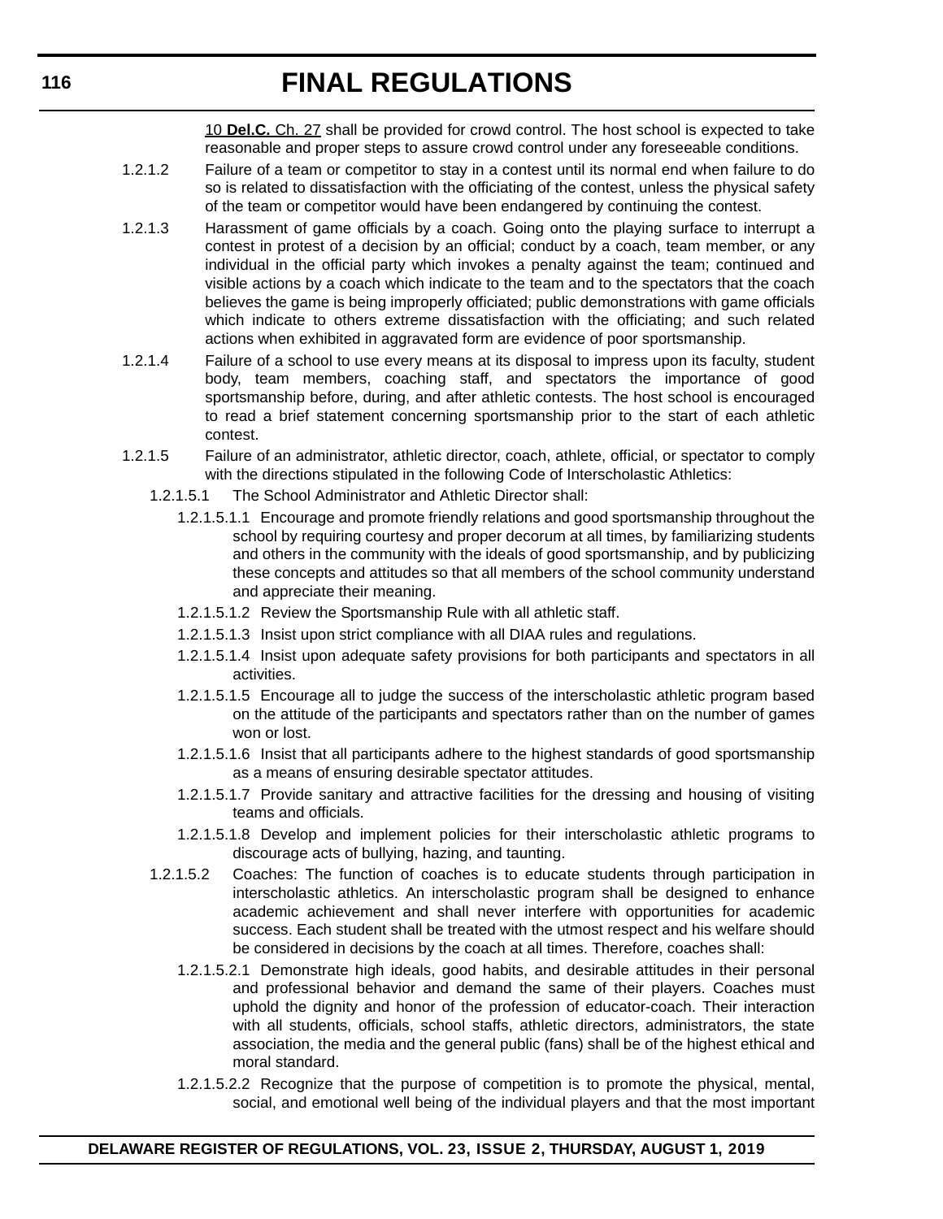10 **Del.C.** Ch. 27 shall be provided for crowd control. The host school is expected to take reasonable and proper steps to assure crowd control under any foreseeable conditions.

1.2.1.2 Failure of a team or competitor to stay in a contest until its normal end when failure to do so is related to dissatisfaction with the officiating of the contest, unless the physical safety of the team or competitor would have been endangered by continuing the contest.

1.2.1.3 Harassment of game officials by a coach. Going onto the playing surface to interrupt a contest in protest of a decision by an official; conduct by a coach, team member, or any individual in the official party which invokes a penalty against the team; continued and visible actions by a coach which indicate to the team and to the spectators that the coach believes the game is being improperly officiated; public demonstrations with game officials which indicate to others extreme dissatisfaction with the officiating; and such related actions when exhibited in aggravated form are evidence of poor sportsmanship.

1.2.1.4 Failure of a school to use every means at its disposal to impress upon its faculty, student body, team members, coaching staff, and spectators the importance of good sportsmanship before, during, and after athletic contests. The host school is encouraged to read a brief statement concerning sportsmanship prior to the start of each athletic contest.

1.2.1.5 Failure of an administrator, athletic director, coach, athlete, official, or spectator to comply with the directions stipulated in the following Code of Interscholastic Athletics:

1.2.1.5.1 The School Administrator and Athletic Director shall:

1.2.1.5.1.1 Encourage and promote friendly relations and good sportsmanship throughout the school by requiring courtesy and proper decorum at all times, by familiarizing students and others in the community with the ideals of good sportsmanship, and by publicizing these concepts and attitudes so that all members of the school community understand and appreciate their meaning.

1.2.1.5.1.2 Review the Sportsmanship Rule with all athletic staff.

1.2.1.5.1.3 Insist upon strict compliance with all DIAA rules and regulations.

1.2.1.5.1.4 Insist upon adequate safety provisions for both participants and spectators in all activities.

1.2.1.5.1.5 Encourage all to judge the success of the interscholastic athletic program based on the attitude of the participants and spectators rather than on the number of games won or lost.

1.2.1.5.1.6 Insist that all participants adhere to the highest standards of good sportsmanship as a means of ensuring desirable spectator attitudes.

1.2.1.5.1.7 Provide sanitary and attractive facilities for the dressing and housing of visiting teams and officials.

1.2.1.5.1.8 Develop and implement policies for their interscholastic athletic programs to discourage acts of bullying, hazing, and taunting.

1.2.1.5.2 Coaches: The function of coaches is to educate students through participation in interscholastic athletics. An interscholastic program shall be designed to enhance academic achievement and shall never interfere with opportunities for academic success. Each student shall be treated with the utmost respect and his welfare should be considered in decisions by the coach at all times. Therefore, coaches shall:

1.2.1.5.2.1 Demonstrate high ideals, good habits, and desirable attitudes in their personal and professional behavior and demand the same of their players. Coaches must uphold the dignity and honor of the profession of educator-coach. Their interaction with all students, officials, school staffs, athletic directors, administrators, the state association, the media and the general public (fans) shall be of the highest ethical and moral standard.

1.2.1.5.2.2 Recognize that the purpose of competition is to promote the physical, mental, social, and emotional well being of the individual players and that the most important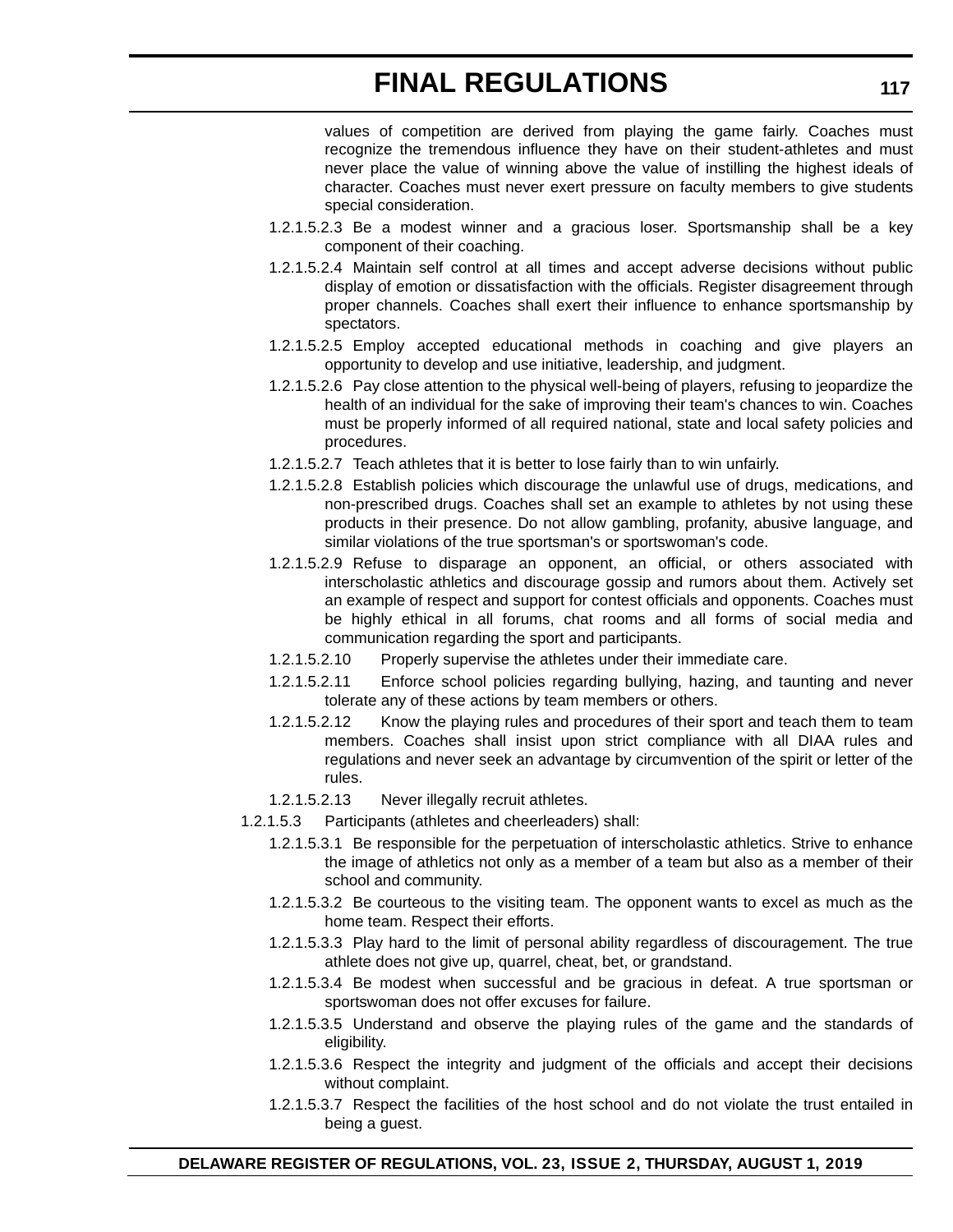values of competition are derived from playing the game fairly. Coaches must recognize the tremendous influence they have on their student-athletes and must never place the value of winning above the value of instilling the highest ideals of character. Coaches must never exert pressure on faculty members to give students special consideration.

1.2.1.5.2.3 Be a modest winner and a gracious loser. Sportsmanship shall be a key component of their coaching.

1.2.1.5.2.4 Maintain self control at all times and accept adverse decisions without public display of emotion or dissatisfaction with the officials. Register disagreement through proper channels. Coaches shall exert their influence to enhance sportsmanship by spectators.

1.2.1.5.2.5 Employ accepted educational methods in coaching and give players an opportunity to develop and use initiative, leadership, and judgment.

1.2.1.5.2.6 Pay close attention to the physical well-being of players, refusing to jeopardize the health of an individual for the sake of improving their team's chances to win. Coaches must be properly informed of all required national, state and local safety policies and procedures.

1.2.1.5.2.7 Teach athletes that it is better to lose fairly than to win unfairly.

1.2.1.5.2.8 Establish policies which discourage the unlawful use of drugs, medications, and non-prescribed drugs. Coaches shall set an example to athletes by not using these products in their presence. Do not allow gambling, profanity, abusive language, and similar violations of the true sportsman's or sportswoman's code.

1.2.1.5.2.9 Refuse to disparage an opponent, an official, or others associated with interscholastic athletics and discourage gossip and rumors about them. Actively set an example of respect and support for contest officials and opponents. Coaches must be highly ethical in all forums, chat rooms and all forms of social media and communication regarding the sport and participants.

1.2.1.5.2.10 Properly supervise the athletes under their immediate care.

1.2.1.5.2.11 Enforce school policies regarding bullying, hazing, and taunting and never tolerate any of these actions by team members or others.

1.2.1.5.2.12 Know the playing rules and procedures of their sport and teach them to team members. Coaches shall insist upon strict compliance with all DIAA rules and regulations and never seek an advantage by circumvention of the spirit or letter of the rules.

1.2.1.5.2.13 Never illegally recruit athletes.

1.2.1.5.3 Participants (athletes and cheerleaders) shall:

1.2.1.5.3.1 Be responsible for the perpetuation of interscholastic athletics. Strive to enhance the image of athletics not only as a member of a team but also as a member of their school and community.

1.2.1.5.3.2 Be courteous to the visiting team. The opponent wants to excel as much as the home team. Respect their efforts.

1.2.1.5.3.3 Play hard to the limit of personal ability regardless of discouragement. The true athlete does not give up, quarrel, cheat, bet, or grandstand.

1.2.1.5.3.4 Be modest when successful and be gracious in defeat. A true sportsman or sportswoman does not offer excuses for failure.

1.2.1.5.3.5 Understand and observe the playing rules of the game and the standards of eligibility.

1.2.1.5.3.6 Respect the integrity and judgment of the officials and accept their decisions without complaint.

1.2.1.5.3.7 Respect the facilities of the host school and do not violate the trust entailed in being a guest.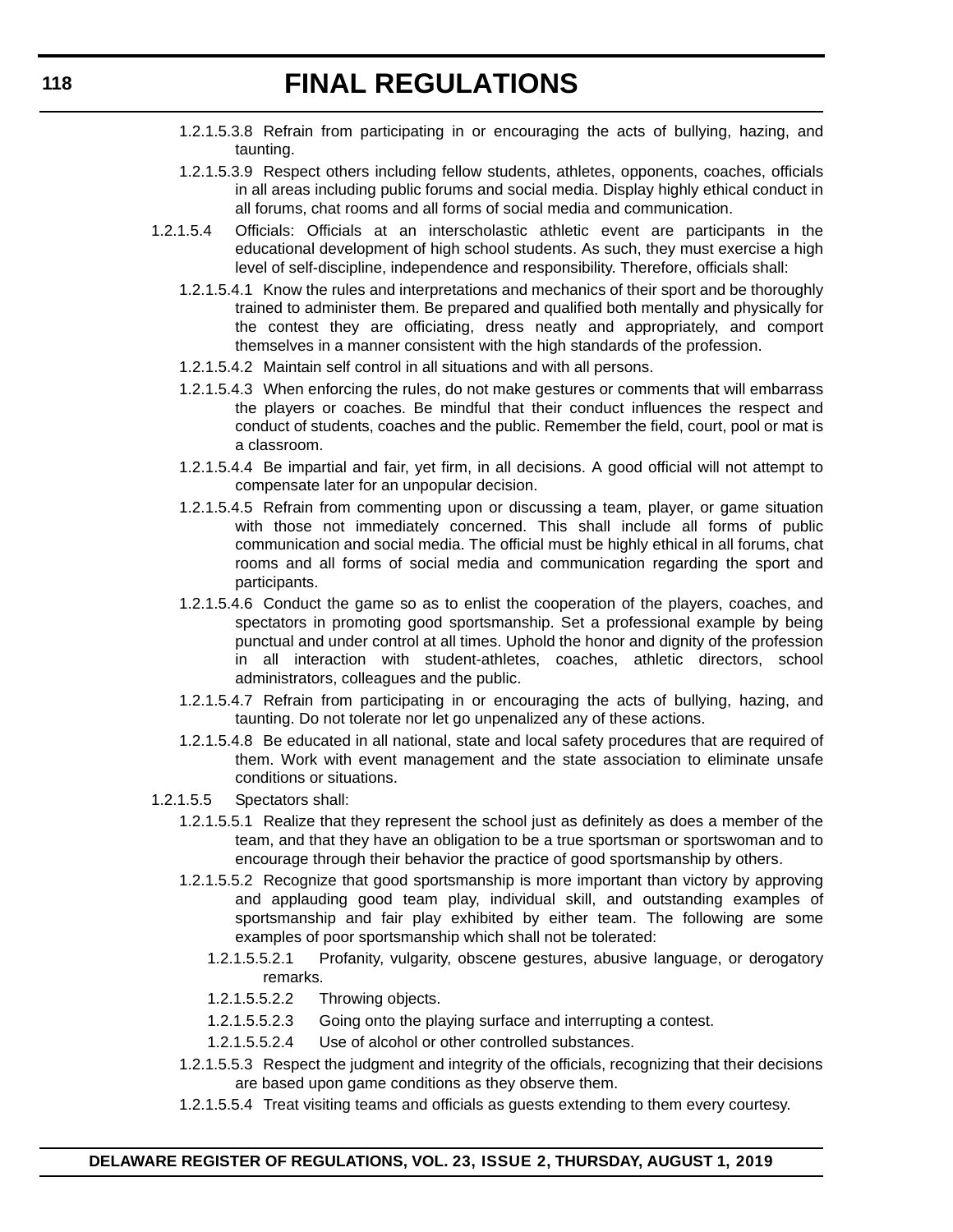1.2.1.5.3.8 Refrain from participating in or encouraging the acts of bullying, hazing, and taunting.

1.2.1.5.3.9 Respect others including fellow students, athletes, opponents, coaches, officials in all areas including public forums and social media. Display highly ethical conduct in all forums, chat rooms and all forms of social media and communication.

1.2.1.5.4 Officials: Officials at an interscholastic athletic event are participants in the educational development of high school students. As such, they must exercise a high level of self-discipline, independence and responsibility. Therefore, officials shall:

1.2.1.5.4.1 Know the rules and interpretations and mechanics of their sport and be thoroughly trained to administer them. Be prepared and qualified both mentally and physically for the contest they are officiating, dress neatly and appropriately, and comport themselves in a manner consistent with the high standards of the profession.

1.2.1.5.4.2 Maintain self control in all situations and with all persons.

1.2.1.5.4.3 When enforcing the rules, do not make gestures or comments that will embarrass the players or coaches. Be mindful that their conduct influences the respect and conduct of students, coaches and the public. Remember the field, court, pool or mat is a classroom.

1.2.1.5.4.4 Be impartial and fair, yet firm, in all decisions. A good official will not attempt to compensate later for an unpopular decision.

1.2.1.5.4.5 Refrain from commenting upon or discussing a team, player, or game situation with those not immediately concerned. This shall include all forms of public communication and social media. The official must be highly ethical in all forums, chat rooms and all forms of social media and communication regarding the sport and participants.

1.2.1.5.4.6 Conduct the game so as to enlist the cooperation of the players, coaches, and spectators in promoting good sportsmanship. Set a professional example by being punctual and under control at all times. Uphold the honor and dignity of the profession in all interaction with student-athletes, coaches, athletic directors, school administrators, colleagues and the public.

1.2.1.5.4.7 Refrain from participating in or encouraging the acts of bullying, hazing, and taunting. Do not tolerate nor let go unpenalized any of these actions.

1.2.1.5.4.8 Be educated in all national, state and local safety procedures that are required of them. Work with event management and the state association to eliminate unsafe conditions or situations.

1.2.1.5.5 Spectators shall:

1.2.1.5.5.1 Realize that they represent the school just as definitely as does a member of the team, and that they have an obligation to be a true sportsman or sportswoman and to encourage through their behavior the practice of good sportsmanship by others.

1.2.1.5.5.2 Recognize that good sportsmanship is more important than victory by approving and applauding good team play, individual skill, and outstanding examples of sportsmanship and fair play exhibited by either team. The following are some examples of poor sportsmanship which shall not be tolerated:

1.2.1.5.5.2.1 Profanity, vulgarity, obscene gestures, abusive language, or derogatory remarks.

1.2.1.5.5.2.2 Throwing objects.

1.2.1.5.5.2.3 Going onto the playing surface and interrupting a contest.

1.2.1.5.5.2.4 Use of alcohol or other controlled substances.

1.2.1.5.5.3 Respect the judgment and integrity of the officials, recognizing that their decisions are based upon game conditions as they observe them.

1.2.1.5.5.4 Treat visiting teams and officials as guests extending to them every courtesy.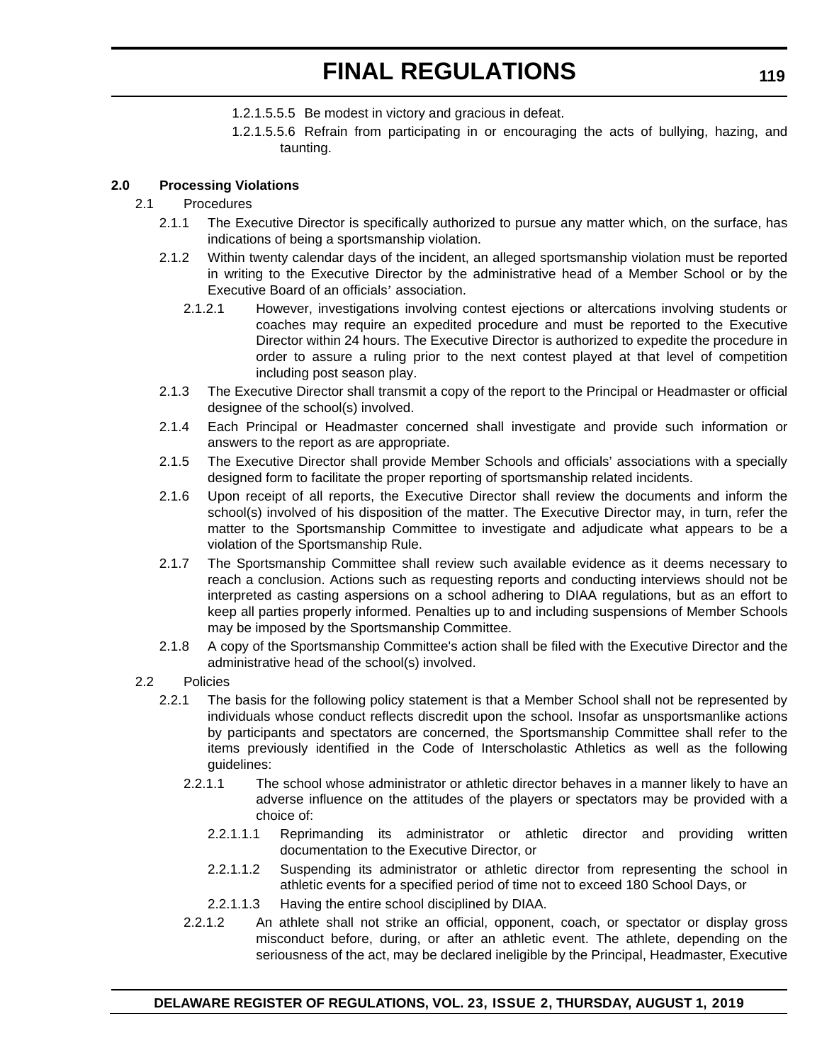1.2.1.5.5.5 Be modest in victory and gracious in defeat.

1.2.1.5.5.6 Refrain from participating in or encouraging the acts of bullying, hazing, and taunting.

**2.0 Processing Violations**

2.1 Procedures

2.1.1 The Executive Director is specifically authorized to pursue any matter which, on the surface, has indications of being a sportsmanship violation.

2.1.2 Within twenty calendar days of the incident, an alleged sportsmanship violation must be reported in writing to the Executive Director by the administrative head of a Member School or by the Executive Board of an officials' association.

2.1.2.1 However, investigations involving contest ejections or altercations involving students or coaches may require an expedited procedure and must be reported to the Executive Director within 24 hours. The Executive Director is authorized to expedite the procedure in order to assure a ruling prior to the next contest played at that level of competition including post season play.

2.1.3 The Executive Director shall transmit a copy of the report to the Principal or Headmaster or official designee of the school(s) involved.

2.1.4 Each Principal or Headmaster concerned shall investigate and provide such information or answers to the report as are appropriate.

2.1.5 The Executive Director shall provide Member Schools and officials' associations with a specially designed form to facilitate the proper reporting of sportsmanship related incidents.

2.1.6 Upon receipt of all reports, the Executive Director shall review the documents and inform the school(s) involved of his disposition of the matter. The Executive Director may, in turn, refer the matter to the Sportsmanship Committee to investigate and adjudicate what appears to be a violation of the Sportsmanship Rule.

2.1.7 The Sportsmanship Committee shall review such available evidence as it deems necessary to reach a conclusion. Actions such as requesting reports and conducting interviews should not be interpreted as casting aspersions on a school adhering to DIAA regulations, but as an effort to keep all parties properly informed. Penalties up to and including suspensions of Member Schools may be imposed by the Sportsmanship Committee.

2.1.8 A copy of the Sportsmanship Committee's action shall be filed with the Executive Director and the administrative head of the school(s) involved.

2.2 Policies

2.2.1 The basis for the following policy statement is that a Member School shall not be represented by individuals whose conduct reflects discredit upon the school. Insofar as unsportsmanlike actions by participants and spectators are concerned, the Sportsmanship Committee shall refer to the items previously identified in the Code of Interscholastic Athletics as well as the following guidelines:

2.2.1.1 The school whose administrator or athletic director behaves in a manner likely to have an adverse influence on the attitudes of the players or spectators may be provided with a choice of:

2.2.1.1.1 Reprimanding its administrator or athletic director and providing written documentation to the Executive Director, or

2.2.1.1.2 Suspending its administrator or athletic director from representing the school in athletic events for a specified period of time not to exceed 180 School Days, or

2.2.1.1.3 Having the entire school disciplined by DIAA.

2.2.1.2 An athlete shall not strike an official, opponent, coach, or spectator or display gross misconduct before, during, or after an athletic event. The athlete, depending on the seriousness of the act, may be declared ineligible by the Principal, Headmaster, Executive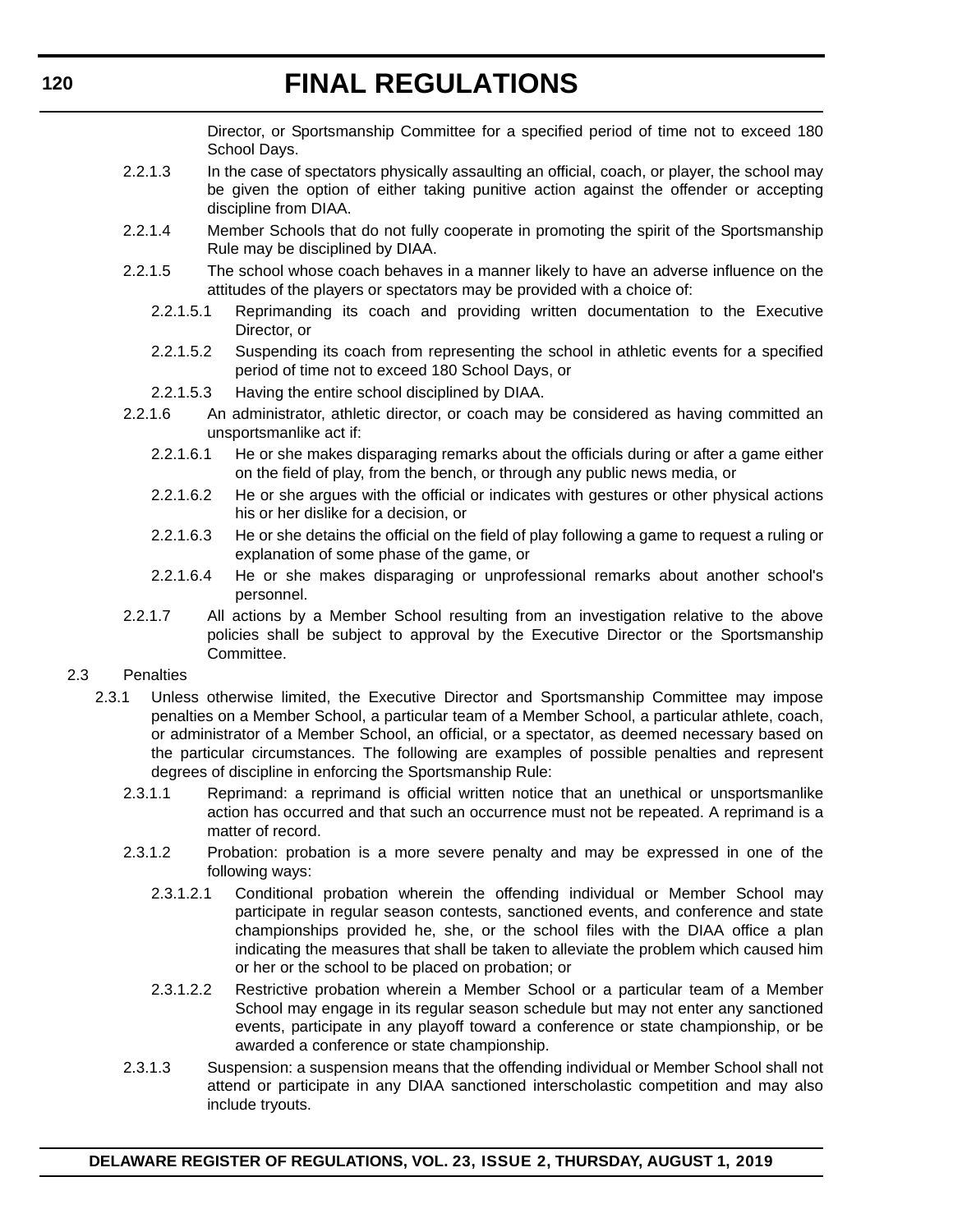Director, or Sportsmanship Committee for a specified period of time not to exceed 180 School Days.

2.2.1.3 In the case of spectators physically assaulting an official, coach, or player, the school may be given the option of either taking punitive action against the offender or accepting discipline from DIAA.

2.2.1.4 Member Schools that do not fully cooperate in promoting the spirit of the Sportsmanship Rule may be disciplined by DIAA.

2.2.1.5 The school whose coach behaves in a manner likely to have an adverse influence on the attitudes of the players or spectators may be provided with a choice of:

2.2.1.5.1 Reprimanding its coach and providing written documentation to the Executive Director, or

2.2.1.5.2 Suspending its coach from representing the school in athletic events for a specified period of time not to exceed 180 School Days, or

2.2.1.5.3 Having the entire school disciplined by DIAA.

2.2.1.6 An administrator, athletic director, or coach may be considered as having committed an unsportsmanlike act if:

2.2.1.6.1 He or she makes disparaging remarks about the officials during or after a game either on the field of play, from the bench, or through any public news media, or

2.2.1.6.2 He or she argues with the official or indicates with gestures or other physical actions his or her dislike for a decision, or

2.2.1.6.3 He or she detains the official on the field of play following a game to request a ruling or explanation of some phase of the game, or

2.2.1.6.4 He or she makes disparaging or unprofessional remarks about another school's personnel.

2.2.1.7 All actions by a Member School resulting from an investigation relative to the above policies shall be subject to approval by the Executive Director or the Sportsmanship Committee.

2.3 Penalties

2.3.1 Unless otherwise limited, the Executive Director and Sportsmanship Committee may impose penalties on a Member School, a particular team of a Member School, a particular athlete, coach, or administrator of a Member School, an official, or a spectator, as deemed necessary based on the particular circumstances. The following are examples of possible penalties and represent degrees of discipline in enforcing the Sportsmanship Rule:

2.3.1.1 Reprimand: a reprimand is official written notice that an unethical or unsportsmanlike action has occurred and that such an occurrence must not be repeated. A reprimand is a matter of record.

2.3.1.2 Probation: probation is a more severe penalty and may be expressed in one of the following ways:

2.3.1.2.1 Conditional probation wherein the offending individual or Member School may participate in regular season contests, sanctioned events, and conference and state championships provided he, she, or the school files with the DIAA office a plan indicating the measures that shall be taken to alleviate the problem which caused him or her or the school to be placed on probation; or

2.3.1.2.2 Restrictive probation wherein a Member School or a particular team of a Member School may engage in its regular season schedule but may not enter any sanctioned events, participate in any playoff toward a conference or state championship, or be awarded a conference or state championship.

2.3.1.3 Suspension: a suspension means that the offending individual or Member School shall not attend or participate in any DIAA sanctioned interscholastic competition and may also include tryouts.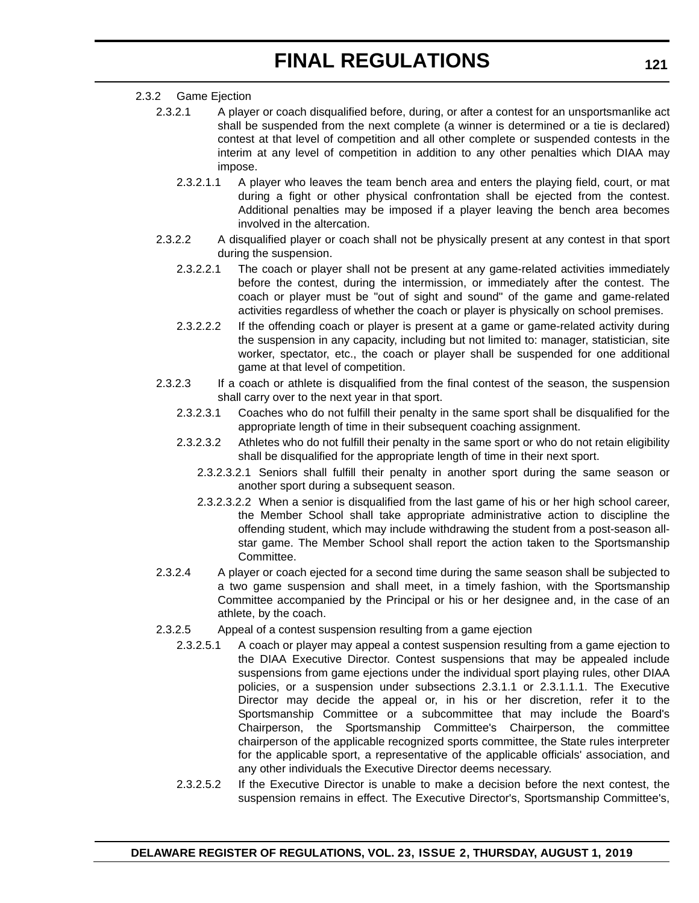2.3.2 Game Ejection

2.3.2.1 A player or coach disqualified before, during, or after a contest for an unsportsmanlike act shall be suspended from the next complete (a winner is determined or a tie is declared) contest at that level of competition and all other complete or suspended contests in the interim at any level of competition in addition to any other penalties which DIAA may impose.

2.3.2.1.1 A player who leaves the team bench area and enters the playing field, court, or mat during a fight or other physical confrontation shall be ejected from the contest. Additional penalties may be imposed if a player leaving the bench area becomes involved in the altercation.

2.3.2.2 A disqualified player or coach shall not be physically present at any contest in that sport during the suspension.

2.3.2.2.1 The coach or player shall not be present at any game-related activities immediately before the contest, during the intermission, or immediately after the contest. The coach or player must be "out of sight and sound" of the game and game-related activities regardless of whether the coach or player is physically on school premises.

2.3.2.2.2 If the offending coach or player is present at a game or game-related activity during the suspension in any capacity, including but not limited to: manager, statistician, site worker, spectator, etc., the coach or player shall be suspended for one additional game at that level of competition.

2.3.2.3 If a coach or athlete is disqualified from the final contest of the season, the suspension shall carry over to the next year in that sport.

2.3.2.3.1 Coaches who do not fulfill their penalty in the same sport shall be disqualified for the appropriate length of time in their subsequent coaching assignment.

2.3.2.3.2 Athletes who do not fulfill their penalty in the same sport or who do not retain eligibility shall be disqualified for the appropriate length of time in their next sport.

2.3.2.3.2.1 Seniors shall fulfill their penalty in another sport during the same season or another sport during a subsequent season.

2.3.2.3.2.2 When a senior is disqualified from the last game of his or her high school career, the Member School shall take appropriate administrative action to discipline the offending student, which may include withdrawing the student from a post-season all-star game. The Member School shall report the action taken to the Sportsmanship Committee.

2.3.2.4 A player or coach ejected for a second time during the same season shall be subjected to a two game suspension and shall meet, in a timely fashion, with the Sportsmanship Committee accompanied by the Principal or his or her designee and, in the case of an athlete, by the coach.

2.3.2.5 Appeal of a contest suspension resulting from a game ejection

2.3.2.5.1 A coach or player may appeal a contest suspension resulting from a game ejection to the DIAA Executive Director. Contest suspensions that may be appealed include suspensions from game ejections under the individual sport playing rules, other DIAA policies, or a suspension under subsections 2.3.1.1 or 2.3.1.1.1. The Executive Director may decide the appeal or, in his or her discretion, refer it to the Sportsmanship Committee or a subcommittee that may include the Board's Chairperson, the Sportsmanship Committee's Chairperson, the committee chairperson of the applicable recognized sports committee, the State rules interpreter for the applicable sport, a representative of the applicable officials' association, and any other individuals the Executive Director deems necessary.

2.3.2.5.2 If the Executive Director is unable to make a decision before the next contest, the suspension remains in effect. The Executive Director's, Sportsmanship Committee's,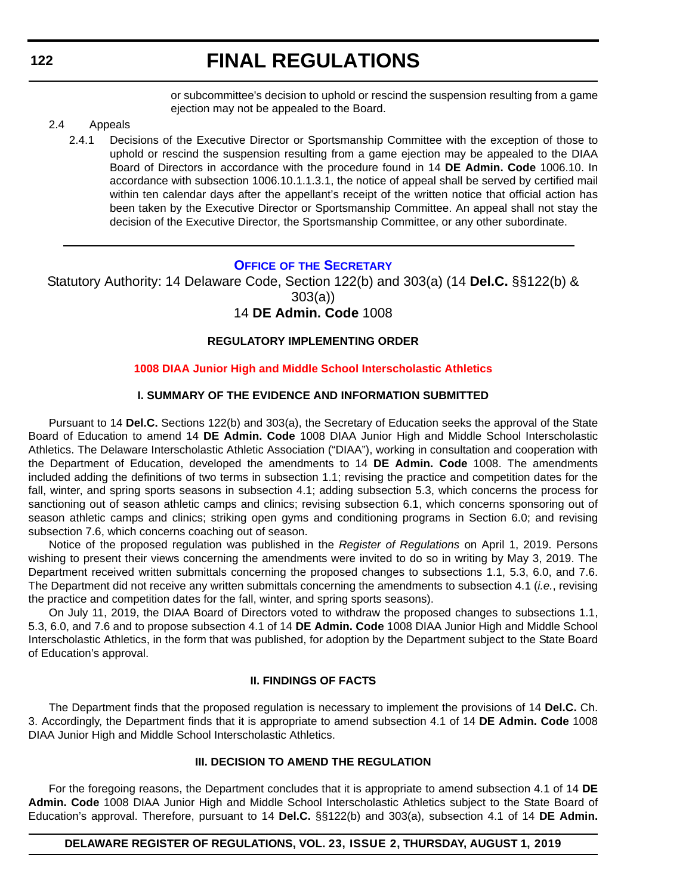or subcommittee's decision to uphold or rescind the suspension resulting from a game ejection may not be appealed to the Board.

2.4 Appeals

2.4.1 Decisions of the Executive Director or Sportsmanship Committee with the exception of those to uphold or rescind the suspension resulting from a game ejection may be appealed to the DIAA Board of Directors in accordance with the procedure found in 14 **DE Admin. Code** 1006.10. In accordance with subsection 1006.10.1.1.3.1, the notice of appeal shall be served by certified mail within ten calendar days after the appellant's receipt of the written notice that official action has been taken by the Executive Director or Sportsmanship Committee. An appeal shall not stay the decision of the Executive Director, the Sportsmanship Committee, or any other subordinate.

---

## Office of the Secretary

Statutory Authority: 14 Delaware Code, Section 122(b) and 303(a) (14 **Del.C.** §§122(b) & 303(a))

14 **DE Admin. Code** 1008

### REGULATORY IMPLEMENTING ORDER

### 1008 DIAA Junior High and Middle School Interscholastic Athletics

#### I. SUMMARY OF THE EVIDENCE AND INFORMATION SUBMITTED

Pursuant to 14 **Del.C.** Sections 122(b) and 303(a), the Secretary of Education seeks the approval of the State Board of Education to amend 14 **DE Admin. Code** 1008 DIAA Junior High and Middle School Interscholastic Athletics. The Delaware Interscholastic Athletic Association ("DIAA"), working in consultation and cooperation with the Department of Education, developed the amendments to 14 **DE Admin. Code** 1008. The amendments included adding the definitions of two terms in subsection 1.1; revising the practice and competition dates for the fall, winter, and spring sports seasons in subsection 4.1; adding subsection 5.3, which concerns the process for sanctioning out of season athletic camps and clinics; revising subsection 6.1, which concerns sponsoring out of season athletic camps and clinics; striking open gyms and conditioning programs in Section 6.0; and revising subsection 7.6, which concerns coaching out of season.

Notice of the proposed regulation was published in the *Register of Regulations* on April 1, 2019. Persons wishing to present their views concerning the amendments were invited to do so in writing by May 3, 2019. The Department received written submittals concerning the proposed changes to subsections 1.1, 5.3, 6.0, and 7.6. The Department did not receive any written submittals concerning the amendments to subsection 4.1 (*i.e.*, revising the practice and competition dates for the fall, winter, and spring sports seasons).

On July 11, 2019, the DIAA Board of Directors voted to withdraw the proposed changes to subsections 1.1, 5.3, 6.0, and 7.6 and to propose subsection 4.1 of 14 **DE Admin. Code** 1008 DIAA Junior High and Middle School Interscholastic Athletics, in the form that was published, for adoption by the Department subject to the State Board of Education's approval.

#### II. FINDINGS OF FACTS

The Department finds that the proposed regulation is necessary to implement the provisions of 14 **Del.C.** Ch. 3. Accordingly, the Department finds that it is appropriate to amend subsection 4.1 of 14 **DE Admin. Code** 1008 DIAA Junior High and Middle School Interscholastic Athletics.

#### III. DECISION TO AMEND THE REGULATION

For the foregoing reasons, the Department concludes that it is appropriate to amend subsection 4.1 of 14 **DE Admin. Code** 1008 DIAA Junior High and Middle School Interscholastic Athletics subject to the State Board of Education's approval. Therefore, pursuant to 14 **Del.C.** §§122(b) and 303(a), subsection 4.1 of 14 **DE Admin.**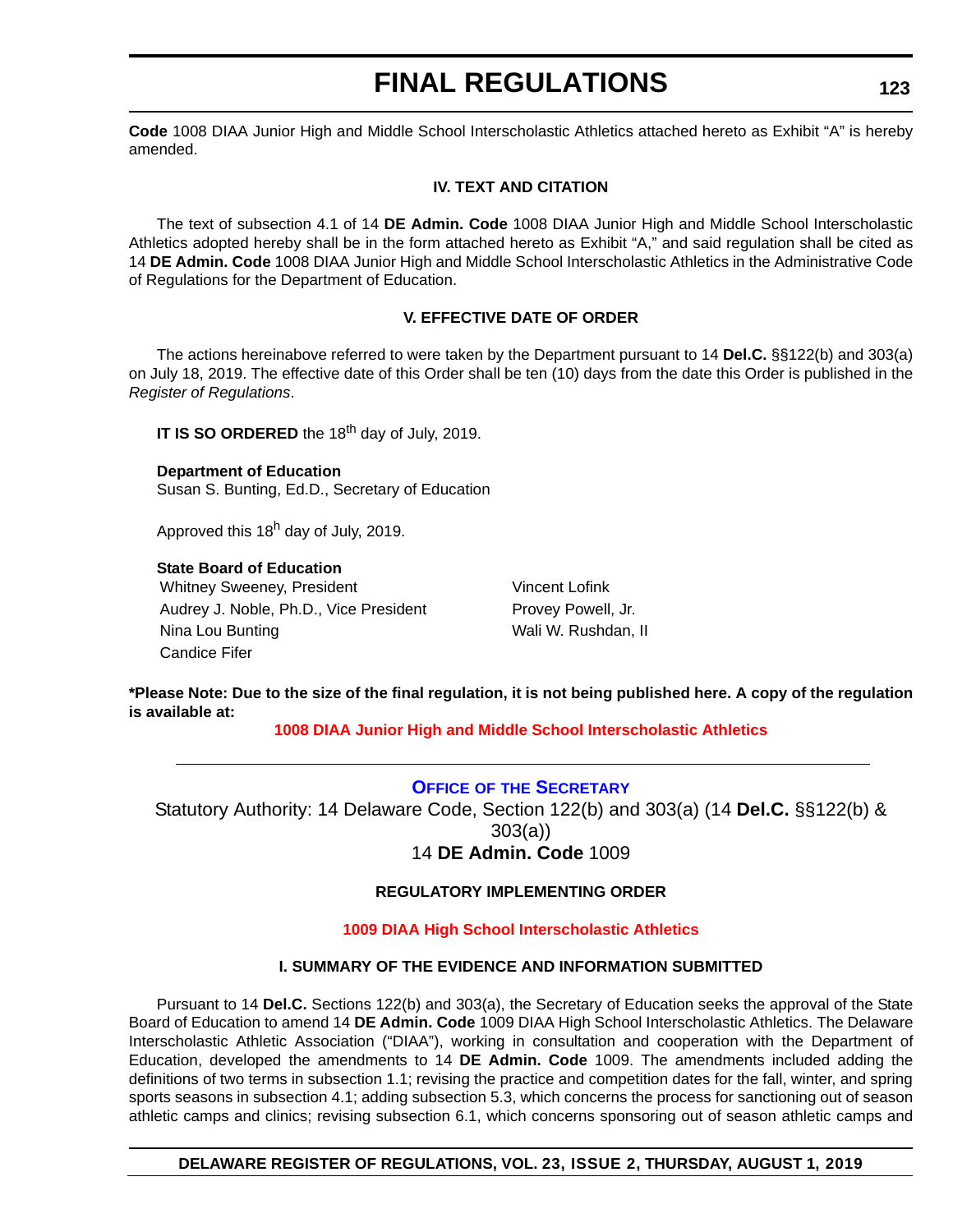**Code** 1008 DIAA Junior High and Middle School Interscholastic Athletics attached hereto as Exhibit "A" is hereby amended.

### IV. TEXT AND CITATION

The text of subsection 4.1 of 14 **DE Admin. Code** 1008 DIAA Junior High and Middle School Interscholastic Athletics adopted hereby shall be in the form attached hereto as Exhibit "A," and said regulation shall be cited as 14 **DE Admin. Code** 1008 DIAA Junior High and Middle School Interscholastic Athletics in the Administrative Code of Regulations for the Department of Education.

### V. EFFECTIVE DATE OF ORDER

The actions hereinabove referred to were taken by the Department pursuant to 14 **Del.C.** §§122(b) and 303(a) on July 18, 2019. The effective date of this Order shall be ten (10) days from the date this Order is published in the *Register of Regulations*.

**IT IS SO ORDERED** the 18th day of July, 2019.

**Department of Education**
Susan S. Bunting, Ed.D., Secretary of Education

Approved this 18h day of July, 2019.

**State Board of Education**

Whitney Sweeney, President
Audrey J. Noble, Ph.D., Vice President
Nina Lou Bunting
Candice Fifer
Vincent Lofink
Provey Powell, Jr.
Wali W. Rushdan, II

**\*Please Note: Due to the size of the final regulation, it is not being published here. A copy of the regulation is available at:**

**1008 DIAA Junior High and Middle School Interscholastic Athletics**

---

## OFFICE OF THE SECRETARY

Statutory Authority: 14 Delaware Code, Section 122(b) and 303(a) (14 **Del.C.** §§122(b) & 303(a))
14 **DE Admin. Code** 1009

### REGULATORY IMPLEMENTING ORDER

### 1009 DIAA High School Interscholastic Athletics

### I. SUMMARY OF THE EVIDENCE AND INFORMATION SUBMITTED

Pursuant to 14 **Del.C.** Sections 122(b) and 303(a), the Secretary of Education seeks the approval of the State Board of Education to amend 14 **DE Admin. Code** 1009 DIAA High School Interscholastic Athletics. The Delaware Interscholastic Athletic Association ("DIAA"), working in consultation and cooperation with the Department of Education, developed the amendments to 14 **DE Admin. Code** 1009. The amendments included adding the definitions of two terms in subsection 1.1; revising the practice and competition dates for the fall, winter, and spring sports seasons in subsection 4.1; adding subsection 5.3, which concerns the process for sanctioning out of season athletic camps and clinics; revising subsection 6.1, which concerns sponsoring out of season athletic camps and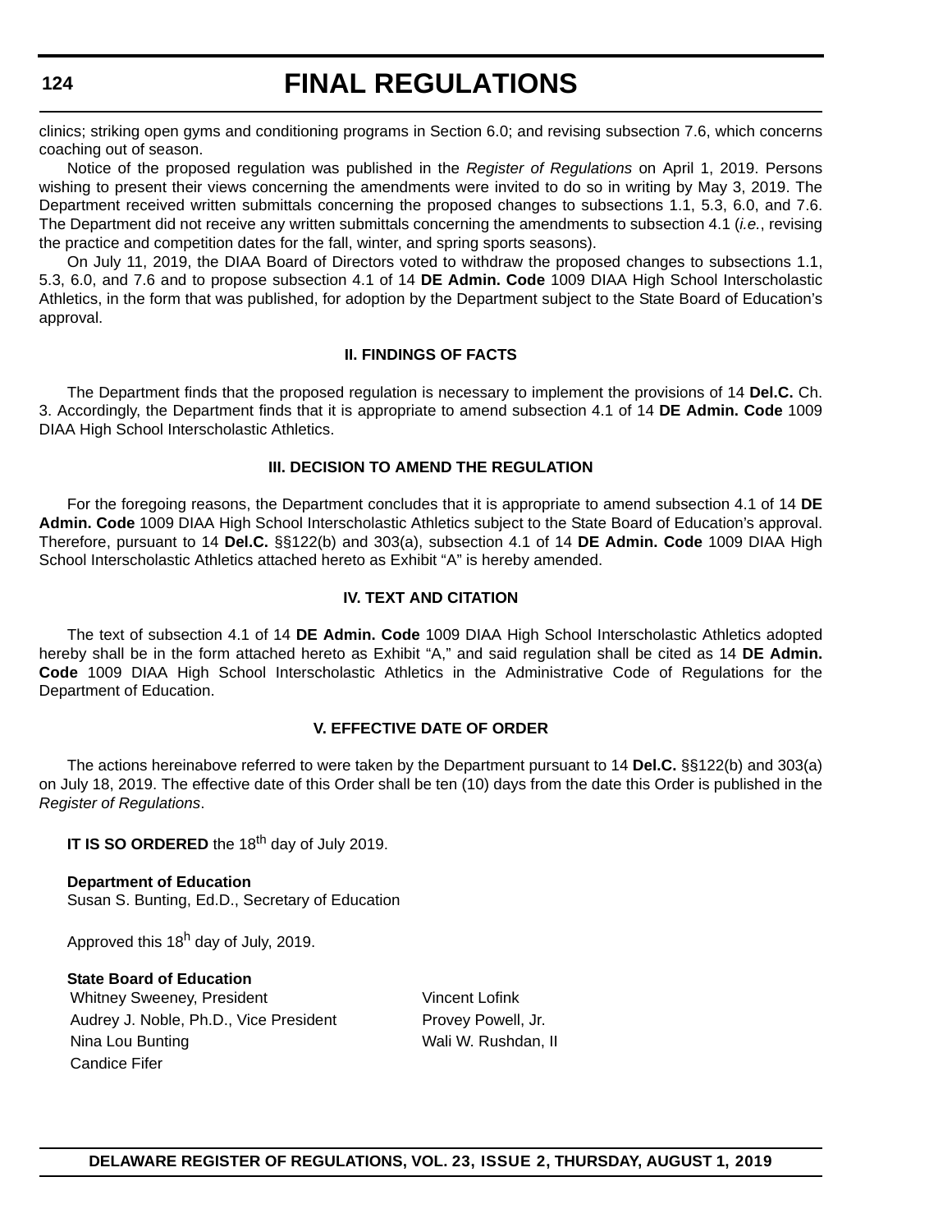clinics; striking open gyms and conditioning programs in Section 6.0; and revising subsection 7.6, which concerns coaching out of season.

Notice of the proposed regulation was published in the *Register of Regulations* on April 1, 2019. Persons wishing to present their views concerning the amendments were invited to do so in writing by May 3, 2019. The Department received written submittals concerning the proposed changes to subsections 1.1, 5.3, 6.0, and 7.6. The Department did not receive any written submittals concerning the amendments to subsection 4.1 (*i.e.*, revising the practice and competition dates for the fall, winter, and spring sports seasons).

On July 11, 2019, the DIAA Board of Directors voted to withdraw the proposed changes to subsections 1.1, 5.3, 6.0, and 7.6 and to propose subsection 4.1 of 14 **DE Admin. Code** 1009 DIAA High School Interscholastic Athletics, in the form that was published, for adoption by the Department subject to the State Board of Education's approval.

### II. FINDINGS OF FACTS

The Department finds that the proposed regulation is necessary to implement the provisions of 14 **Del.C.** Ch. 3. Accordingly, the Department finds that it is appropriate to amend subsection 4.1 of 14 **DE Admin. Code** 1009 DIAA High School Interscholastic Athletics.

### III. DECISION TO AMEND THE REGULATION

For the foregoing reasons, the Department concludes that it is appropriate to amend subsection 4.1 of 14 **DE Admin. Code** 1009 DIAA High School Interscholastic Athletics subject to the State Board of Education's approval. Therefore, pursuant to 14 **Del.C.** §§122(b) and 303(a), subsection 4.1 of 14 **DE Admin. Code** 1009 DIAA High School Interscholastic Athletics attached hereto as Exhibit "A" is hereby amended.

### IV. TEXT AND CITATION

The text of subsection 4.1 of 14 **DE Admin. Code** 1009 DIAA High School Interscholastic Athletics adopted hereby shall be in the form attached hereto as Exhibit "A," and said regulation shall be cited as 14 **DE Admin. Code** 1009 DIAA High School Interscholastic Athletics in the Administrative Code of Regulations for the Department of Education.

### V. EFFECTIVE DATE OF ORDER

The actions hereinabove referred to were taken by the Department pursuant to 14 **Del.C.** §§122(b) and 303(a) on July 18, 2019. The effective date of this Order shall be ten (10) days from the date this Order is published in the *Register of Regulations*.

**IT IS SO ORDERED** the 18th day of July 2019.

**Department of Education**
Susan S. Bunting, Ed.D., Secretary of Education

Approved this 18h day of July, 2019.

**State Board of Education**

Whitney Sweeney, President
Audrey J. Noble, Ph.D., Vice President
Nina Lou Bunting
Candice Fifer
Vincent Lofink
Provey Powell, Jr.
Wali W. Rushdan, II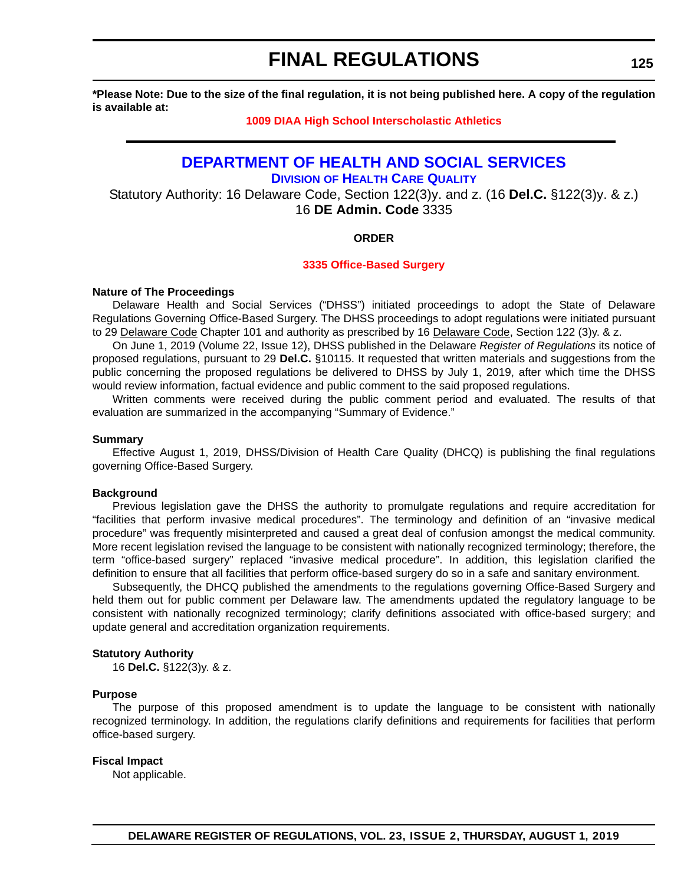**\*Please Note: Due to the size of the final regulation, it is not being published here. A copy of the regulation is available at:**

**1009 DIAA High School Interscholastic Athletics**

---

## DEPARTMENT OF HEALTH AND SOCIAL SERVICES

### DIVISION OF HEALTH CARE QUALITY

Statutory Authority: 16 Delaware Code, Section 122(3)y. and z. (16 **Del.C.** §122(3)y. & z.)
16 **DE Admin. Code** 3335

**ORDER**

**3335 Office-Based Surgery**

**Nature of The Proceedings**

Delaware Health and Social Services ("DHSS") initiated proceedings to adopt the State of Delaware Regulations Governing Office-Based Surgery. The DHSS proceedings to adopt regulations were initiated pursuant to 29 Delaware Code Chapter 101 and authority as prescribed by 16 Delaware Code, Section 122 (3)y. & z.

On June 1, 2019 (Volume 22, Issue 12), DHSS published in the Delaware *Register of Regulations* its notice of proposed regulations, pursuant to 29 **Del.C.** §10115. It requested that written materials and suggestions from the public concerning the proposed regulations be delivered to DHSS by July 1, 2019, after which time the DHSS would review information, factual evidence and public comment to the said proposed regulations.

Written comments were received during the public comment period and evaluated. The results of that evaluation are summarized in the accompanying "Summary of Evidence."

**Summary**

Effective August 1, 2019, DHSS/Division of Health Care Quality (DHCQ) is publishing the final regulations governing Office-Based Surgery.

**Background**

Previous legislation gave the DHSS the authority to promulgate regulations and require accreditation for "facilities that perform invasive medical procedures". The terminology and definition of an "invasive medical procedure" was frequently misinterpreted and caused a great deal of confusion amongst the medical community. More recent legislation revised the language to be consistent with nationally recognized terminology; therefore, the term "office-based surgery" replaced "invasive medical procedure". In addition, this legislation clarified the definition to ensure that all facilities that perform office-based surgery do so in a safe and sanitary environment.

Subsequently, the DHCQ published the amendments to the regulations governing Office-Based Surgery and held them out for public comment per Delaware law. The amendments updated the regulatory language to be consistent with nationally recognized terminology; clarify definitions associated with office-based surgery; and update general and accreditation organization requirements.

**Statutory Authority**

16 **Del.C.** §122(3)y. & z.

**Purpose**

The purpose of this proposed amendment is to update the language to be consistent with nationally recognized terminology. In addition, the regulations clarify definitions and requirements for facilities that perform office-based surgery.

**Fiscal Impact**

Not applicable.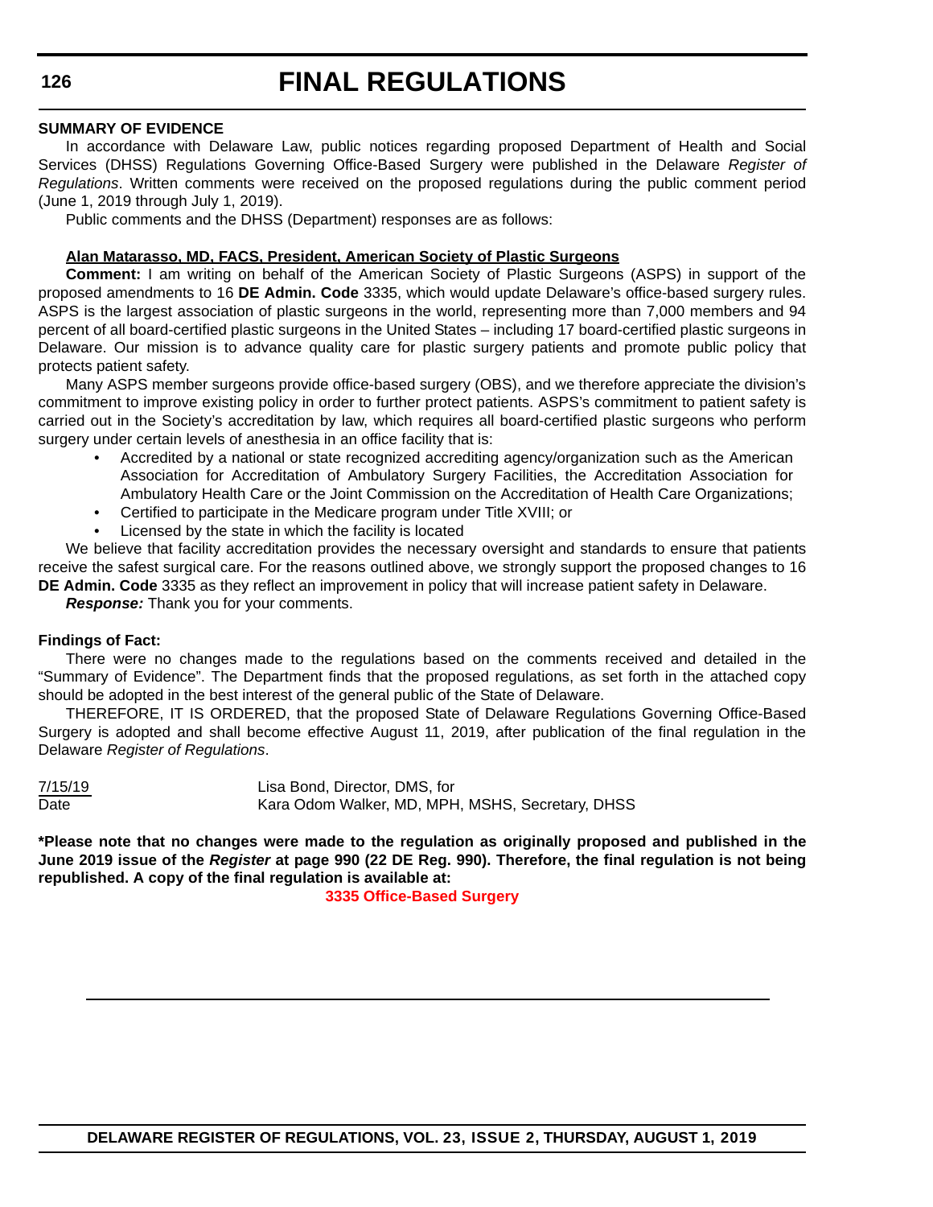**SUMMARY OF EVIDENCE**

In accordance with Delaware Law, public notices regarding proposed Department of Health and Social Services (DHSS) Regulations Governing Office-Based Surgery were published in the Delaware *Register of Regulations*. Written comments were received on the proposed regulations during the public comment period (June 1, 2019 through July 1, 2019).

Public comments and the DHSS (Department) responses are as follows:

**Alan Matarasso, MD, FACS, President, American Society of Plastic Surgeons**

**Comment:** I am writing on behalf of the American Society of Plastic Surgeons (ASPS) in support of the proposed amendments to 16 **DE Admin. Code** 3335, which would update Delaware's office-based surgery rules. ASPS is the largest association of plastic surgeons in the world, representing more than 7,000 members and 94 percent of all board-certified plastic surgeons in the United States – including 17 board-certified plastic surgeons in Delaware. Our mission is to advance quality care for plastic surgery patients and promote public policy that protects patient safety.

Many ASPS member surgeons provide office-based surgery (OBS), and we therefore appreciate the division's commitment to improve existing policy in order to further protect patients. ASPS's commitment to patient safety is carried out in the Society's accreditation by law, which requires all board-certified plastic surgeons who perform surgery under certain levels of anesthesia in an office facility that is:

- Accredited by a national or state recognized accrediting agency/organization such as the American Association for Accreditation of Ambulatory Surgery Facilities, the Accreditation Association for Ambulatory Health Care or the Joint Commission on the Accreditation of Health Care Organizations;
- Certified to participate in the Medicare program under Title XVIII; or
- Licensed by the state in which the facility is located

We believe that facility accreditation provides the necessary oversight and standards to ensure that patients receive the safest surgical care. For the reasons outlined above, we strongly support the proposed changes to 16 **DE Admin. Code** 3335 as they reflect an improvement in policy that will increase patient safety in Delaware.

***Response:*** Thank you for your comments.

**Findings of Fact:**

There were no changes made to the regulations based on the comments received and detailed in the "Summary of Evidence". The Department finds that the proposed regulations, as set forth in the attached copy should be adopted in the best interest of the general public of the State of Delaware.

THEREFORE, IT IS ORDERED, that the proposed State of Delaware Regulations Governing Office-Based Surgery is adopted and shall become effective August 11, 2019, after publication of the final regulation in the Delaware *Register of Regulations*.

7/15/19 — Lisa Bond, Director, DMS, for
Date — Kara Odom Walker, MD, MPH, MSHS, Secretary, DHSS

**\*Please note that no changes were made to the regulation as originally proposed and published in the June 2019 issue of the *Register* at page 990 (22 DE Reg. 990). Therefore, the final regulation is not being republished. A copy of the final regulation is available at:**

**3335 Office-Based Surgery**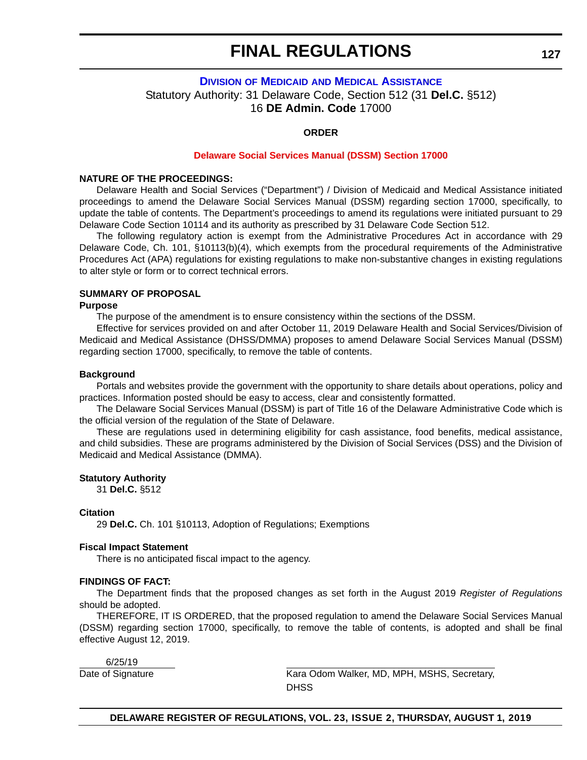# FINAL REGULATIONS

## DIVISION OF MEDICAID AND MEDICAL ASSISTANCE

Statutory Authority: 31 Delaware Code, Section 512 (31 **Del.C.** §512)
16 **DE Admin. Code** 17000

**ORDER**

**Delaware Social Services Manual (DSSM) Section 17000**

**NATURE OF THE PROCEEDINGS:**

Delaware Health and Social Services ("Department") / Division of Medicaid and Medical Assistance initiated proceedings to amend the Delaware Social Services Manual (DSSM) regarding section 17000, specifically, to update the table of contents. The Department's proceedings to amend its regulations were initiated pursuant to 29 Delaware Code Section 10114 and its authority as prescribed by 31 Delaware Code Section 512.

The following regulatory action is exempt from the Administrative Procedures Act in accordance with 29 Delaware Code, Ch. 101, §10113(b)(4), which exempts from the procedural requirements of the Administrative Procedures Act (APA) regulations for existing regulations to make non-substantive changes in existing regulations to alter style or form or to correct technical errors.

**SUMMARY OF PROPOSAL**

**Purpose**

The purpose of the amendment is to ensure consistency within the sections of the DSSM.

Effective for services provided on and after October 11, 2019 Delaware Health and Social Services/Division of Medicaid and Medical Assistance (DHSS/DMMA) proposes to amend Delaware Social Services Manual (DSSM) regarding section 17000, specifically, to remove the table of contents.

**Background**

Portals and websites provide the government with the opportunity to share details about operations, policy and practices. Information posted should be easy to access, clear and consistently formatted.

The Delaware Social Services Manual (DSSM) is part of Title 16 of the Delaware Administrative Code which is the official version of the regulation of the State of Delaware.

These are regulations used in determining eligibility for cash assistance, food benefits, medical assistance, and child subsidies. These are programs administered by the Division of Social Services (DSS) and the Division of Medicaid and Medical Assistance (DMMA).

**Statutory Authority**

31 **Del.C.** §512

**Citation**

29 **Del.C.** Ch. 101 §10113, Adoption of Regulations; Exemptions

**Fiscal Impact Statement**

There is no anticipated fiscal impact to the agency.

**FINDINGS OF FACT:**

The Department finds that the proposed changes as set forth in the August 2019 *Register of Regulations* should be adopted.

THEREFORE, IT IS ORDERED, that the proposed regulation to amend the Delaware Social Services Manual (DSSM) regarding section 17000, specifically, to remove the table of contents, is adopted and shall be final effective August 12, 2019.

6/25/19
Date of Signature

Kara Odom Walker, MD, MPH, MSHS, Secretary, DHSS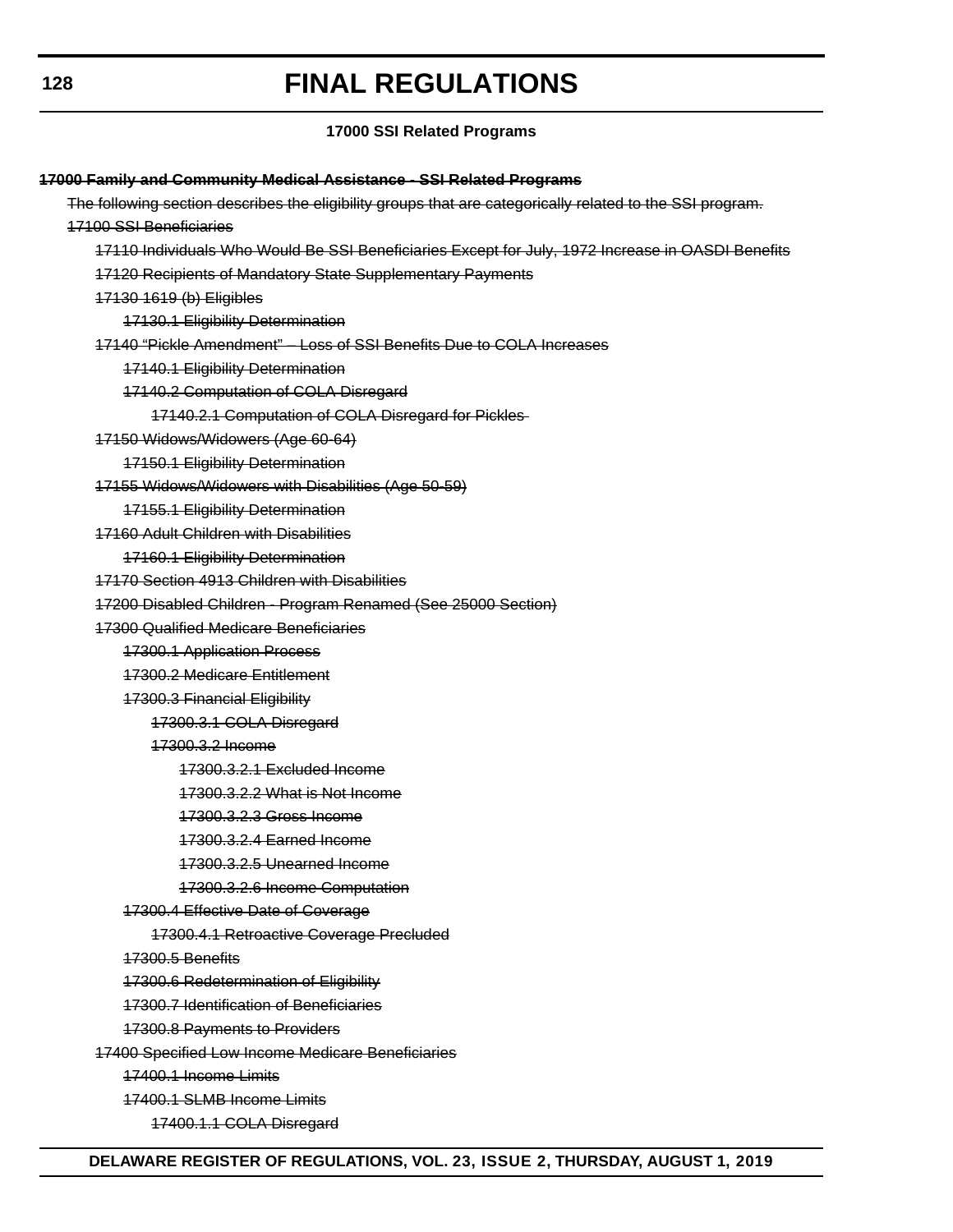**17000 SSI Related Programs**

~~**17000 Family and Community Medical Assistance - SSI Related Programs**~~

~~The following section describes the eligibility groups that are categorically related to the SSI program.~~

~~17100 SSI Beneficiaries~~

- ~~17110 Individuals Who Would Be SSI Beneficiaries Except for July, 1972 Increase in OASDI Benefits~~
- ~~17120 Recipients of Mandatory State Supplementary Payments~~
- ~~17130 1619 (b) Eligibles~~
  - ~~17130.1 Eligibility Determination~~
- ~~17140 "Pickle Amendment" – Loss of SSI Benefits Due to COLA Increases~~
  - ~~17140.1 Eligibility Determination~~
  - ~~17140.2 Computation of COLA Disregard~~
    - ~~17140.2.1 Computation of COLA Disregard for Pickles~~
- ~~17150 Widows/Widowers (Age 60-64)~~
  - ~~17150.1 Eligibility Determination~~
- ~~17155 Widows/Widowers with Disabilities (Age 50-59)~~
  - ~~17155.1 Eligibility Determination~~
- ~~17160 Adult Children with Disabilities~~
  - ~~17160.1 Eligibility Determination~~
- ~~17170 Section 4913 Children with Disabilities~~
- ~~17200 Disabled Children - Program Renamed (See 25000 Section)~~
- ~~17300 Qualified Medicare Beneficiaries~~
  - ~~17300.1 Application Process~~
  - ~~17300.2 Medicare Entitlement~~
  - ~~17300.3 Financial Eligibility~~
    - ~~17300.3.1 COLA Disregard~~
    - ~~17300.3.2 Income~~
      - ~~17300.3.2.1 Excluded Income~~
      - ~~17300.3.2.2 What is Not Income~~
      - ~~17300.3.2.3 Gross Income~~
      - ~~17300.3.2.4 Earned Income~~
      - ~~17300.3.2.5 Unearned Income~~
      - ~~17300.3.2.6 Income Computation~~
  - ~~17300.4 Effective Date of Coverage~~
    - ~~17300.4.1 Retroactive Coverage Precluded~~
  - ~~17300.5 Benefits~~
  - ~~17300.6 Redetermination of Eligibility~~
  - ~~17300.7 Identification of Beneficiaries~~
  - ~~17300.8 Payments to Providers~~
- ~~17400 Specified Low Income Medicare Beneficiaries~~
  - ~~17400.1 Income Limits~~
  - ~~17400.1 SLMB Income Limits~~
    - ~~17400.1.1 COLA Disregard~~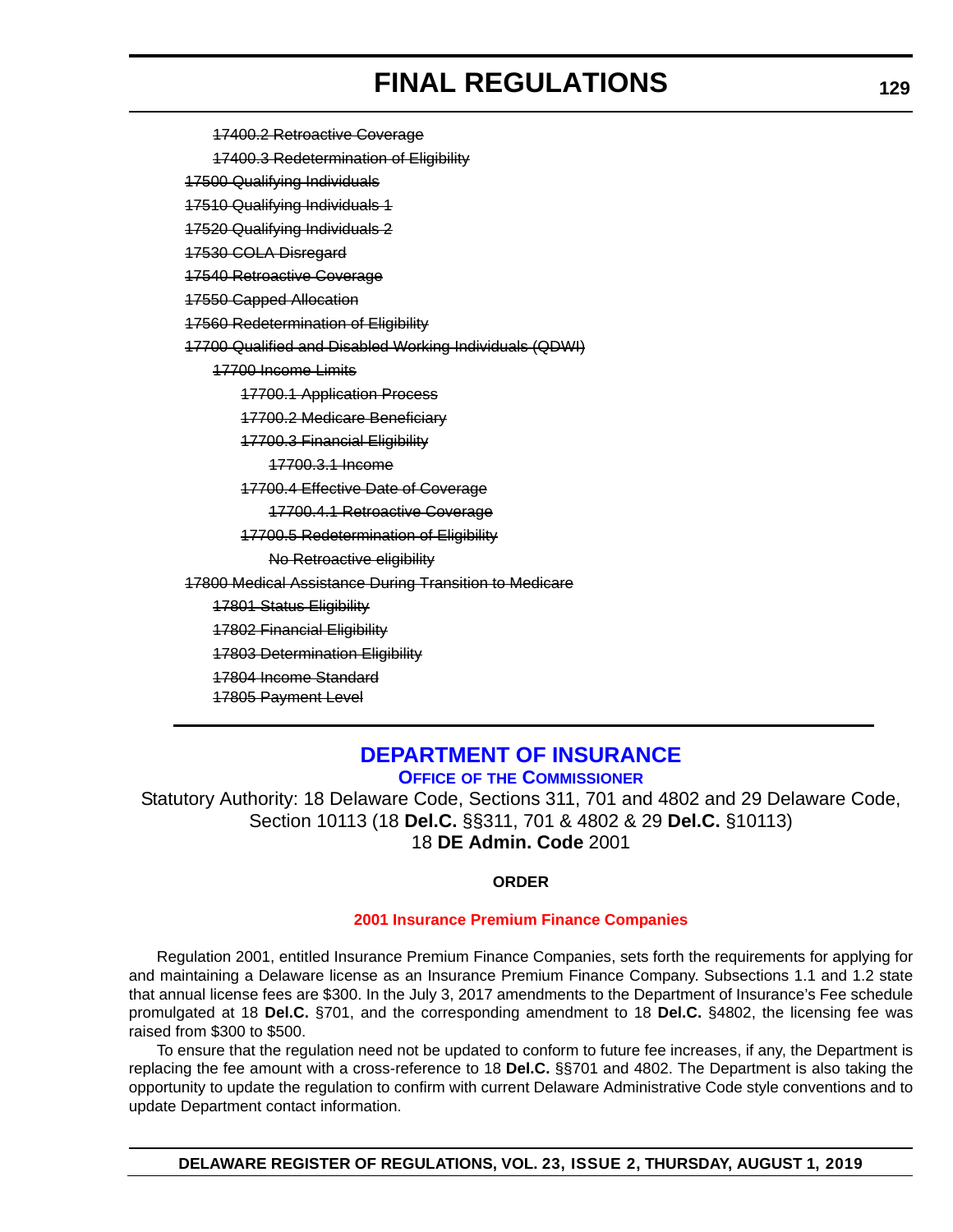~~17400.2 Retroactive Coverage~~

~~17400.3 Redetermination of Eligibility~~

~~17500 Qualifying Individuals~~

~~17510 Qualifying Individuals 1~~

~~17520 Qualifying Individuals 2~~

~~17530 COLA Disregard~~

~~17540 Retroactive Coverage~~

~~17550 Capped Allocation~~

~~17560 Redetermination of Eligibility~~

~~17700 Qualified and Disabled Working Individuals (QDWI)~~

~~17700 Income Limits~~

~~17700.1 Application Process~~

~~17700.2 Medicare Beneficiary~~

~~17700.3 Financial Eligibility~~

~~17700.3.1 Income~~

~~17700.4 Effective Date of Coverage~~

~~17700.4.1 Retroactive Coverage~~

~~17700.5 Redetermination of Eligibility~~

~~No Retroactive eligibility~~

~~17800 Medical Assistance During Transition to Medicare~~

~~17801 Status Eligibility~~

~~17802 Financial Eligibility~~

~~17803 Determination Eligibility~~

~~17804 Income Standard~~

~~17805 Payment Level~~

---

# DEPARTMENT OF INSURANCE

## OFFICE OF THE COMMISSIONER

Statutory Authority: 18 Delaware Code, Sections 311, 701 and 4802 and 29 Delaware Code, Section 10113 (18 **Del.C.** §§311, 701 & 4802 & 29 **Del.C.** §10113)
18 **DE Admin. Code** 2001

**ORDER**

**2001 Insurance Premium Finance Companies**

Regulation 2001, entitled Insurance Premium Finance Companies, sets forth the requirements for applying for and maintaining a Delaware license as an Insurance Premium Finance Company. Subsections 1.1 and 1.2 state that annual license fees are $300. In the July 3, 2017 amendments to the Department of Insurance's Fee schedule promulgated at 18 **Del.C.** §701, and the corresponding amendment to 18 **Del.C.** §4802, the licensing fee was raised from $300 to $500.

To ensure that the regulation need not be updated to conform to future fee increases, if any, the Department is replacing the fee amount with a cross-reference to 18 **Del.C.** §§701 and 4802. The Department is also taking the opportunity to update the regulation to confirm with current Delaware Administrative Code style conventions and to update Department contact information.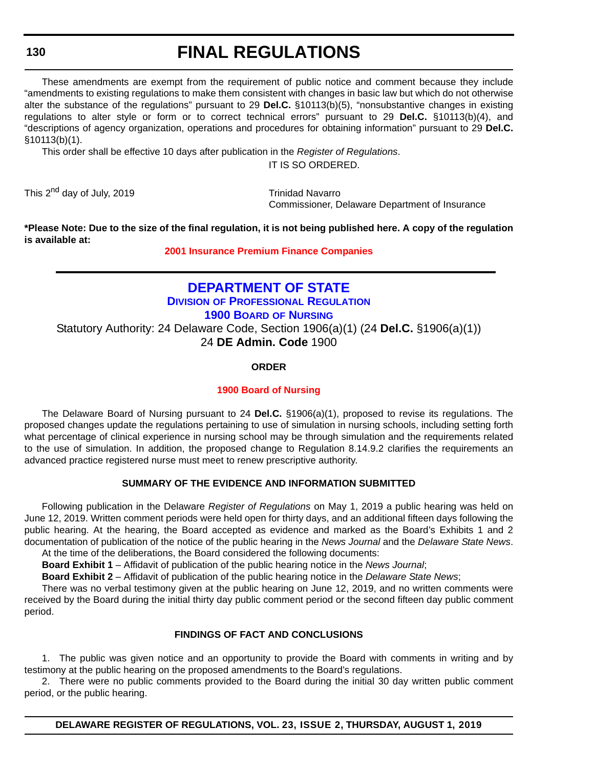These amendments are exempt from the requirement of public notice and comment because they include "amendments to existing regulations to make them consistent with changes in basic law but which do not otherwise alter the substance of the regulations" pursuant to 29 **Del.C.** §10113(b)(5), "nonsubstantive changes in existing regulations to alter style or form or to correct technical errors" pursuant to 29 **Del.C.** §10113(b)(4), and "descriptions of agency organization, operations and procedures for obtaining information" pursuant to 29 **Del.C.** §10113(b)(1).

This order shall be effective 10 days after publication in the *Register of Regulations*.

IT IS SO ORDERED.

This 2nd day of July, 2019

Trinidad Navarro
Commissioner, Delaware Department of Insurance

**\*Please Note: Due to the size of the final regulation, it is not being published here. A copy of the regulation is available at:**

**2001 Insurance Premium Finance Companies**

---

# DEPARTMENT OF STATE

## DIVISION OF PROFESSIONAL REGULATION

## 1900 BOARD OF NURSING

Statutory Authority: 24 Delaware Code, Section 1906(a)(1) (24 **Del.C.** §1906(a)(1))
24 **DE Admin. Code** 1900

### ORDER

**1900 Board of Nursing**

The Delaware Board of Nursing pursuant to 24 **Del.C.** §1906(a)(1), proposed to revise its regulations. The proposed changes update the regulations pertaining to use of simulation in nursing schools, including setting forth what percentage of clinical experience in nursing school may be through simulation and the requirements related to the use of simulation. In addition, the proposed change to Regulation 8.14.9.2 clarifies the requirements an advanced practice registered nurse must meet to renew prescriptive authority.

### SUMMARY OF THE EVIDENCE AND INFORMATION SUBMITTED

Following publication in the Delaware *Register of Regulations* on May 1, 2019 a public hearing was held on June 12, 2019. Written comment periods were held open for thirty days, and an additional fifteen days following the public hearing. At the hearing, the Board accepted as evidence and marked as the Board's Exhibits 1 and 2 documentation of publication of the notice of the public hearing in the *News Journal* and the *Delaware State News*.

At the time of the deliberations, the Board considered the following documents:

**Board Exhibit 1** – Affidavit of publication of the public hearing notice in the *News Journal*;

**Board Exhibit 2** – Affidavit of publication of the public hearing notice in the *Delaware State News*;

There was no verbal testimony given at the public hearing on June 12, 2019, and no written comments were received by the Board during the initial thirty day public comment period or the second fifteen day public comment period.

### FINDINGS OF FACT AND CONCLUSIONS

1. The public was given notice and an opportunity to provide the Board with comments in writing and by testimony at the public hearing on the proposed amendments to the Board's regulations.

2. There were no public comments provided to the Board during the initial 30 day written public comment period, or the public hearing.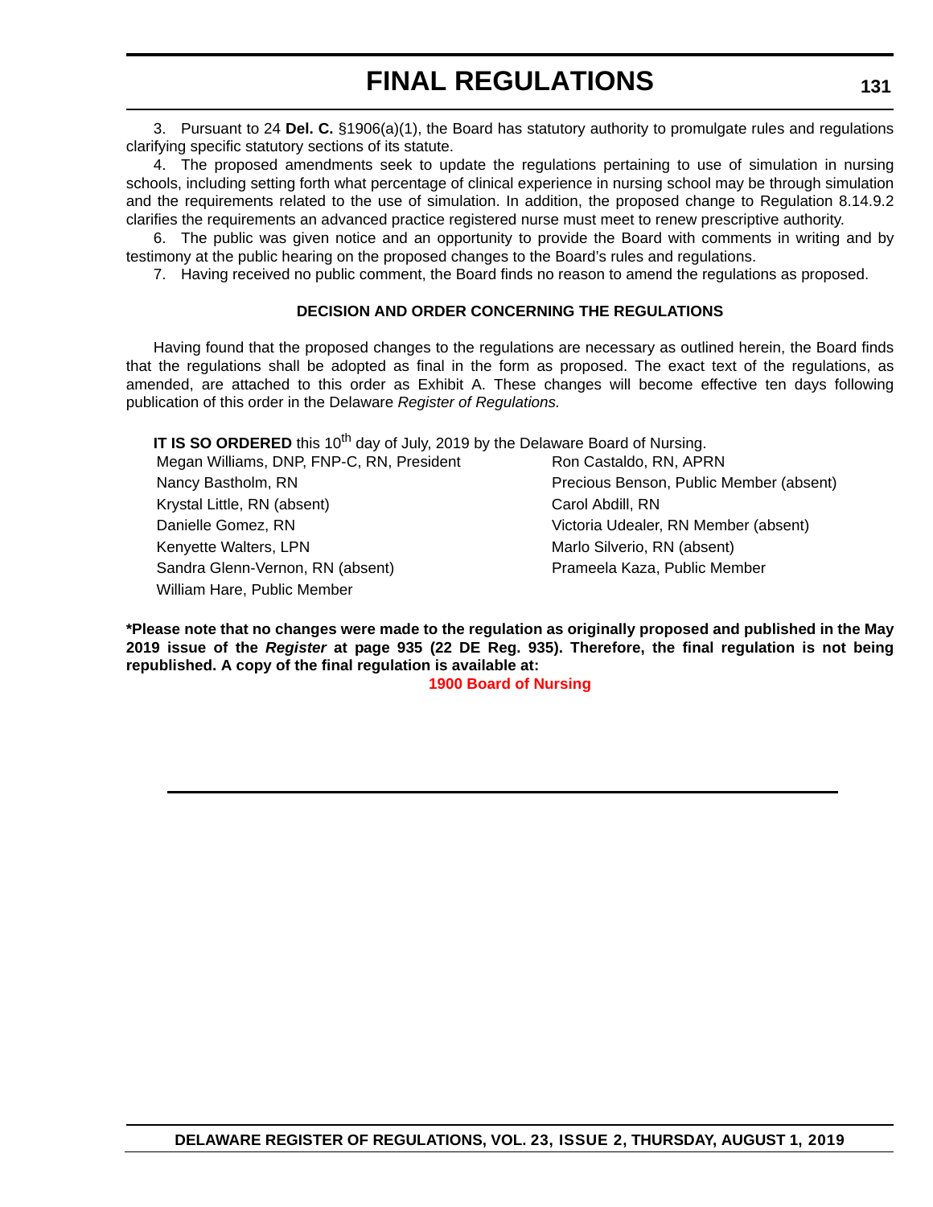3. Pursuant to 24 **Del. C.** §1906(a)(1), the Board has statutory authority to promulgate rules and regulations clarifying specific statutory sections of its statute.

4. The proposed amendments seek to update the regulations pertaining to use of simulation in nursing schools, including setting forth what percentage of clinical experience in nursing school may be through simulation and the requirements related to the use of simulation. In addition, the proposed change to Regulation 8.14.9.2 clarifies the requirements an advanced practice registered nurse must meet to renew prescriptive authority.

6. The public was given notice and an opportunity to provide the Board with comments in writing and by testimony at the public hearing on the proposed changes to the Board's rules and regulations.

7. Having received no public comment, the Board finds no reason to amend the regulations as proposed.

**DECISION AND ORDER CONCERNING THE REGULATIONS**

Having found that the proposed changes to the regulations are necessary as outlined herein, the Board finds that the regulations shall be adopted as final in the form as proposed. The exact text of the regulations, as amended, are attached to this order as Exhibit A. These changes will become effective ten days following publication of this order in the Delaware *Register of Regulations.*

**IT IS SO ORDERED** this 10th day of July, 2019 by the Delaware Board of Nursing.

Megan Williams, DNP, FNP-C, RN, President
Nancy Bastholm, RN
Krystal Little, RN (absent)
Danielle Gomez, RN
Kenyette Walters, LPN
Sandra Glenn-Vernon, RN (absent)
William Hare, Public Member
Ron Castaldo, RN, APRN
Precious Benson, Public Member (absent)
Carol Abdill, RN
Victoria Udealer, RN Member (absent)
Marlo Silverio, RN (absent)
Prameela Kaza, Public Member

**\*Please note that no changes were made to the regulation as originally proposed and published in the May 2019 issue of the *Register* at page 935 (22 DE Reg. 935). Therefore, the final regulation is not being republished. A copy of the final regulation is available at:**

**1900 Board of Nursing**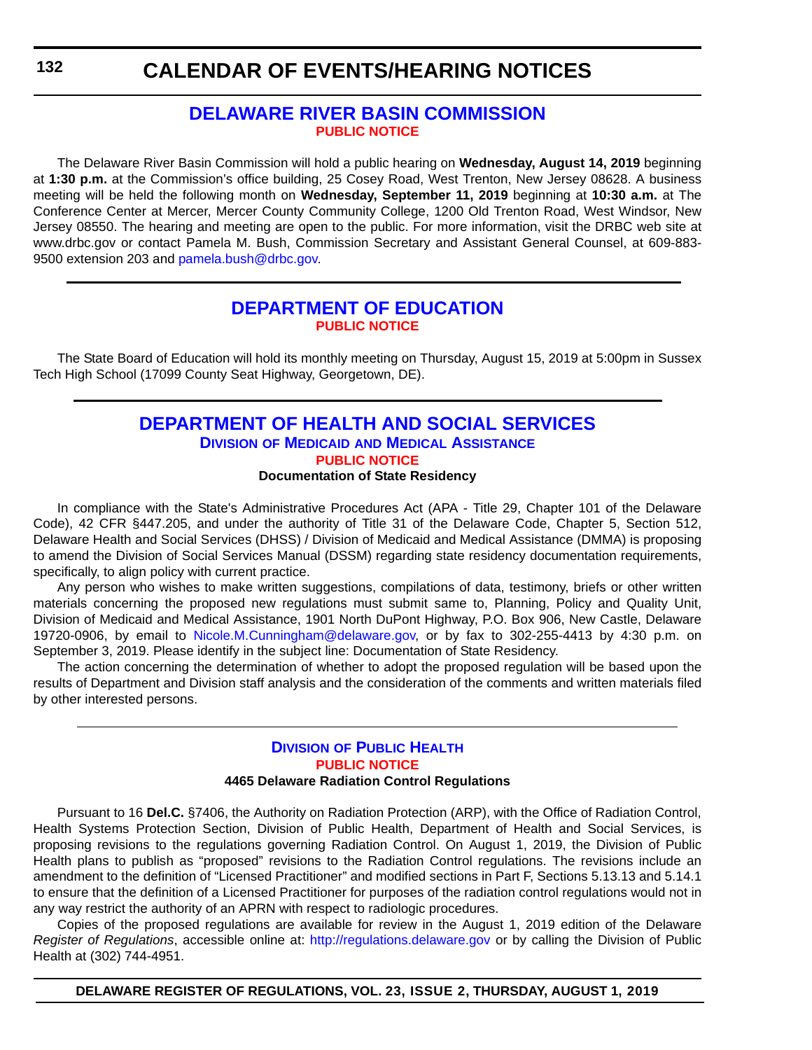# CALENDAR OF EVENTS/HEARING NOTICES

## DELAWARE RIVER BASIN COMMISSION

**PUBLIC NOTICE**

The Delaware River Basin Commission will hold a public hearing on **Wednesday, August 14, 2019** beginning at **1:30 p.m.** at the Commission's office building, 25 Cosey Road, West Trenton, New Jersey 08628. A business meeting will be held the following month on **Wednesday, September 11, 2019** beginning at **10:30 a.m.** at The Conference Center at Mercer, Mercer County Community College, 1200 Old Trenton Road, West Windsor, New Jersey 08550. The hearing and meeting are open to the public. For more information, visit the DRBC web site at www.drbc.gov or contact Pamela M. Bush, Commission Secretary and Assistant General Counsel, at 609-883-9500 extension 203 and pamela.bush@drbc.gov.

## DEPARTMENT OF EDUCATION

**PUBLIC NOTICE**

The State Board of Education will hold its monthly meeting on Thursday, August 15, 2019 at 5:00pm in Sussex Tech High School (17099 County Seat Highway, Georgetown, DE).

## DEPARTMENT OF HEALTH AND SOCIAL SERVICES

### Division of Medicaid and Medical Assistance

**PUBLIC NOTICE**

**Documentation of State Residency**

In compliance with the State's Administrative Procedures Act (APA - Title 29, Chapter 101 of the Delaware Code), 42 CFR §447.205, and under the authority of Title 31 of the Delaware Code, Chapter 5, Section 512, Delaware Health and Social Services (DHSS) / Division of Medicaid and Medical Assistance (DMMA) is proposing to amend the Division of Social Services Manual (DSSM) regarding state residency documentation requirements, specifically, to align policy with current practice.

Any person who wishes to make written suggestions, compilations of data, testimony, briefs or other written materials concerning the proposed new regulations must submit same to, Planning, Policy and Quality Unit, Division of Medicaid and Medical Assistance, 1901 North DuPont Highway, P.O. Box 906, New Castle, Delaware 19720-0906, by email to Nicole.M.Cunningham@delaware.gov, or by fax to 302-255-4413 by 4:30 p.m. on September 3, 2019. Please identify in the subject line: Documentation of State Residency.

The action concerning the determination of whether to adopt the proposed regulation will be based upon the results of Department and Division staff analysis and the consideration of the comments and written materials filed by other interested persons.

### Division of Public Health

**PUBLIC NOTICE**

**4465 Delaware Radiation Control Regulations**

Pursuant to 16 **Del.C.** §7406, the Authority on Radiation Protection (ARP), with the Office of Radiation Control, Health Systems Protection Section, Division of Public Health, Department of Health and Social Services, is proposing revisions to the regulations governing Radiation Control. On August 1, 2019, the Division of Public Health plans to publish as "proposed" revisions to the Radiation Control regulations. The revisions include an amendment to the definition of "Licensed Practitioner" and modified sections in Part F, Sections 5.13.13 and 5.14.1 to ensure that the definition of a Licensed Practitioner for purposes of the radiation control regulations would not in any way restrict the authority of an APRN with respect to radiologic procedures.

Copies of the proposed regulations are available for review in the August 1, 2019 edition of the Delaware *Register of Regulations*, accessible online at: http://regulations.delaware.gov or by calling the Division of Public Health at (302) 744-4951.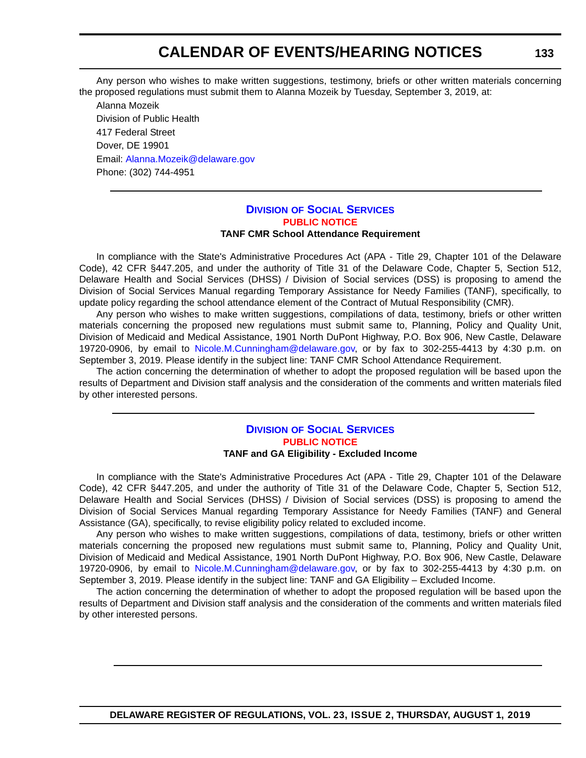Any person who wishes to make written suggestions, testimony, briefs or other written materials concerning the proposed regulations must submit them to Alanna Mozeik by Tuesday, September 3, 2019, at:

Alanna Mozeik
Division of Public Health
417 Federal Street
Dover, DE 19901
Email: Alanna.Mozeik@delaware.gov
Phone: (302) 744-4951

---

## Division of Social Services

### PUBLIC NOTICE

**TANF CMR School Attendance Requirement**

In compliance with the State's Administrative Procedures Act (APA - Title 29, Chapter 101 of the Delaware Code), 42 CFR §447.205, and under the authority of Title 31 of the Delaware Code, Chapter 5, Section 512, Delaware Health and Social Services (DHSS) / Division of Social services (DSS) is proposing to amend the Division of Social Services Manual regarding Temporary Assistance for Needy Families (TANF), specifically, to update policy regarding the school attendance element of the Contract of Mutual Responsibility (CMR).

Any person who wishes to make written suggestions, compilations of data, testimony, briefs or other written materials concerning the proposed new regulations must submit same to, Planning, Policy and Quality Unit, Division of Medicaid and Medical Assistance, 1901 North DuPont Highway, P.O. Box 906, New Castle, Delaware 19720-0906, by email to Nicole.M.Cunningham@delaware.gov, or by fax to 302-255-4413 by 4:30 p.m. on September 3, 2019. Please identify in the subject line: TANF CMR School Attendance Requirement.

The action concerning the determination of whether to adopt the proposed regulation will be based upon the results of Department and Division staff analysis and the consideration of the comments and written materials filed by other interested persons.

---

## Division of Social Services

### PUBLIC NOTICE

**TANF and GA Eligibility - Excluded Income**

In compliance with the State's Administrative Procedures Act (APA - Title 29, Chapter 101 of the Delaware Code), 42 CFR §447.205, and under the authority of Title 31 of the Delaware Code, Chapter 5, Section 512, Delaware Health and Social Services (DHSS) / Division of Social services (DSS) is proposing to amend the Division of Social Services Manual regarding Temporary Assistance for Needy Families (TANF) and General Assistance (GA), specifically, to revise eligibility policy related to excluded income.

Any person who wishes to make written suggestions, compilations of data, testimony, briefs or other written materials concerning the proposed new regulations must submit same to, Planning, Policy and Quality Unit, Division of Medicaid and Medical Assistance, 1901 North DuPont Highway, P.O. Box 906, New Castle, Delaware 19720-0906, by email to Nicole.M.Cunningham@delaware.gov, or by fax to 302-255-4413 by 4:30 p.m. on September 3, 2019. Please identify in the subject line: TANF and GA Eligibility – Excluded Income.

The action concerning the determination of whether to adopt the proposed regulation will be based upon the results of Department and Division staff analysis and the consideration of the comments and written materials filed by other interested persons.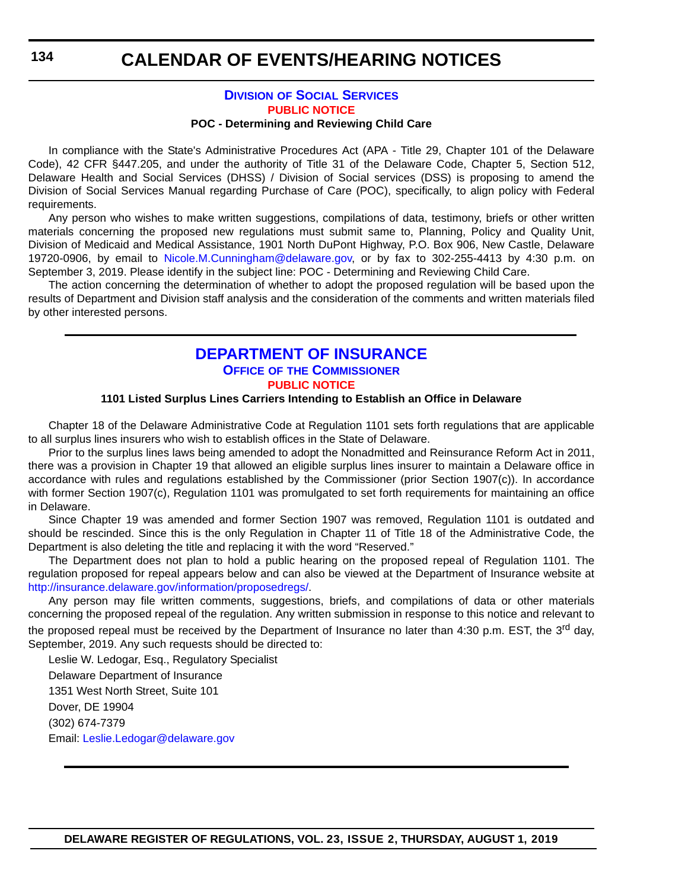## DIVISION OF SOCIAL SERVICES

### PUBLIC NOTICE

**POC - Determining and Reviewing Child Care**

In compliance with the State's Administrative Procedures Act (APA - Title 29, Chapter 101 of the Delaware Code), 42 CFR §447.205, and under the authority of Title 31 of the Delaware Code, Chapter 5, Section 512, Delaware Health and Social Services (DHSS) / Division of Social services (DSS) is proposing to amend the Division of Social Services Manual regarding Purchase of Care (POC), specifically, to align policy with Federal requirements.

Any person who wishes to make written suggestions, compilations of data, testimony, briefs or other written materials concerning the proposed new regulations must submit same to, Planning, Policy and Quality Unit, Division of Medicaid and Medical Assistance, 1901 North DuPont Highway, P.O. Box 906, New Castle, Delaware 19720-0906, by email to Nicole.M.Cunningham@delaware.gov, or by fax to 302-255-4413 by 4:30 p.m. on September 3, 2019. Please identify in the subject line: POC - Determining and Reviewing Child Care.

The action concerning the determination of whether to adopt the proposed regulation will be based upon the results of Department and Division staff analysis and the consideration of the comments and written materials filed by other interested persons.

---

## DEPARTMENT OF INSURANCE

### OFFICE OF THE COMMISSIONER

### PUBLIC NOTICE

**1101 Listed Surplus Lines Carriers Intending to Establish an Office in Delaware**

Chapter 18 of the Delaware Administrative Code at Regulation 1101 sets forth regulations that are applicable to all surplus lines insurers who wish to establish offices in the State of Delaware.

Prior to the surplus lines laws being amended to adopt the Nonadmitted and Reinsurance Reform Act in 2011, there was a provision in Chapter 19 that allowed an eligible surplus lines insurer to maintain a Delaware office in accordance with rules and regulations established by the Commissioner (prior Section 1907(c)). In accordance with former Section 1907(c), Regulation 1101 was promulgated to set forth requirements for maintaining an office in Delaware.

Since Chapter 19 was amended and former Section 1907 was removed, Regulation 1101 is outdated and should be rescinded. Since this is the only Regulation in Chapter 11 of Title 18 of the Administrative Code, the Department is also deleting the title and replacing it with the word "Reserved."

The Department does not plan to hold a public hearing on the proposed repeal of Regulation 1101. The regulation proposed for repeal appears below and can also be viewed at the Department of Insurance website at http://insurance.delaware.gov/information/proposedregs/.

Any person may file written comments, suggestions, briefs, and compilations of data or other materials concerning the proposed repeal of the regulation. Any written submission in response to this notice and relevant to the proposed repeal must be received by the Department of Insurance no later than 4:30 p.m. EST, the 3rd day, September, 2019. Any such requests should be directed to:

Leslie W. Ledogar, Esq., Regulatory Specialist  
Delaware Department of Insurance  
1351 West North Street, Suite 101  
Dover, DE 19904  
(302) 674-7379  
Email: Leslie.Ledogar@delaware.gov

---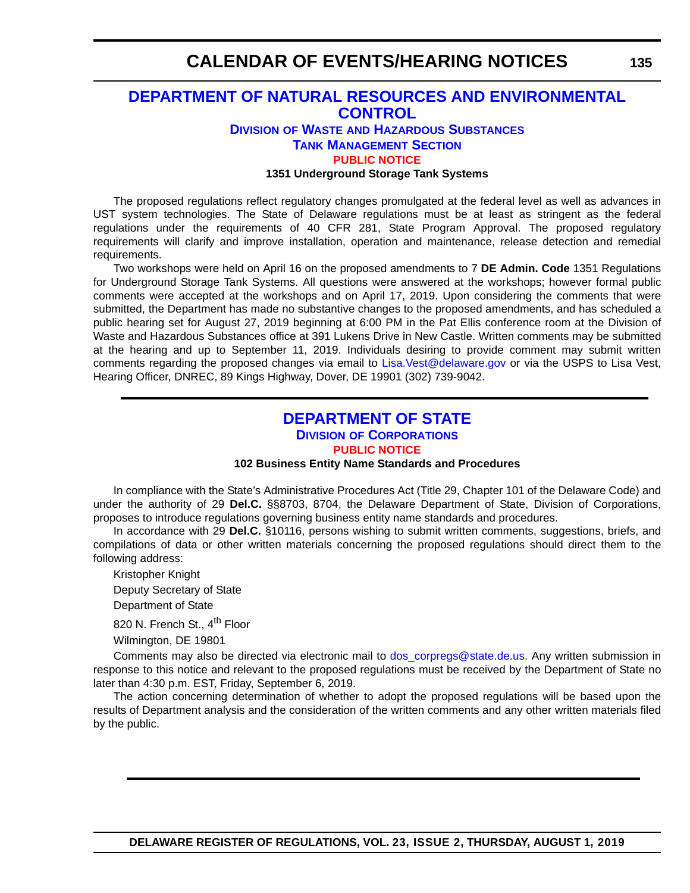## DEPARTMENT OF NATURAL RESOURCES AND ENVIRONMENTAL CONTROL

### Division of Waste and Hazardous Substances

### Tank Management Section

**PUBLIC NOTICE**

**1351 Underground Storage Tank Systems**

The proposed regulations reflect regulatory changes promulgated at the federal level as well as advances in UST system technologies. The State of Delaware regulations must be at least as stringent as the federal regulations under the requirements of 40 CFR 281, State Program Approval. The proposed regulatory requirements will clarify and improve installation, operation and maintenance, release detection and remedial requirements.

Two workshops were held on April 16 on the proposed amendments to 7 **DE Admin. Code** 1351 Regulations for Underground Storage Tank Systems. All questions were answered at the workshops; however formal public comments were accepted at the workshops and on April 17, 2019. Upon considering the comments that were submitted, the Department has made no substantive changes to the proposed amendments, and has scheduled a public hearing set for August 27, 2019 beginning at 6:00 PM in the Pat Ellis conference room at the Division of Waste and Hazardous Substances office at 391 Lukens Drive in New Castle. Written comments may be submitted at the hearing and up to September 11, 2019. Individuals desiring to provide comment may submit written comments regarding the proposed changes via email to Lisa.Vest@delaware.gov or via the USPS to Lisa Vest, Hearing Officer, DNREC, 89 Kings Highway, Dover, DE 19901 (302) 739-9042.

---

## DEPARTMENT OF STATE

### Division of Corporations

**PUBLIC NOTICE**

**102 Business Entity Name Standards and Procedures**

In compliance with the State's Administrative Procedures Act (Title 29, Chapter 101 of the Delaware Code) and under the authority of 29 **Del.C.** §§8703, 8704, the Delaware Department of State, Division of Corporations, proposes to introduce regulations governing business entity name standards and procedures.

In accordance with 29 **Del.C.** §10116, persons wishing to submit written comments, suggestions, briefs, and compilations of data or other written materials concerning the proposed regulations should direct them to the following address:

Kristopher Knight

Deputy Secretary of State

Department of State

820 N. French St., 4th Floor

Wilmington, DE 19801

Comments may also be directed via electronic mail to dos_corpregs@state.de.us. Any written submission in response to this notice and relevant to the proposed regulations must be received by the Department of State no later than 4:30 p.m. EST, Friday, September 6, 2019.

The action concerning determination of whether to adopt the proposed regulations will be based upon the results of Department analysis and the consideration of the written comments and any other written materials filed by the public.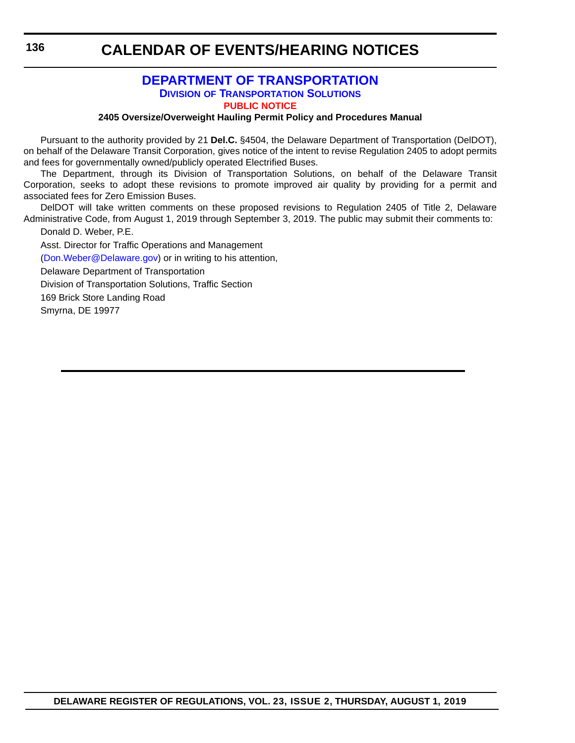# DEPARTMENT OF TRANSPORTATION

## DIVISION OF TRANSPORTATION SOLUTIONS

### PUBLIC NOTICE

**2405 Oversize/Overweight Hauling Permit Policy and Procedures Manual**

Pursuant to the authority provided by 21 **Del.C.** §4504, the Delaware Department of Transportation (DelDOT), on behalf of the Delaware Transit Corporation, gives notice of the intent to revise Regulation 2405 to adopt permits and fees for governmentally owned/publicly operated Electrified Buses.

The Department, through its Division of Transportation Solutions, on behalf of the Delaware Transit Corporation, seeks to adopt these revisions to promote improved air quality by providing for a permit and associated fees for Zero Emission Buses.

DelDOT will take written comments on these proposed revisions to Regulation 2405 of Title 2, Delaware Administrative Code, from August 1, 2019 through September 3, 2019. The public may submit their comments to:

Donald D. Weber, P.E.

Asst. Director for Traffic Operations and Management

(Don.Weber@Delaware.gov) or in writing to his attention,

Delaware Department of Transportation

Division of Transportation Solutions, Traffic Section

169 Brick Store Landing Road

Smyrna, DE 19977